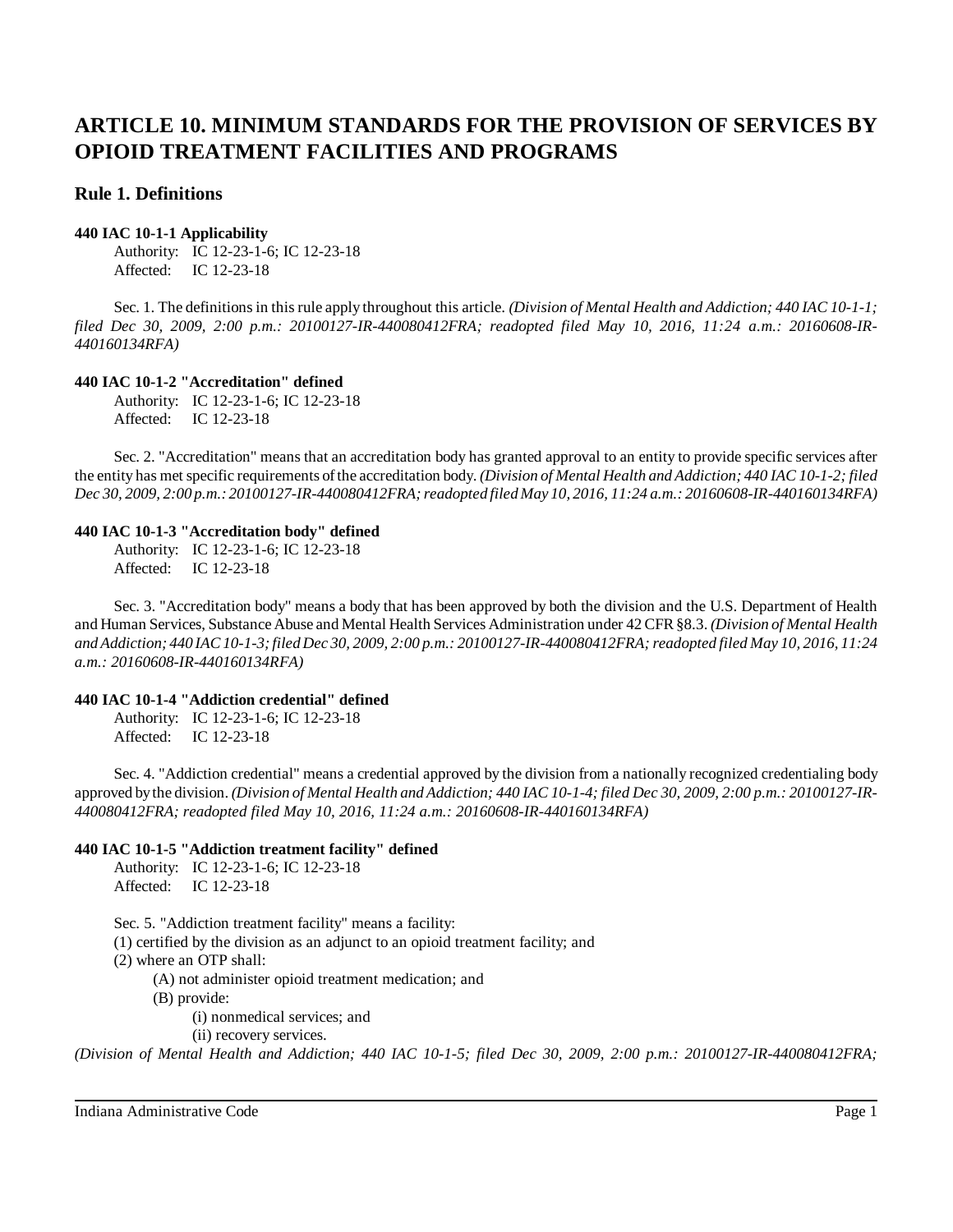# ARTICLE 10. MINIMUM STANDARDS FOR THE PROVISION OF SERVICES BY OPIOID TREATMENT FACILITIES AND PROGRAMS

## Rule 1. Definitions

**440 IAC 10-1-1 Applicability**

Authority: IC 12-23-1-6; IC 12-23-18
Affected: IC 12-23-18

Sec. 1. The definitions in this rule apply throughout this article. *(Division of Mental Health and Addiction; 440 IAC 10-1-1; filed Dec 30, 2009, 2:00 p.m.: 20100127-IR-440080412FRA; readopted filed May 10, 2016, 11:24 a.m.: 20160608-IR-440160134RFA)*

**440 IAC 10-1-2 "Accreditation" defined**

Authority: IC 12-23-1-6; IC 12-23-18
Affected: IC 12-23-18

Sec. 2. "Accreditation" means that an accreditation body has granted approval to an entity to provide specific services after the entity has met specific requirements of the accreditation body. *(Division of Mental Health and Addiction; 440 IAC 10-1-2; filed Dec 30, 2009, 2:00 p.m.: 20100127-IR-440080412FRA; readopted filed May 10, 2016, 11:24 a.m.: 20160608-IR-440160134RFA)*

**440 IAC 10-1-3 "Accreditation body" defined**

Authority: IC 12-23-1-6; IC 12-23-18
Affected: IC 12-23-18

Sec. 3. "Accreditation body" means a body that has been approved by both the division and the U.S. Department of Health and Human Services, Substance Abuse and Mental Health Services Administration under 42 CFR §8.3. *(Division of Mental Health and Addiction; 440 IAC 10-1-3; filed Dec 30, 2009, 2:00 p.m.: 20100127-IR-440080412FRA; readopted filed May 10, 2016, 11:24 a.m.: 20160608-IR-440160134RFA)*

**440 IAC 10-1-4 "Addiction credential" defined**

Authority: IC 12-23-1-6; IC 12-23-18
Affected: IC 12-23-18

Sec. 4. "Addiction credential" means a credential approved by the division from a nationally recognized credentialing body approved by the division. *(Division of Mental Health and Addiction; 440 IAC 10-1-4; filed Dec 30, 2009, 2:00 p.m.: 20100127-IR-440080412FRA; readopted filed May 10, 2016, 11:24 a.m.: 20160608-IR-440160134RFA)*

**440 IAC 10-1-5 "Addiction treatment facility" defined**

Authority: IC 12-23-1-6; IC 12-23-18
Affected: IC 12-23-18

Sec. 5. "Addiction treatment facility" means a facility:
(1) certified by the division as an adjunct to an opioid treatment facility; and
(2) where an OTP shall:
  (A) not administer opioid treatment medication; and
  (B) provide:
    (i) nonmedical services; and
    (ii) recovery services.

*(Division of Mental Health and Addiction; 440 IAC 10-1-5; filed Dec 30, 2009, 2:00 p.m.: 20100127-IR-440080412FRA;*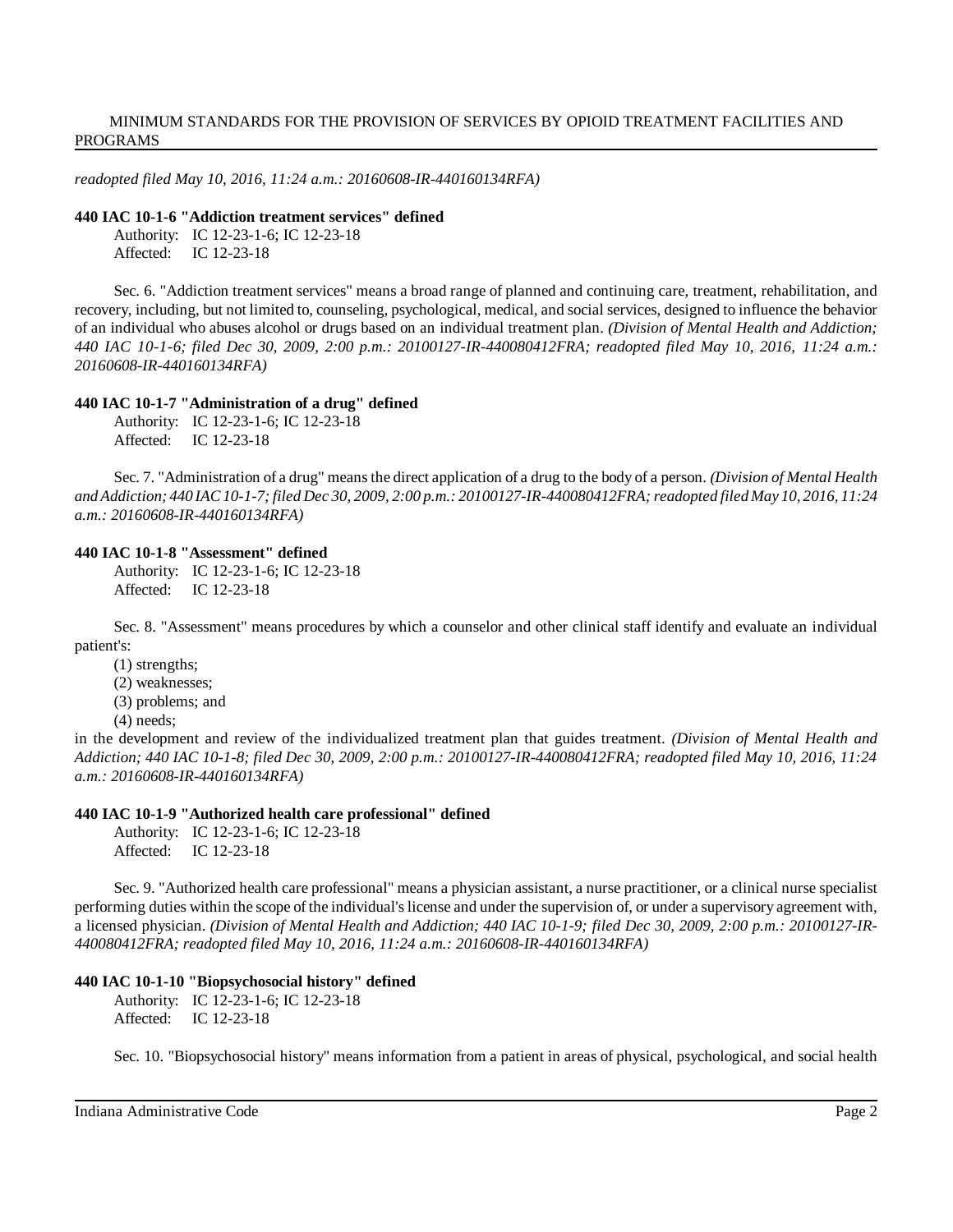*readopted filed May 10, 2016, 11:24 a.m.: 20160608-IR-440160134RFA)*

**440 IAC 10-1-6 "Addiction treatment services" defined**

Authority: IC 12-23-1-6; IC 12-23-18
Affected: IC 12-23-18

Sec. 6. "Addiction treatment services" means a broad range of planned and continuing care, treatment, rehabilitation, and recovery, including, but not limited to, counseling, psychological, medical, and social services, designed to influence the behavior of an individual who abuses alcohol or drugs based on an individual treatment plan. *(Division of Mental Health and Addiction; 440 IAC 10-1-6; filed Dec 30, 2009, 2:00 p.m.: 20100127-IR-440080412FRA; readopted filed May 10, 2016, 11:24 a.m.: 20160608-IR-440160134RFA)*

**440 IAC 10-1-7 "Administration of a drug" defined**

Authority: IC 12-23-1-6; IC 12-23-18
Affected: IC 12-23-18

Sec. 7. "Administration of a drug" means the direct application of a drug to the body of a person. *(Division of Mental Health and Addiction; 440 IAC 10-1-7; filed Dec 30, 2009, 2:00 p.m.: 20100127-IR-440080412FRA; readopted filed May 10, 2016, 11:24 a.m.: 20160608-IR-440160134RFA)*

**440 IAC 10-1-8 "Assessment" defined**

Authority: IC 12-23-1-6; IC 12-23-18
Affected: IC 12-23-18

Sec. 8. "Assessment" means procedures by which a counselor and other clinical staff identify and evaluate an individual patient's:

(1) strengths;
(2) weaknesses;
(3) problems; and
(4) needs;

in the development and review of the individualized treatment plan that guides treatment. *(Division of Mental Health and Addiction; 440 IAC 10-1-8; filed Dec 30, 2009, 2:00 p.m.: 20100127-IR-440080412FRA; readopted filed May 10, 2016, 11:24 a.m.: 20160608-IR-440160134RFA)*

**440 IAC 10-1-9 "Authorized health care professional" defined**

Authority: IC 12-23-1-6; IC 12-23-18
Affected: IC 12-23-18

Sec. 9. "Authorized health care professional" means a physician assistant, a nurse practitioner, or a clinical nurse specialist performing duties within the scope of the individual's license and under the supervision of, or under a supervisory agreement with, a licensed physician. *(Division of Mental Health and Addiction; 440 IAC 10-1-9; filed Dec 30, 2009, 2:00 p.m.: 20100127-IR-440080412FRA; readopted filed May 10, 2016, 11:24 a.m.: 20160608-IR-440160134RFA)*

**440 IAC 10-1-10 "Biopsychosocial history" defined**

Authority: IC 12-23-1-6; IC 12-23-18
Affected: IC 12-23-18

Sec. 10. "Biopsychosocial history" means information from a patient in areas of physical, psychological, and social health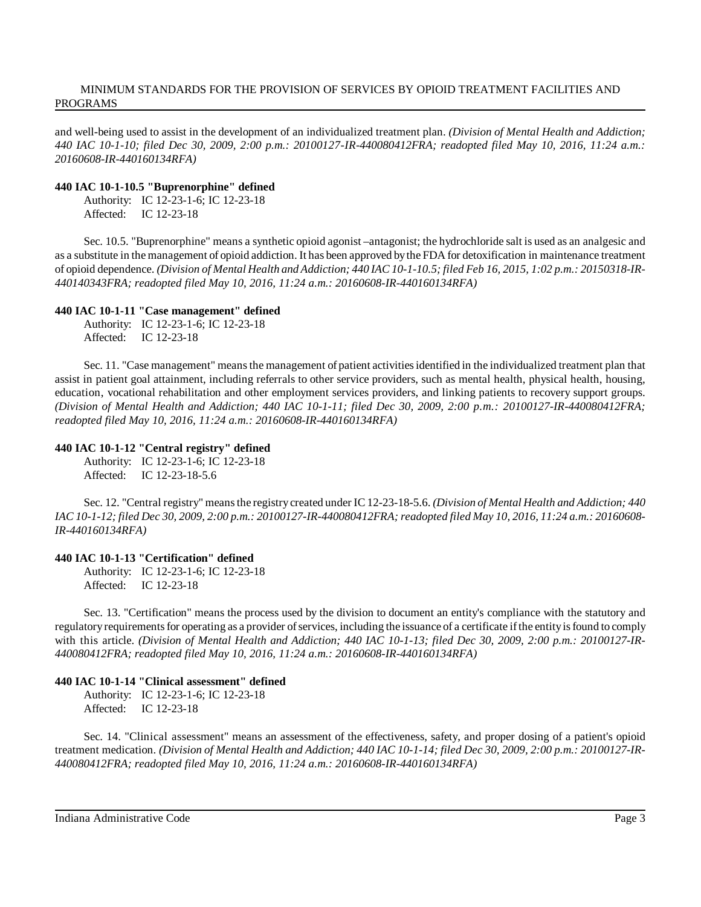and well-being used to assist in the development of an individualized treatment plan. *(Division of Mental Health and Addiction; 440 IAC 10-1-10; filed Dec 30, 2009, 2:00 p.m.: 20100127-IR-440080412FRA; readopted filed May 10, 2016, 11:24 a.m.: 20160608-IR-440160134RFA)*

**440 IAC 10-1-10.5 "Buprenorphine" defined**

Authority: IC 12-23-1-6; IC 12-23-18
Affected: IC 12-23-18

Sec. 10.5. "Buprenorphine" means a synthetic opioid agonist –antagonist; the hydrochloride salt is used as an analgesic and as a substitute in the management of opioid addiction. It has been approved by the FDA for detoxification in maintenance treatment of opioid dependence. *(Division of Mental Health and Addiction; 440 IAC 10-1-10.5; filed Feb 16, 2015, 1:02 p.m.: 20150318-IR-440140343FRA; readopted filed May 10, 2016, 11:24 a.m.: 20160608-IR-440160134RFA)*

**440 IAC 10-1-11 "Case management" defined**

Authority: IC 12-23-1-6; IC 12-23-18
Affected: IC 12-23-18

Sec. 11. "Case management" means the management of patient activities identified in the individualized treatment plan that assist in patient goal attainment, including referrals to other service providers, such as mental health, physical health, housing, education, vocational rehabilitation and other employment services providers, and linking patients to recovery support groups. *(Division of Mental Health and Addiction; 440 IAC 10-1-11; filed Dec 30, 2009, 2:00 p.m.: 20100127-IR-440080412FRA; readopted filed May 10, 2016, 11:24 a.m.: 20160608-IR-440160134RFA)*

**440 IAC 10-1-12 "Central registry" defined**

Authority: IC 12-23-1-6; IC 12-23-18
Affected: IC 12-23-18-5.6

Sec. 12. "Central registry" means the registry created under IC 12-23-18-5.6. *(Division of Mental Health and Addiction; 440 IAC 10-1-12; filed Dec 30, 2009, 2:00 p.m.: 20100127-IR-440080412FRA; readopted filed May 10, 2016, 11:24 a.m.: 20160608-IR-440160134RFA)*

**440 IAC 10-1-13 "Certification" defined**

Authority: IC 12-23-1-6; IC 12-23-18
Affected: IC 12-23-18

Sec. 13. "Certification" means the process used by the division to document an entity's compliance with the statutory and regulatory requirements for operating as a provider of services, including the issuance of a certificate if the entity is found to comply with this article. *(Division of Mental Health and Addiction; 440 IAC 10-1-13; filed Dec 30, 2009, 2:00 p.m.: 20100127-IR-440080412FRA; readopted filed May 10, 2016, 11:24 a.m.: 20160608-IR-440160134RFA)*

**440 IAC 10-1-14 "Clinical assessment" defined**

Authority: IC 12-23-1-6; IC 12-23-18
Affected: IC 12-23-18

Sec. 14. "Clinical assessment" means an assessment of the effectiveness, safety, and proper dosing of a patient's opioid treatment medication. *(Division of Mental Health and Addiction; 440 IAC 10-1-14; filed Dec 30, 2009, 2:00 p.m.: 20100127-IR-440080412FRA; readopted filed May 10, 2016, 11:24 a.m.: 20160608-IR-440160134RFA)*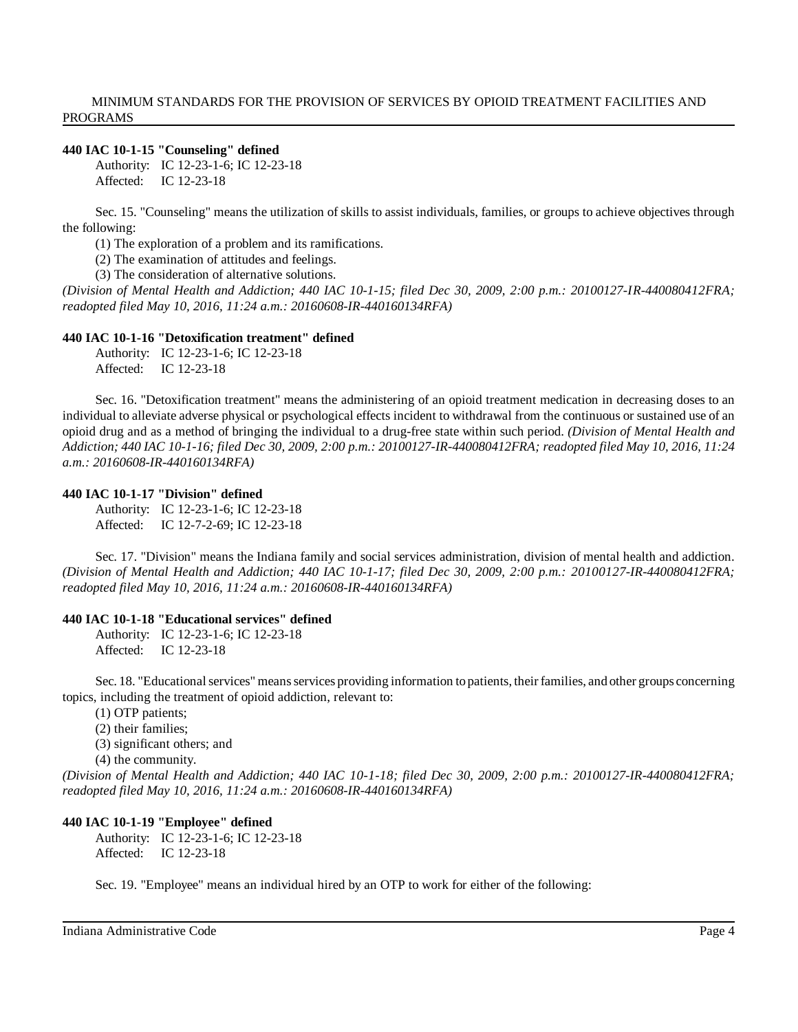### 440 IAC 10-1-15 "Counseling" defined

Authority: IC 12-23-1-6; IC 12-23-18
Affected: IC 12-23-18

Sec. 15. "Counseling" means the utilization of skills to assist individuals, families, or groups to achieve objectives through the following:

(1) The exploration of a problem and its ramifications.

(2) The examination of attitudes and feelings.

(3) The consideration of alternative solutions.

*(Division of Mental Health and Addiction; 440 IAC 10-1-15; filed Dec 30, 2009, 2:00 p.m.: 20100127-IR-440080412FRA; readopted filed May 10, 2016, 11:24 a.m.: 20160608-IR-440160134RFA)*

### 440 IAC 10-1-16 "Detoxification treatment" defined

Authority: IC 12-23-1-6; IC 12-23-18
Affected: IC 12-23-18

Sec. 16. "Detoxification treatment" means the administering of an opioid treatment medication in decreasing doses to an individual to alleviate adverse physical or psychological effects incident to withdrawal from the continuous or sustained use of an opioid drug and as a method of bringing the individual to a drug-free state within such period. *(Division of Mental Health and Addiction; 440 IAC 10-1-16; filed Dec 30, 2009, 2:00 p.m.: 20100127-IR-440080412FRA; readopted filed May 10, 2016, 11:24 a.m.: 20160608-IR-440160134RFA)*

### 440 IAC 10-1-17 "Division" defined

Authority: IC 12-23-1-6; IC 12-23-18
Affected: IC 12-7-2-69; IC 12-23-18

Sec. 17. "Division" means the Indiana family and social services administration, division of mental health and addiction. *(Division of Mental Health and Addiction; 440 IAC 10-1-17; filed Dec 30, 2009, 2:00 p.m.: 20100127-IR-440080412FRA; readopted filed May 10, 2016, 11:24 a.m.: 20160608-IR-440160134RFA)*

### 440 IAC 10-1-18 "Educational services" defined

Authority: IC 12-23-1-6; IC 12-23-18
Affected: IC 12-23-18

Sec. 18. "Educational services" means services providing information to patients, their families, and other groups concerning topics, including the treatment of opioid addiction, relevant to:

(1) OTP patients;

(2) their families;

(3) significant others; and

(4) the community.

*(Division of Mental Health and Addiction; 440 IAC 10-1-18; filed Dec 30, 2009, 2:00 p.m.: 20100127-IR-440080412FRA; readopted filed May 10, 2016, 11:24 a.m.: 20160608-IR-440160134RFA)*

### 440 IAC 10-1-19 "Employee" defined

Authority: IC 12-23-1-6; IC 12-23-18
Affected: IC 12-23-18

Sec. 19. "Employee" means an individual hired by an OTP to work for either of the following: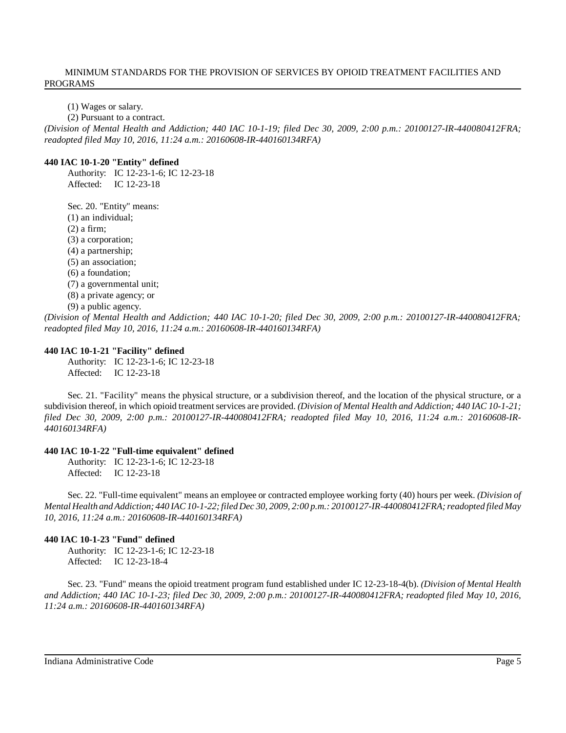(1) Wages or salary.

(2) Pursuant to a contract.

*(Division of Mental Health and Addiction; 440 IAC 10-1-19; filed Dec 30, 2009, 2:00 p.m.: 20100127-IR-440080412FRA; readopted filed May 10, 2016, 11:24 a.m.: 20160608-IR-440160134RFA)*

**440 IAC 10-1-20 "Entity" defined**

Authority: IC 12-23-1-6; IC 12-23-18
Affected: IC 12-23-18

Sec. 20. "Entity" means:

(1) an individual;

(2) a firm;

(3) a corporation;

(4) a partnership;

(5) an association;

(6) a foundation;

(7) a governmental unit;

(8) a private agency; or

(9) a public agency.

*(Division of Mental Health and Addiction; 440 IAC 10-1-20; filed Dec 30, 2009, 2:00 p.m.: 20100127-IR-440080412FRA; readopted filed May 10, 2016, 11:24 a.m.: 20160608-IR-440160134RFA)*

**440 IAC 10-1-21 "Facility" defined**

Authority: IC 12-23-1-6; IC 12-23-18
Affected: IC 12-23-18

Sec. 21. "Facility" means the physical structure, or a subdivision thereof, and the location of the physical structure, or a subdivision thereof, in which opioid treatment services are provided. *(Division of Mental Health and Addiction; 440 IAC 10-1-21; filed Dec 30, 2009, 2:00 p.m.: 20100127-IR-440080412FRA; readopted filed May 10, 2016, 11:24 a.m.: 20160608-IR-440160134RFA)*

**440 IAC 10-1-22 "Full-time equivalent" defined**

Authority: IC 12-23-1-6; IC 12-23-18
Affected: IC 12-23-18

Sec. 22. "Full-time equivalent" means an employee or contracted employee working forty (40) hours per week. *(Division of Mental Health and Addiction; 440 IAC 10-1-22; filed Dec 30, 2009, 2:00 p.m.: 20100127-IR-440080412FRA; readopted filed May 10, 2016, 11:24 a.m.: 20160608-IR-440160134RFA)*

**440 IAC 10-1-23 "Fund" defined**

Authority: IC 12-23-1-6; IC 12-23-18
Affected: IC 12-23-18-4

Sec. 23. "Fund" means the opioid treatment program fund established under IC 12-23-18-4(b). *(Division of Mental Health and Addiction; 440 IAC 10-1-23; filed Dec 30, 2009, 2:00 p.m.: 20100127-IR-440080412FRA; readopted filed May 10, 2016, 11:24 a.m.: 20160608-IR-440160134RFA)*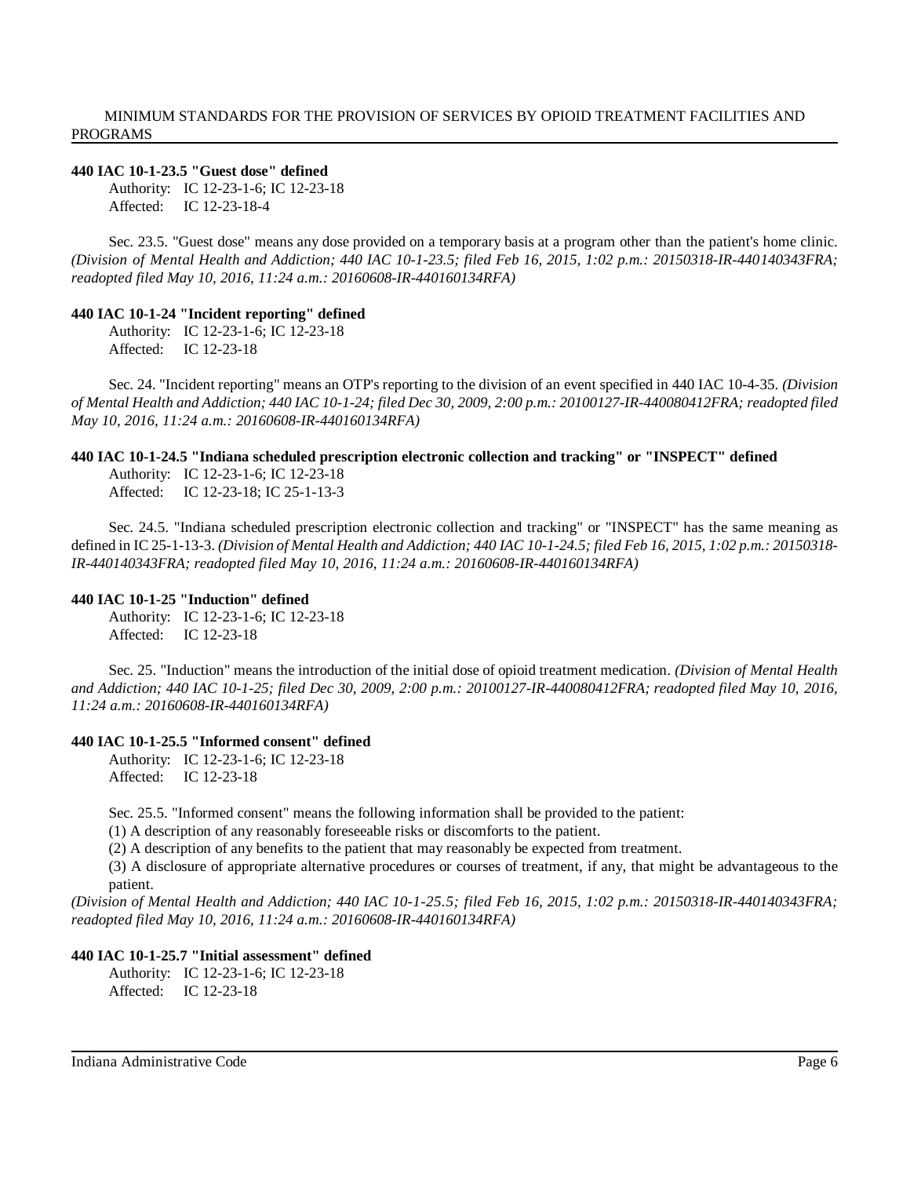**440 IAC 10-1-23.5 "Guest dose" defined**

Authority: IC 12-23-1-6; IC 12-23-18
Affected: IC 12-23-18-4

Sec. 23.5. "Guest dose" means any dose provided on a temporary basis at a program other than the patient's home clinic. *(Division of Mental Health and Addiction; 440 IAC 10-1-23.5; filed Feb 16, 2015, 1:02 p.m.: 20150318-IR-440140343FRA; readopted filed May 10, 2016, 11:24 a.m.: 20160608-IR-440160134RFA)*

**440 IAC 10-1-24 "Incident reporting" defined**

Authority: IC 12-23-1-6; IC 12-23-18
Affected: IC 12-23-18

Sec. 24. "Incident reporting" means an OTP's reporting to the division of an event specified in 440 IAC 10-4-35. *(Division of Mental Health and Addiction; 440 IAC 10-1-24; filed Dec 30, 2009, 2:00 p.m.: 20100127-IR-440080412FRA; readopted filed May 10, 2016, 11:24 a.m.: 20160608-IR-440160134RFA)*

**440 IAC 10-1-24.5 "Indiana scheduled prescription electronic collection and tracking" or "INSPECT" defined**

Authority: IC 12-23-1-6; IC 12-23-18
Affected: IC 12-23-18; IC 25-1-13-3

Sec. 24.5. "Indiana scheduled prescription electronic collection and tracking" or "INSPECT" has the same meaning as defined in IC 25-1-13-3. *(Division of Mental Health and Addiction; 440 IAC 10-1-24.5; filed Feb 16, 2015, 1:02 p.m.: 20150318-IR-440140343FRA; readopted filed May 10, 2016, 11:24 a.m.: 20160608-IR-440160134RFA)*

**440 IAC 10-1-25 "Induction" defined**

Authority: IC 12-23-1-6; IC 12-23-18
Affected: IC 12-23-18

Sec. 25. "Induction" means the introduction of the initial dose of opioid treatment medication. *(Division of Mental Health and Addiction; 440 IAC 10-1-25; filed Dec 30, 2009, 2:00 p.m.: 20100127-IR-440080412FRA; readopted filed May 10, 2016, 11:24 a.m.: 20160608-IR-440160134RFA)*

**440 IAC 10-1-25.5 "Informed consent" defined**

Authority: IC 12-23-1-6; IC 12-23-18
Affected: IC 12-23-18

Sec. 25.5. "Informed consent" means the following information shall be provided to the patient:

(1) A description of any reasonably foreseeable risks or discomforts to the patient.

(2) A description of any benefits to the patient that may reasonably be expected from treatment.

(3) A disclosure of appropriate alternative procedures or courses of treatment, if any, that might be advantageous to the patient.

*(Division of Mental Health and Addiction; 440 IAC 10-1-25.5; filed Feb 16, 2015, 1:02 p.m.: 20150318-IR-440140343FRA; readopted filed May 10, 2016, 11:24 a.m.: 20160608-IR-440160134RFA)*

**440 IAC 10-1-25.7 "Initial assessment" defined**

Authority: IC 12-23-1-6; IC 12-23-18
Affected: IC 12-23-18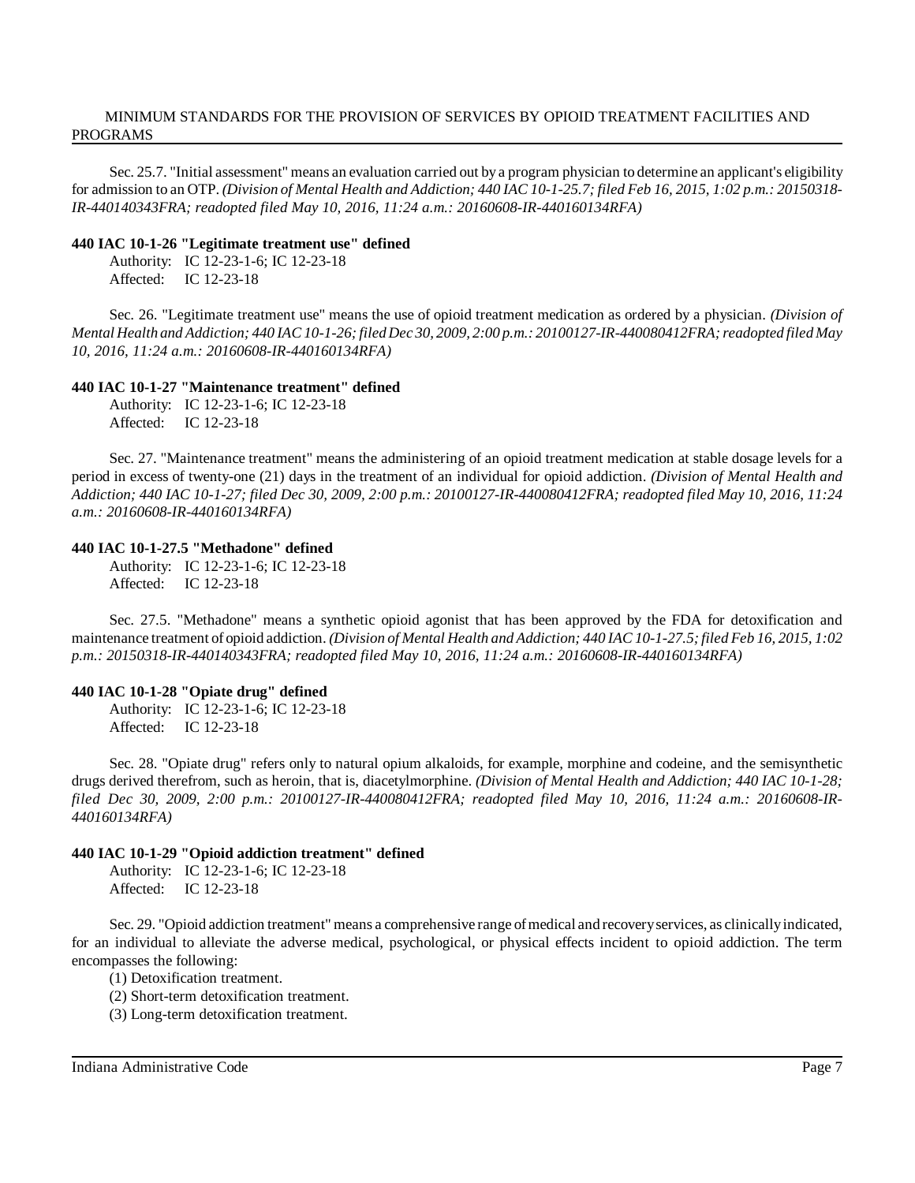Sec. 25.7. "Initial assessment" means an evaluation carried out by a program physician to determine an applicant's eligibility for admission to an OTP. *(Division of Mental Health and Addiction; 440 IAC 10-1-25.7; filed Feb 16, 2015, 1:02 p.m.: 20150318-IR-440140343FRA; readopted filed May 10, 2016, 11:24 a.m.: 20160608-IR-440160134RFA)*

**440 IAC 10-1-26 "Legitimate treatment use" defined**

Authority: IC 12-23-1-6; IC 12-23-18
Affected: IC 12-23-18

Sec. 26. "Legitimate treatment use" means the use of opioid treatment medication as ordered by a physician. *(Division of Mental Health and Addiction; 440 IAC 10-1-26; filed Dec 30, 2009, 2:00 p.m.: 20100127-IR-440080412FRA; readopted filed May 10, 2016, 11:24 a.m.: 20160608-IR-440160134RFA)*

**440 IAC 10-1-27 "Maintenance treatment" defined**

Authority: IC 12-23-1-6; IC 12-23-18
Affected: IC 12-23-18

Sec. 27. "Maintenance treatment" means the administering of an opioid treatment medication at stable dosage levels for a period in excess of twenty-one (21) days in the treatment of an individual for opioid addiction. *(Division of Mental Health and Addiction; 440 IAC 10-1-27; filed Dec 30, 2009, 2:00 p.m.: 20100127-IR-440080412FRA; readopted filed May 10, 2016, 11:24 a.m.: 20160608-IR-440160134RFA)*

**440 IAC 10-1-27.5 "Methadone" defined**

Authority: IC 12-23-1-6; IC 12-23-18
Affected: IC 12-23-18

Sec. 27.5. "Methadone" means a synthetic opioid agonist that has been approved by the FDA for detoxification and maintenance treatment of opioid addiction. *(Division of Mental Health and Addiction; 440 IAC 10-1-27.5; filed Feb 16, 2015, 1:02 p.m.: 20150318-IR-440140343FRA; readopted filed May 10, 2016, 11:24 a.m.: 20160608-IR-440160134RFA)*

**440 IAC 10-1-28 "Opiate drug" defined**

Authority: IC 12-23-1-6; IC 12-23-18
Affected: IC 12-23-18

Sec. 28. "Opiate drug" refers only to natural opium alkaloids, for example, morphine and codeine, and the semisynthetic drugs derived therefrom, such as heroin, that is, diacetylmorphine. *(Division of Mental Health and Addiction; 440 IAC 10-1-28; filed Dec 30, 2009, 2:00 p.m.: 20100127-IR-440080412FRA; readopted filed May 10, 2016, 11:24 a.m.: 20160608-IR-440160134RFA)*

**440 IAC 10-1-29 "Opioid addiction treatment" defined**

Authority: IC 12-23-1-6; IC 12-23-18
Affected: IC 12-23-18

Sec. 29. "Opioid addiction treatment" means a comprehensive range of medical and recovery services, as clinically indicated, for an individual to alleviate the adverse medical, psychological, or physical effects incident to opioid addiction. The term encompasses the following:

(1) Detoxification treatment.
(2) Short-term detoxification treatment.
(3) Long-term detoxification treatment.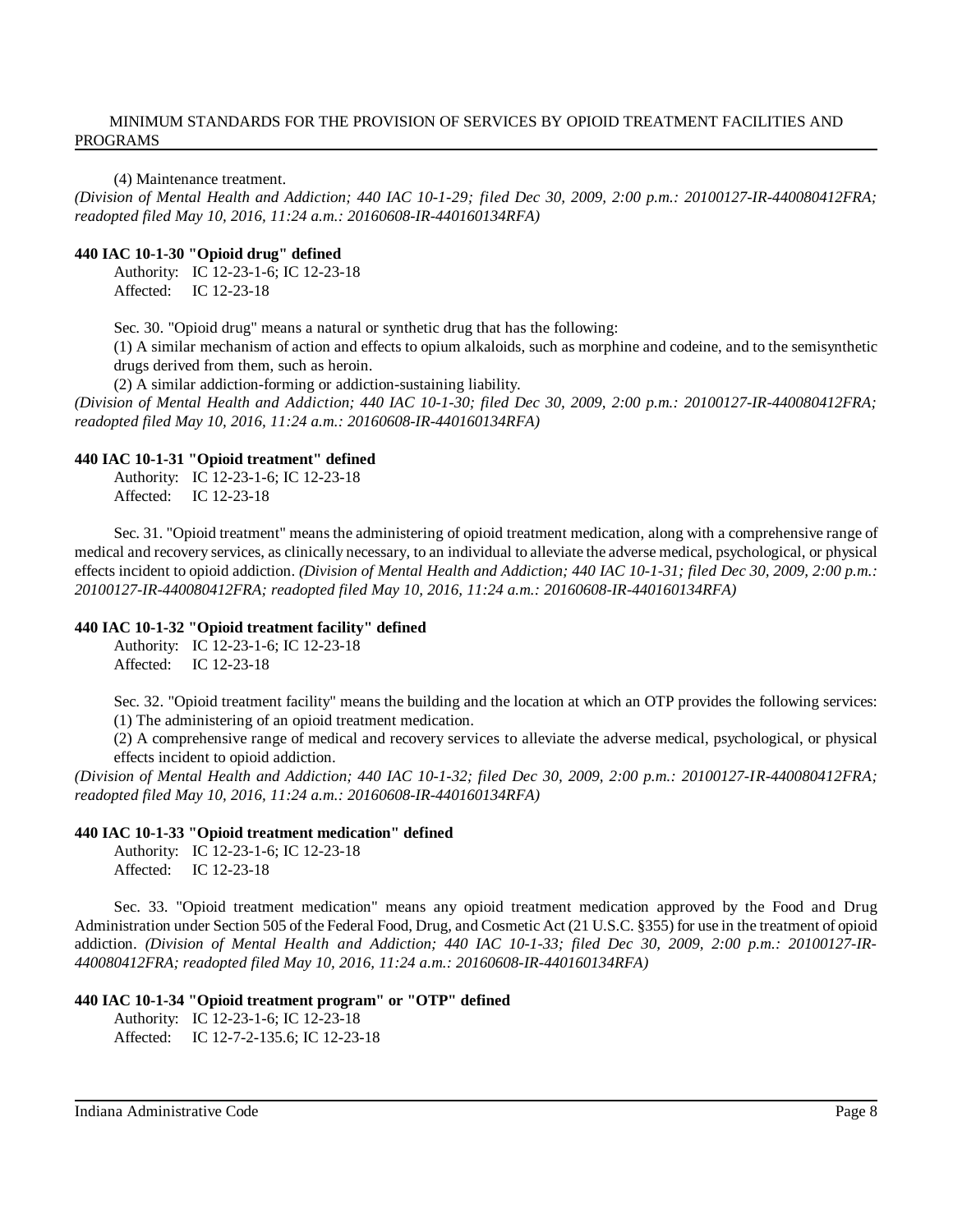(4) Maintenance treatment.
*(Division of Mental Health and Addiction; 440 IAC 10-1-29; filed Dec 30, 2009, 2:00 p.m.: 20100127-IR-440080412FRA; readopted filed May 10, 2016, 11:24 a.m.: 20160608-IR-440160134RFA)*

**440 IAC 10-1-30 "Opioid drug" defined**

Authority: IC 12-23-1-6; IC 12-23-18
Affected: IC 12-23-18

Sec. 30. "Opioid drug" means a natural or synthetic drug that has the following:

(1) A similar mechanism of action and effects to opium alkaloids, such as morphine and codeine, and to the semisynthetic drugs derived from them, such as heroin.

(2) A similar addiction-forming or addiction-sustaining liability.

*(Division of Mental Health and Addiction; 440 IAC 10-1-30; filed Dec 30, 2009, 2:00 p.m.: 20100127-IR-440080412FRA; readopted filed May 10, 2016, 11:24 a.m.: 20160608-IR-440160134RFA)*

**440 IAC 10-1-31 "Opioid treatment" defined**

Authority: IC 12-23-1-6; IC 12-23-18
Affected: IC 12-23-18

Sec. 31. "Opioid treatment" means the administering of opioid treatment medication, along with a comprehensive range of medical and recovery services, as clinically necessary, to an individual to alleviate the adverse medical, psychological, or physical effects incident to opioid addiction. *(Division of Mental Health and Addiction; 440 IAC 10-1-31; filed Dec 30, 2009, 2:00 p.m.: 20100127-IR-440080412FRA; readopted filed May 10, 2016, 11:24 a.m.: 20160608-IR-440160134RFA)*

**440 IAC 10-1-32 "Opioid treatment facility" defined**

Authority: IC 12-23-1-6; IC 12-23-18
Affected: IC 12-23-18

Sec. 32. "Opioid treatment facility" means the building and the location at which an OTP provides the following services:

(1) The administering of an opioid treatment medication.

(2) A comprehensive range of medical and recovery services to alleviate the adverse medical, psychological, or physical effects incident to opioid addiction.

*(Division of Mental Health and Addiction; 440 IAC 10-1-32; filed Dec 30, 2009, 2:00 p.m.: 20100127-IR-440080412FRA; readopted filed May 10, 2016, 11:24 a.m.: 20160608-IR-440160134RFA)*

**440 IAC 10-1-33 "Opioid treatment medication" defined**

Authority: IC 12-23-1-6; IC 12-23-18
Affected: IC 12-23-18

Sec. 33. "Opioid treatment medication" means any opioid treatment medication approved by the Food and Drug Administration under Section 505 of the Federal Food, Drug, and Cosmetic Act (21 U.S.C. §355) for use in the treatment of opioid addiction. *(Division of Mental Health and Addiction; 440 IAC 10-1-33; filed Dec 30, 2009, 2:00 p.m.: 20100127-IR-440080412FRA; readopted filed May 10, 2016, 11:24 a.m.: 20160608-IR-440160134RFA)*

**440 IAC 10-1-34 "Opioid treatment program" or "OTP" defined**

Authority: IC 12-23-1-6; IC 12-23-18
Affected: IC 12-7-2-135.6; IC 12-23-18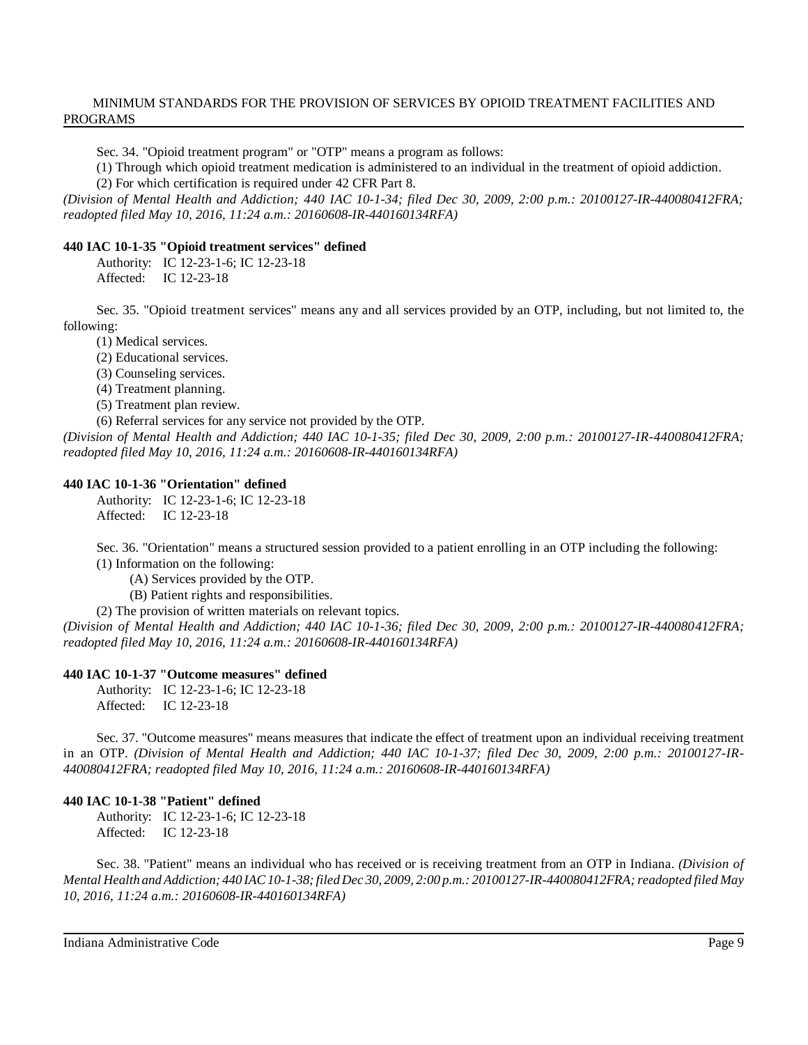Sec. 34. "Opioid treatment program" or "OTP" means a program as follows:

(1) Through which opioid treatment medication is administered to an individual in the treatment of opioid addiction.

(2) For which certification is required under 42 CFR Part 8.

*(Division of Mental Health and Addiction; 440 IAC 10-1-34; filed Dec 30, 2009, 2:00 p.m.: 20100127-IR-440080412FRA; readopted filed May 10, 2016, 11:24 a.m.: 20160608-IR-440160134RFA)*

**440 IAC 10-1-35 "Opioid treatment services" defined**

Authority: IC 12-23-1-6; IC 12-23-18
Affected: IC 12-23-18

Sec. 35. "Opioid treatment services" means any and all services provided by an OTP, including, but not limited to, the following:

(1) Medical services.

(2) Educational services.

(3) Counseling services.

(4) Treatment planning.

(5) Treatment plan review.

(6) Referral services for any service not provided by the OTP.

*(Division of Mental Health and Addiction; 440 IAC 10-1-35; filed Dec 30, 2009, 2:00 p.m.: 20100127-IR-440080412FRA; readopted filed May 10, 2016, 11:24 a.m.: 20160608-IR-440160134RFA)*

**440 IAC 10-1-36 "Orientation" defined**

Authority: IC 12-23-1-6; IC 12-23-18
Affected: IC 12-23-18

Sec. 36. "Orientation" means a structured session provided to a patient enrolling in an OTP including the following:

(1) Information on the following:

(A) Services provided by the OTP.

(B) Patient rights and responsibilities.

(2) The provision of written materials on relevant topics.

*(Division of Mental Health and Addiction; 440 IAC 10-1-36; filed Dec 30, 2009, 2:00 p.m.: 20100127-IR-440080412FRA; readopted filed May 10, 2016, 11:24 a.m.: 20160608-IR-440160134RFA)*

**440 IAC 10-1-37 "Outcome measures" defined**

Authority: IC 12-23-1-6; IC 12-23-18
Affected: IC 12-23-18

Sec. 37. "Outcome measures" means measures that indicate the effect of treatment upon an individual receiving treatment in an OTP. *(Division of Mental Health and Addiction; 440 IAC 10-1-37; filed Dec 30, 2009, 2:00 p.m.: 20100127-IR-440080412FRA; readopted filed May 10, 2016, 11:24 a.m.: 20160608-IR-440160134RFA)*

**440 IAC 10-1-38 "Patient" defined**

Authority: IC 12-23-1-6; IC 12-23-18
Affected: IC 12-23-18

Sec. 38. "Patient" means an individual who has received or is receiving treatment from an OTP in Indiana. *(Division of Mental Health and Addiction; 440 IAC 10-1-38; filed Dec 30, 2009, 2:00 p.m.: 20100127-IR-440080412FRA; readopted filed May 10, 2016, 11:24 a.m.: 20160608-IR-440160134RFA)*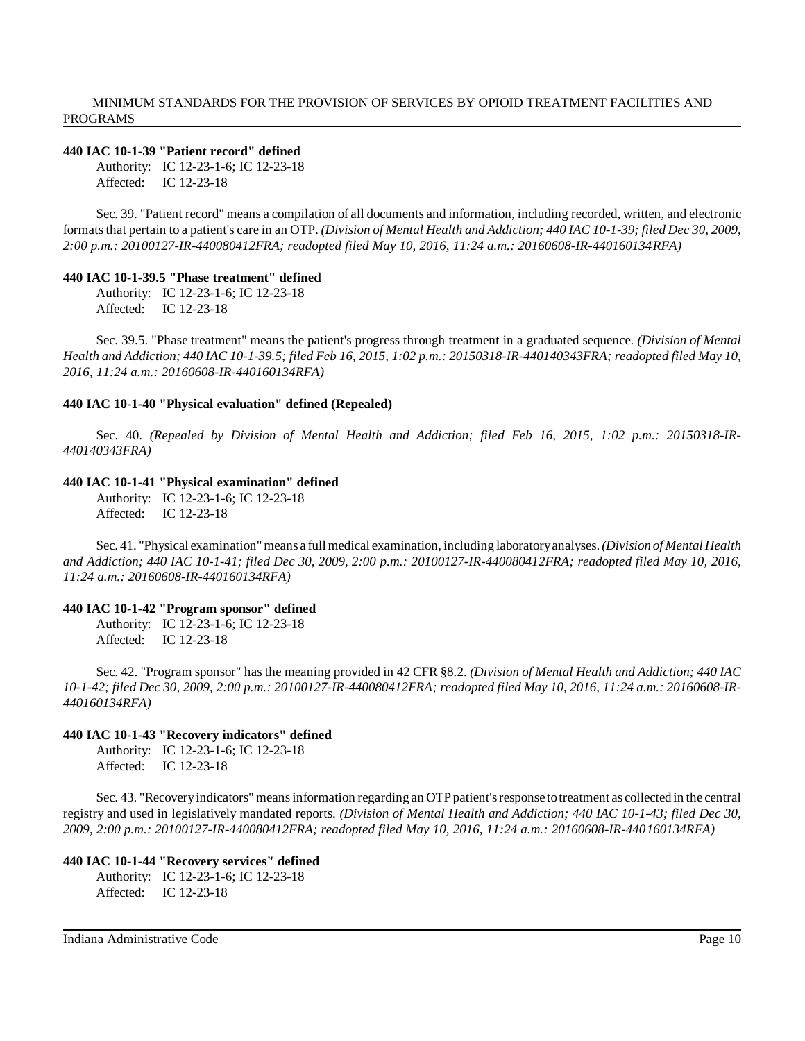**440 IAC 10-1-39 "Patient record" defined**

Authority: IC 12-23-1-6; IC 12-23-18
Affected: IC 12-23-18

Sec. 39. "Patient record" means a compilation of all documents and information, including recorded, written, and electronic formats that pertain to a patient's care in an OTP. *(Division of Mental Health and Addiction; 440 IAC 10-1-39; filed Dec 30, 2009, 2:00 p.m.: 20100127-IR-440080412FRA; readopted filed May 10, 2016, 11:24 a.m.: 20160608-IR-440160134RFA)*

**440 IAC 10-1-39.5 "Phase treatment" defined**

Authority: IC 12-23-1-6; IC 12-23-18
Affected: IC 12-23-18

Sec. 39.5. "Phase treatment" means the patient's progress through treatment in a graduated sequence. *(Division of Mental Health and Addiction; 440 IAC 10-1-39.5; filed Feb 16, 2015, 1:02 p.m.: 20150318-IR-440140343FRA; readopted filed May 10, 2016, 11:24 a.m.: 20160608-IR-440160134RFA)*

**440 IAC 10-1-40 "Physical evaluation" defined (Repealed)**

Sec. 40. *(Repealed by Division of Mental Health and Addiction; filed Feb 16, 2015, 1:02 p.m.: 20150318-IR-440140343FRA)*

**440 IAC 10-1-41 "Physical examination" defined**

Authority: IC 12-23-1-6; IC 12-23-18
Affected: IC 12-23-18

Sec. 41. "Physical examination" means a full medical examination, including laboratory analyses. *(Division of Mental Health and Addiction; 440 IAC 10-1-41; filed Dec 30, 2009, 2:00 p.m.: 20100127-IR-440080412FRA; readopted filed May 10, 2016, 11:24 a.m.: 20160608-IR-440160134RFA)*

**440 IAC 10-1-42 "Program sponsor" defined**

Authority: IC 12-23-1-6; IC 12-23-18
Affected: IC 12-23-18

Sec. 42. "Program sponsor" has the meaning provided in 42 CFR §8.2. *(Division of Mental Health and Addiction; 440 IAC 10-1-42; filed Dec 30, 2009, 2:00 p.m.: 20100127-IR-440080412FRA; readopted filed May 10, 2016, 11:24 a.m.: 20160608-IR-440160134RFA)*

**440 IAC 10-1-43 "Recovery indicators" defined**

Authority: IC 12-23-1-6; IC 12-23-18
Affected: IC 12-23-18

Sec. 43. "Recovery indicators" means information regarding an OTP patient's response to treatment as collected in the central registry and used in legislatively mandated reports. *(Division of Mental Health and Addiction; 440 IAC 10-1-43; filed Dec 30, 2009, 2:00 p.m.: 20100127-IR-440080412FRA; readopted filed May 10, 2016, 11:24 a.m.: 20160608-IR-440160134RFA)*

**440 IAC 10-1-44 "Recovery services" defined**

Authority: IC 12-23-1-6; IC 12-23-18
Affected: IC 12-23-18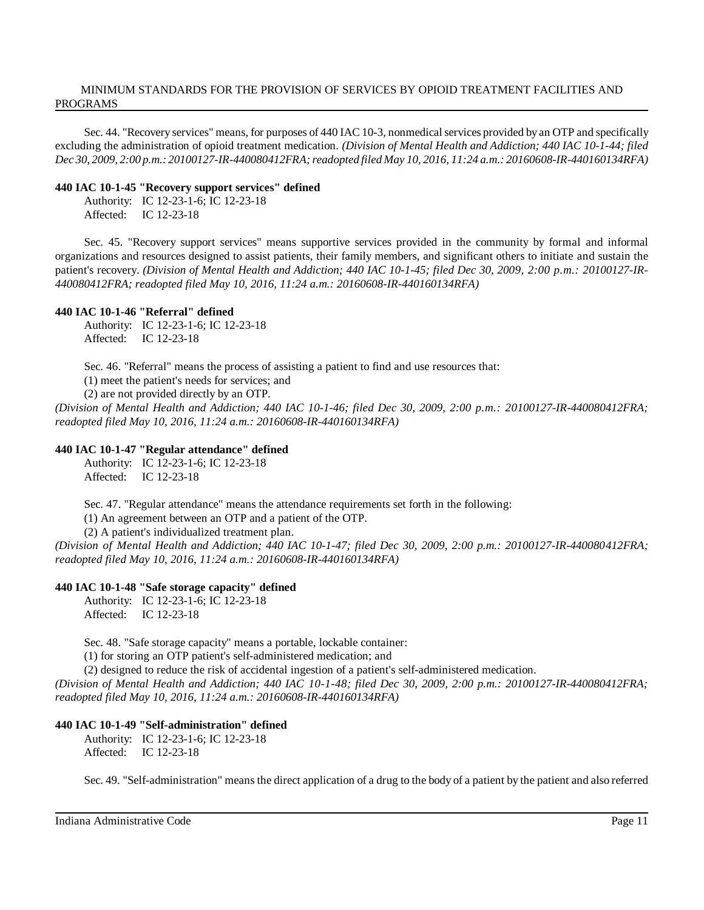Sec. 44. "Recovery services" means, for purposes of 440 IAC 10-3, nonmedical services provided by an OTP and specifically excluding the administration of opioid treatment medication. *(Division of Mental Health and Addiction; 440 IAC 10-1-44; filed Dec 30, 2009, 2:00 p.m.: 20100127-IR-440080412FRA; readopted filed May 10, 2016, 11:24 a.m.: 20160608-IR-440160134RFA)*

**440 IAC 10-1-45 "Recovery support services" defined**

Authority: IC 12-23-1-6; IC 12-23-18
Affected: IC 12-23-18

Sec. 45. "Recovery support services" means supportive services provided in the community by formal and informal organizations and resources designed to assist patients, their family members, and significant others to initiate and sustain the patient's recovery. *(Division of Mental Health and Addiction; 440 IAC 10-1-45; filed Dec 30, 2009, 2:00 p.m.: 20100127-IR-440080412FRA; readopted filed May 10, 2016, 11:24 a.m.: 20160608-IR-440160134RFA)*

**440 IAC 10-1-46 "Referral" defined**

Authority: IC 12-23-1-6; IC 12-23-18
Affected: IC 12-23-18

Sec. 46. "Referral" means the process of assisting a patient to find and use resources that:

(1) meet the patient's needs for services; and

(2) are not provided directly by an OTP.

*(Division of Mental Health and Addiction; 440 IAC 10-1-46; filed Dec 30, 2009, 2:00 p.m.: 20100127-IR-440080412FRA; readopted filed May 10, 2016, 11:24 a.m.: 20160608-IR-440160134RFA)*

**440 IAC 10-1-47 "Regular attendance" defined**

Authority: IC 12-23-1-6; IC 12-23-18
Affected: IC 12-23-18

Sec. 47. "Regular attendance" means the attendance requirements set forth in the following:

(1) An agreement between an OTP and a patient of the OTP.

(2) A patient's individualized treatment plan.

*(Division of Mental Health and Addiction; 440 IAC 10-1-47; filed Dec 30, 2009, 2:00 p.m.: 20100127-IR-440080412FRA; readopted filed May 10, 2016, 11:24 a.m.: 20160608-IR-440160134RFA)*

**440 IAC 10-1-48 "Safe storage capacity" defined**

Authority: IC 12-23-1-6; IC 12-23-18
Affected: IC 12-23-18

Sec. 48. "Safe storage capacity" means a portable, lockable container:

(1) for storing an OTP patient's self-administered medication; and

(2) designed to reduce the risk of accidental ingestion of a patient's self-administered medication.

*(Division of Mental Health and Addiction; 440 IAC 10-1-48; filed Dec 30, 2009, 2:00 p.m.: 20100127-IR-440080412FRA; readopted filed May 10, 2016, 11:24 a.m.: 20160608-IR-440160134RFA)*

**440 IAC 10-1-49 "Self-administration" defined**

Authority: IC 12-23-1-6; IC 12-23-18
Affected: IC 12-23-18

Sec. 49. "Self-administration" means the direct application of a drug to the body of a patient by the patient and also referred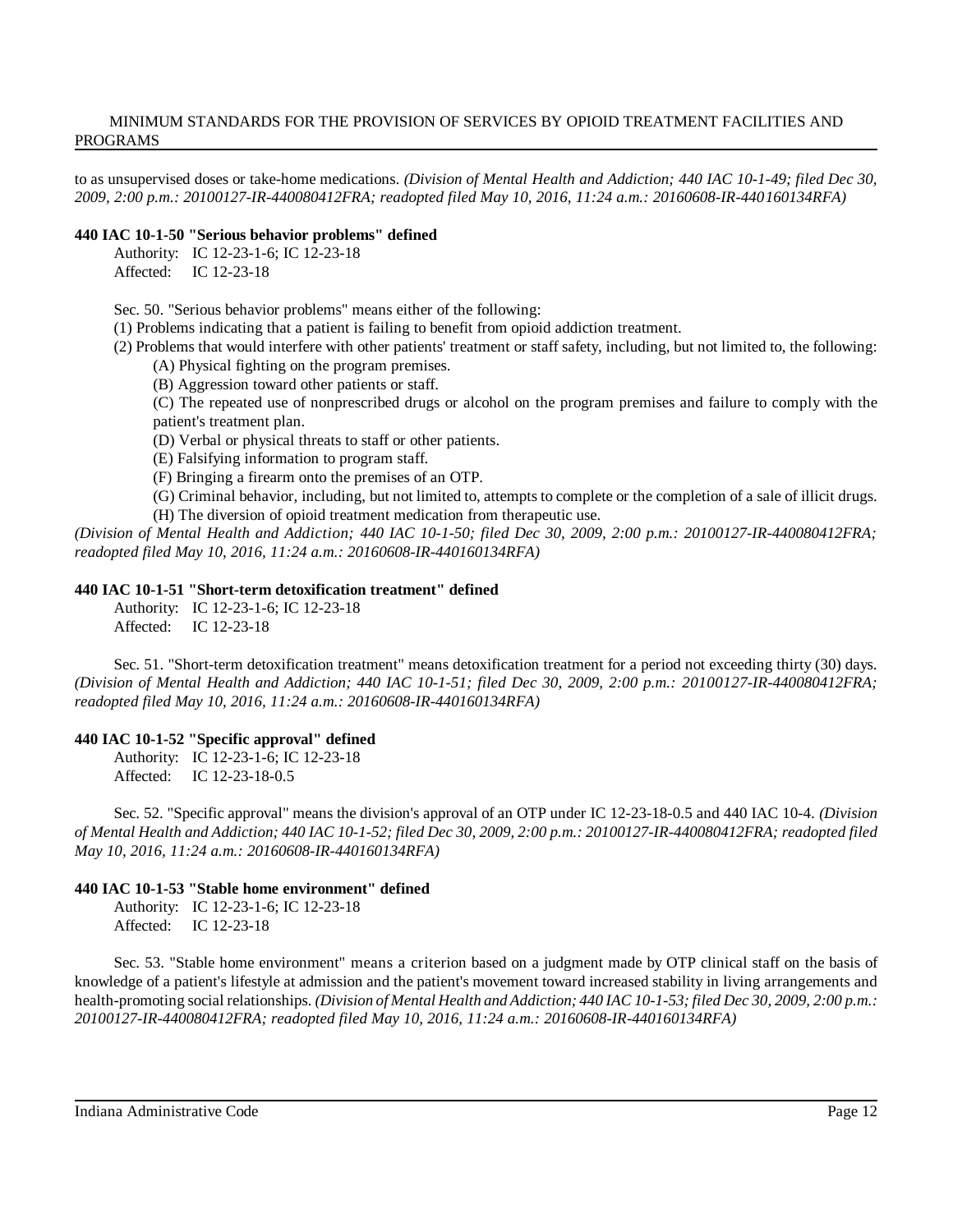to as unsupervised doses or take-home medications. *(Division of Mental Health and Addiction; 440 IAC 10-1-49; filed Dec 30, 2009, 2:00 p.m.: 20100127-IR-440080412FRA; readopted filed May 10, 2016, 11:24 a.m.: 20160608-IR-440160134RFA)*

**440 IAC 10-1-50 "Serious behavior problems" defined**

Authority: IC 12-23-1-6; IC 12-23-18
Affected: IC 12-23-18

Sec. 50. "Serious behavior problems" means either of the following:

(1) Problems indicating that a patient is failing to benefit from opioid addiction treatment.

(2) Problems that would interfere with other patients' treatment or staff safety, including, but not limited to, the following:

(A) Physical fighting on the program premises.

(B) Aggression toward other patients or staff.

(C) The repeated use of nonprescribed drugs or alcohol on the program premises and failure to comply with the patient's treatment plan.

(D) Verbal or physical threats to staff or other patients.

(E) Falsifying information to program staff.

(F) Bringing a firearm onto the premises of an OTP.

(G) Criminal behavior, including, but not limited to, attempts to complete or the completion of a sale of illicit drugs.

(H) The diversion of opioid treatment medication from therapeutic use.

*(Division of Mental Health and Addiction; 440 IAC 10-1-50; filed Dec 30, 2009, 2:00 p.m.: 20100127-IR-440080412FRA; readopted filed May 10, 2016, 11:24 a.m.: 20160608-IR-440160134RFA)*

**440 IAC 10-1-51 "Short-term detoxification treatment" defined**

Authority: IC 12-23-1-6; IC 12-23-18
Affected: IC 12-23-18

Sec. 51. "Short-term detoxification treatment" means detoxification treatment for a period not exceeding thirty (30) days. *(Division of Mental Health and Addiction; 440 IAC 10-1-51; filed Dec 30, 2009, 2:00 p.m.: 20100127-IR-440080412FRA; readopted filed May 10, 2016, 11:24 a.m.: 20160608-IR-440160134RFA)*

**440 IAC 10-1-52 "Specific approval" defined**

Authority: IC 12-23-1-6; IC 12-23-18
Affected: IC 12-23-18-0.5

Sec. 52. "Specific approval" means the division's approval of an OTP under IC 12-23-18-0.5 and 440 IAC 10-4. *(Division of Mental Health and Addiction; 440 IAC 10-1-52; filed Dec 30, 2009, 2:00 p.m.: 20100127-IR-440080412FRA; readopted filed May 10, 2016, 11:24 a.m.: 20160608-IR-440160134RFA)*

**440 IAC 10-1-53 "Stable home environment" defined**

Authority: IC 12-23-1-6; IC 12-23-18
Affected: IC 12-23-18

Sec. 53. "Stable home environment" means a criterion based on a judgment made by OTP clinical staff on the basis of knowledge of a patient's lifestyle at admission and the patient's movement toward increased stability in living arrangements and health-promoting social relationships. *(Division of Mental Health and Addiction; 440 IAC 10-1-53; filed Dec 30, 2009, 2:00 p.m.: 20100127-IR-440080412FRA; readopted filed May 10, 2016, 11:24 a.m.: 20160608-IR-440160134RFA)*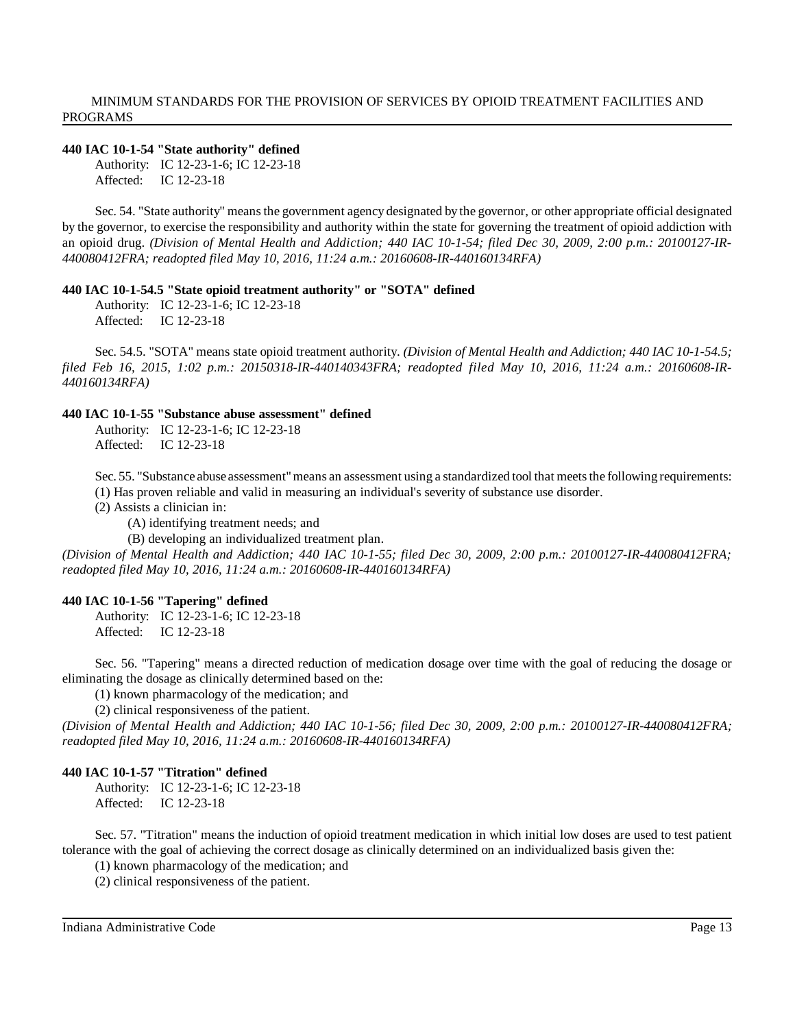### 440 IAC 10-1-54 "State authority" defined

Authority: IC 12-23-1-6; IC 12-23-18
Affected: IC 12-23-18

Sec. 54. "State authority" means the government agency designated by the governor, or other appropriate official designated by the governor, to exercise the responsibility and authority within the state for governing the treatment of opioid addiction with an opioid drug. *(Division of Mental Health and Addiction; 440 IAC 10-1-54; filed Dec 30, 2009, 2:00 p.m.: 20100127-IR-440080412FRA; readopted filed May 10, 2016, 11:24 a.m.: 20160608-IR-440160134RFA)*

### 440 IAC 10-1-54.5 "State opioid treatment authority" or "SOTA" defined

Authority: IC 12-23-1-6; IC 12-23-18
Affected: IC 12-23-18

Sec. 54.5. "SOTA" means state opioid treatment authority. *(Division of Mental Health and Addiction; 440 IAC 10-1-54.5; filed Feb 16, 2015, 1:02 p.m.: 20150318-IR-440140343FRA; readopted filed May 10, 2016, 11:24 a.m.: 20160608-IR-440160134RFA)*

### 440 IAC 10-1-55 "Substance abuse assessment" defined

Authority: IC 12-23-1-6; IC 12-23-18
Affected: IC 12-23-18

Sec. 55. "Substance abuse assessment" means an assessment using a standardized tool that meets the following requirements:

(1) Has proven reliable and valid in measuring an individual's severity of substance use disorder.

(2) Assists a clinician in:

(A) identifying treatment needs; and

(B) developing an individualized treatment plan.

*(Division of Mental Health and Addiction; 440 IAC 10-1-55; filed Dec 30, 2009, 2:00 p.m.: 20100127-IR-440080412FRA; readopted filed May 10, 2016, 11:24 a.m.: 20160608-IR-440160134RFA)*

### 440 IAC 10-1-56 "Tapering" defined

Authority: IC 12-23-1-6; IC 12-23-18
Affected: IC 12-23-18

Sec. 56. "Tapering" means a directed reduction of medication dosage over time with the goal of reducing the dosage or eliminating the dosage as clinically determined based on the:

(1) known pharmacology of the medication; and

(2) clinical responsiveness of the patient.

*(Division of Mental Health and Addiction; 440 IAC 10-1-56; filed Dec 30, 2009, 2:00 p.m.: 20100127-IR-440080412FRA; readopted filed May 10, 2016, 11:24 a.m.: 20160608-IR-440160134RFA)*

### 440 IAC 10-1-57 "Titration" defined

Authority: IC 12-23-1-6; IC 12-23-18
Affected: IC 12-23-18

Sec. 57. "Titration" means the induction of opioid treatment medication in which initial low doses are used to test patient tolerance with the goal of achieving the correct dosage as clinically determined on an individualized basis given the:

(1) known pharmacology of the medication; and

(2) clinical responsiveness of the patient.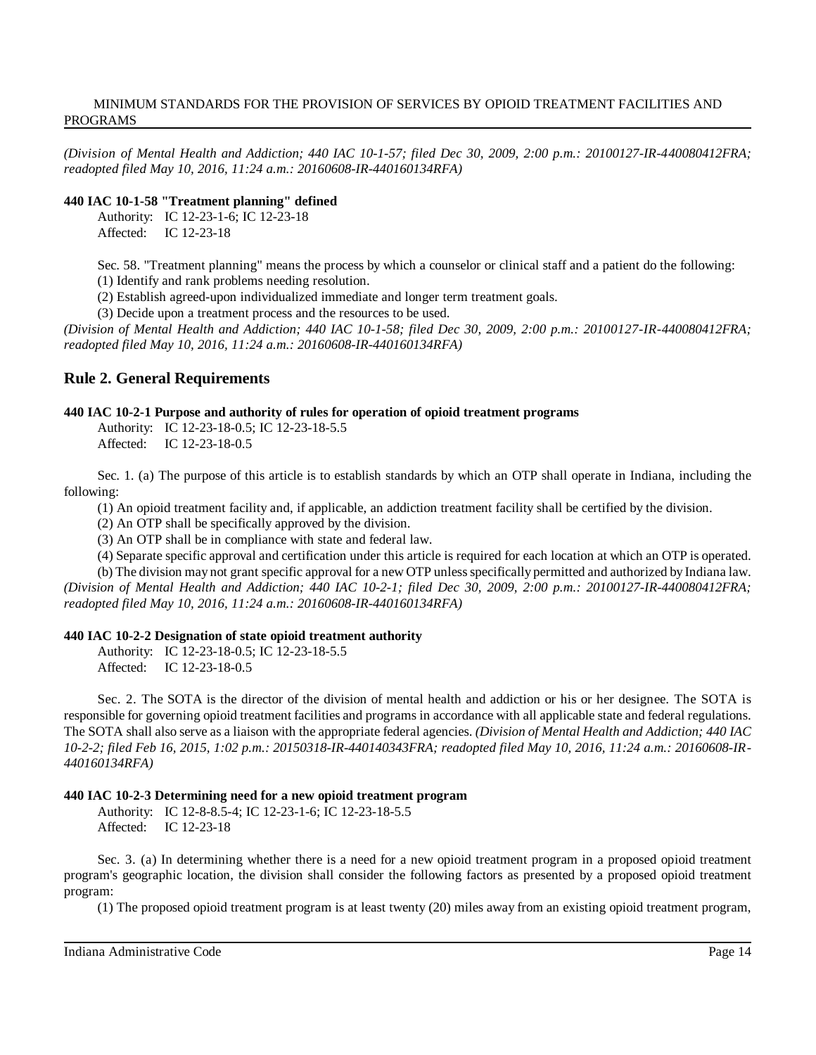*(Division of Mental Health and Addiction; 440 IAC 10-1-57; filed Dec 30, 2009, 2:00 p.m.: 20100127-IR-440080412FRA; readopted filed May 10, 2016, 11:24 a.m.: 20160608-IR-440160134RFA)*

**440 IAC 10-1-58 "Treatment planning" defined**

Authority: IC 12-23-1-6; IC 12-23-18
Affected: IC 12-23-18

Sec. 58. "Treatment planning" means the process by which a counselor or clinical staff and a patient do the following:

(1) Identify and rank problems needing resolution.

(2) Establish agreed-upon individualized immediate and longer term treatment goals.

(3) Decide upon a treatment process and the resources to be used.

*(Division of Mental Health and Addiction; 440 IAC 10-1-58; filed Dec 30, 2009, 2:00 p.m.: 20100127-IR-440080412FRA; readopted filed May 10, 2016, 11:24 a.m.: 20160608-IR-440160134RFA)*

## Rule 2. General Requirements

**440 IAC 10-2-1 Purpose and authority of rules for operation of opioid treatment programs**

Authority: IC 12-23-18-0.5; IC 12-23-18-5.5
Affected: IC 12-23-18-0.5

Sec. 1. (a) The purpose of this article is to establish standards by which an OTP shall operate in Indiana, including the following:

(1) An opioid treatment facility and, if applicable, an addiction treatment facility shall be certified by the division.

(2) An OTP shall be specifically approved by the division.

(3) An OTP shall be in compliance with state and federal law.

(4) Separate specific approval and certification under this article is required for each location at which an OTP is operated.

(b) The division may not grant specific approval for a new OTP unless specifically permitted and authorized by Indiana law. *(Division of Mental Health and Addiction; 440 IAC 10-2-1; filed Dec 30, 2009, 2:00 p.m.: 20100127-IR-440080412FRA; readopted filed May 10, 2016, 11:24 a.m.: 20160608-IR-440160134RFA)*

**440 IAC 10-2-2 Designation of state opioid treatment authority**

Authority: IC 12-23-18-0.5; IC 12-23-18-5.5
Affected: IC 12-23-18-0.5

Sec. 2. The SOTA is the director of the division of mental health and addiction or his or her designee. The SOTA is responsible for governing opioid treatment facilities and programs in accordance with all applicable state and federal regulations. The SOTA shall also serve as a liaison with the appropriate federal agencies. *(Division of Mental Health and Addiction; 440 IAC 10-2-2; filed Feb 16, 2015, 1:02 p.m.: 20150318-IR-440140343FRA; readopted filed May 10, 2016, 11:24 a.m.: 20160608-IR-440160134RFA)*

**440 IAC 10-2-3 Determining need for a new opioid treatment program**

Authority: IC 12-8-8.5-4; IC 12-23-1-6; IC 12-23-18-5.5
Affected: IC 12-23-18

Sec. 3. (a) In determining whether there is a need for a new opioid treatment program in a proposed opioid treatment program's geographic location, the division shall consider the following factors as presented by a proposed opioid treatment program:

(1) The proposed opioid treatment program is at least twenty (20) miles away from an existing opioid treatment program,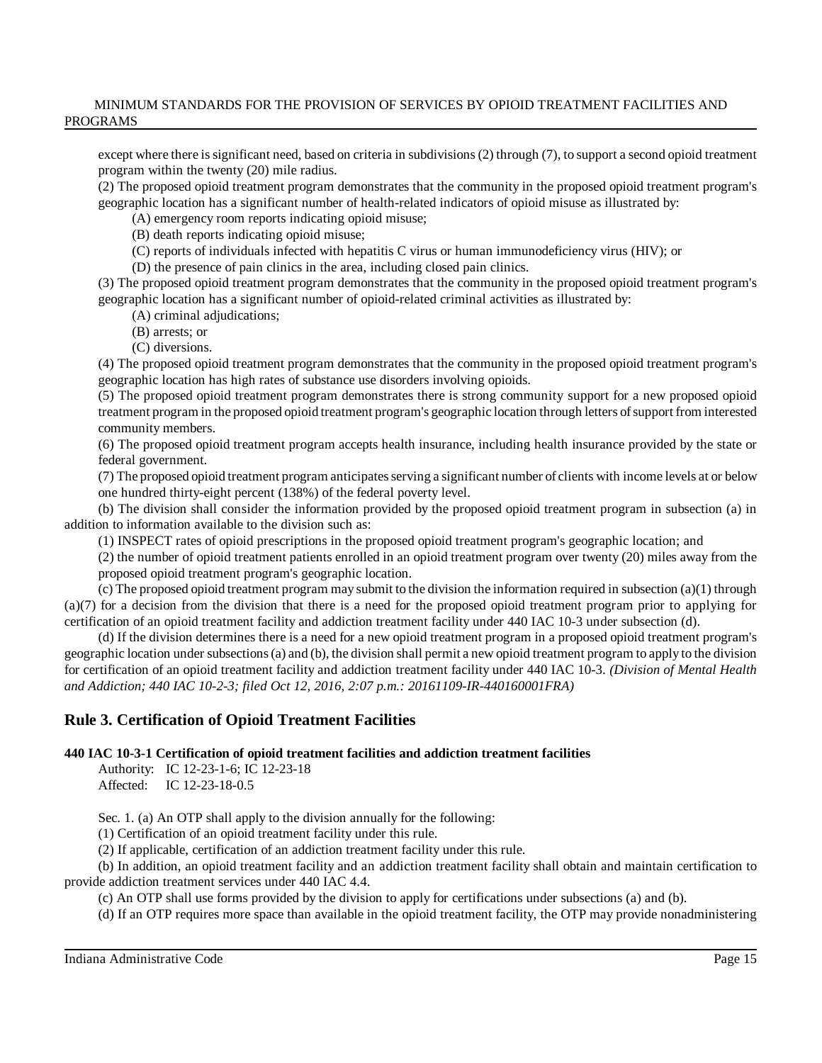except where there is significant need, based on criteria in subdivisions (2) through (7), to support a second opioid treatment program within the twenty (20) mile radius.

(2) The proposed opioid treatment program demonstrates that the community in the proposed opioid treatment program's geographic location has a significant number of health-related indicators of opioid misuse as illustrated by:

(A) emergency room reports indicating opioid misuse;

(B) death reports indicating opioid misuse;

(C) reports of individuals infected with hepatitis C virus or human immunodeficiency virus (HIV); or

(D) the presence of pain clinics in the area, including closed pain clinics.

(3) The proposed opioid treatment program demonstrates that the community in the proposed opioid treatment program's geographic location has a significant number of opioid-related criminal activities as illustrated by:

(A) criminal adjudications;

(B) arrests; or

(C) diversions.

(4) The proposed opioid treatment program demonstrates that the community in the proposed opioid treatment program's geographic location has high rates of substance use disorders involving opioids.

(5) The proposed opioid treatment program demonstrates there is strong community support for a new proposed opioid treatment program in the proposed opioid treatment program's geographic location through letters of support from interested community members.

(6) The proposed opioid treatment program accepts health insurance, including health insurance provided by the state or federal government.

(7) The proposed opioid treatment program anticipates serving a significant number of clients with income levels at or below one hundred thirty-eight percent (138%) of the federal poverty level.

(b) The division shall consider the information provided by the proposed opioid treatment program in subsection (a) in addition to information available to the division such as:

(1) INSPECT rates of opioid prescriptions in the proposed opioid treatment program's geographic location; and

(2) the number of opioid treatment patients enrolled in an opioid treatment program over twenty (20) miles away from the proposed opioid treatment program's geographic location.

(c) The proposed opioid treatment program may submit to the division the information required in subsection (a)(1) through (a)(7) for a decision from the division that there is a need for the proposed opioid treatment program prior to applying for certification of an opioid treatment facility and addiction treatment facility under 440 IAC 10-3 under subsection (d).

(d) If the division determines there is a need for a new opioid treatment program in a proposed opioid treatment program's geographic location under subsections (a) and (b), the division shall permit a new opioid treatment program to apply to the division for certification of an opioid treatment facility and addiction treatment facility under 440 IAC 10-3. *(Division of Mental Health and Addiction; 440 IAC 10-2-3; filed Oct 12, 2016, 2:07 p.m.: 20161109-IR-440160001FRA)*

## Rule 3. Certification of Opioid Treatment Facilities

**440 IAC 10-3-1 Certification of opioid treatment facilities and addiction treatment facilities**

Authority: IC 12-23-1-6; IC 12-23-18
Affected: IC 12-23-18-0.5

Sec. 1. (a) An OTP shall apply to the division annually for the following:

(1) Certification of an opioid treatment facility under this rule.

(2) If applicable, certification of an addiction treatment facility under this rule.

(b) In addition, an opioid treatment facility and an addiction treatment facility shall obtain and maintain certification to provide addiction treatment services under 440 IAC 4.4.

(c) An OTP shall use forms provided by the division to apply for certifications under subsections (a) and (b).

(d) If an OTP requires more space than available in the opioid treatment facility, the OTP may provide nonadministering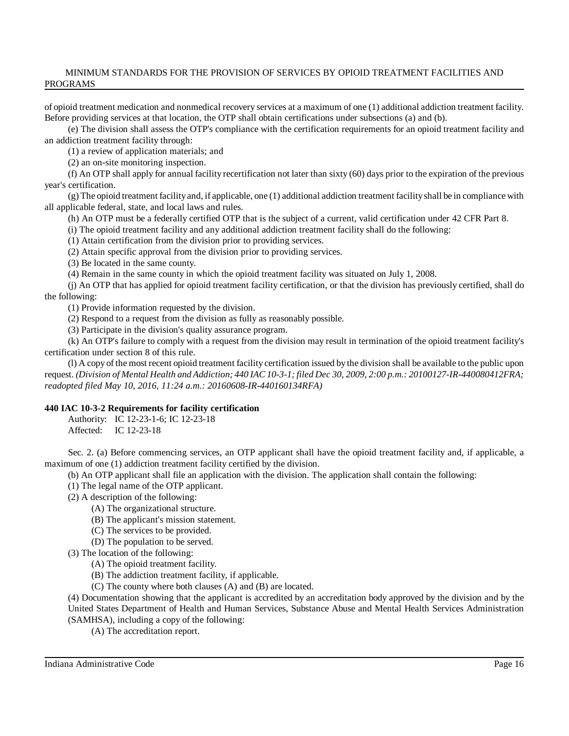of opioid treatment medication and nonmedical recovery services at a maximum of one (1) additional addiction treatment facility. Before providing services at that location, the OTP shall obtain certifications under subsections (a) and (b).

(e) The division shall assess the OTP's compliance with the certification requirements for an opioid treatment facility and an addiction treatment facility through:

(1) a review of application materials; and

(2) an on-site monitoring inspection.

(f) An OTP shall apply for annual facility recertification not later than sixty (60) days prior to the expiration of the previous year's certification.

(g) The opioid treatment facility and, if applicable, one (1) additional addiction treatment facility shall be in compliance with all applicable federal, state, and local laws and rules.

(h) An OTP must be a federally certified OTP that is the subject of a current, valid certification under 42 CFR Part 8.

(i) The opioid treatment facility and any additional addiction treatment facility shall do the following:

(1) Attain certification from the division prior to providing services.

(2) Attain specific approval from the division prior to providing services.

(3) Be located in the same county.

(4) Remain in the same county in which the opioid treatment facility was situated on July 1, 2008.

(j) An OTP that has applied for opioid treatment facility certification, or that the division has previously certified, shall do the following:

(1) Provide information requested by the division.

(2) Respond to a request from the division as fully as reasonably possible.

(3) Participate in the division's quality assurance program.

(k) An OTP's failure to comply with a request from the division may result in termination of the opioid treatment facility's certification under section 8 of this rule.

(l) A copy of the most recent opioid treatment facility certification issued by the division shall be available to the public upon request. *(Division of Mental Health and Addiction; 440 IAC 10-3-1; filed Dec 30, 2009, 2:00 p.m.: 20100127-IR-440080412FRA; readopted filed May 10, 2016, 11:24 a.m.: 20160608-IR-440160134RFA)*

**440 IAC 10-3-2 Requirements for facility certification**

Authority: IC 12-23-1-6; IC 12-23-18
Affected: IC 12-23-18

Sec. 2. (a) Before commencing services, an OTP applicant shall have the opioid treatment facility and, if applicable, a maximum of one (1) addiction treatment facility certified by the division.

(b) An OTP applicant shall file an application with the division. The application shall contain the following:

(1) The legal name of the OTP applicant.

(2) A description of the following:

(A) The organizational structure.

(B) The applicant's mission statement.

(C) The services to be provided.

(D) The population to be served.

(3) The location of the following:

(A) The opioid treatment facility.

(B) The addiction treatment facility, if applicable.

(C) The county where both clauses (A) and (B) are located.

(4) Documentation showing that the applicant is accredited by an accreditation body approved by the division and by the United States Department of Health and Human Services, Substance Abuse and Mental Health Services Administration (SAMHSA), including a copy of the following:

(A) The accreditation report.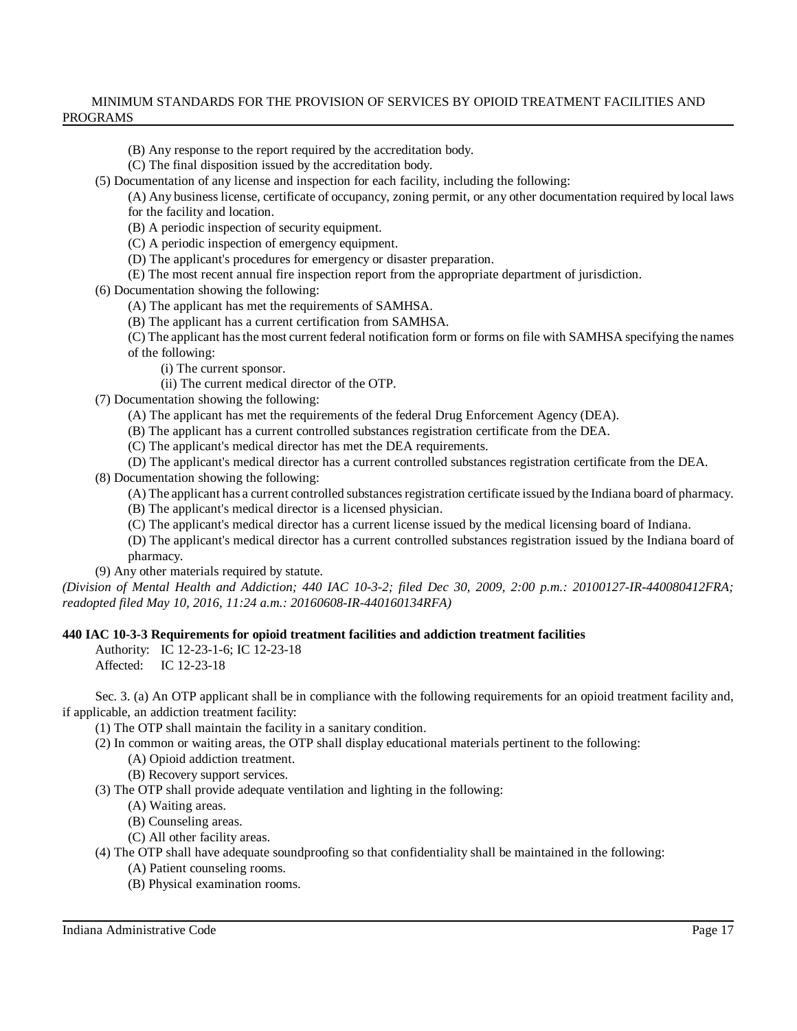(B) Any response to the report required by the accreditation body.

(C) The final disposition issued by the accreditation body.

(5) Documentation of any license and inspection for each facility, including the following:

(A) Any business license, certificate of occupancy, zoning permit, or any other documentation required by local laws for the facility and location.

(B) A periodic inspection of security equipment.

(C) A periodic inspection of emergency equipment.

(D) The applicant's procedures for emergency or disaster preparation.

(E) The most recent annual fire inspection report from the appropriate department of jurisdiction.

(6) Documentation showing the following:

(A) The applicant has met the requirements of SAMHSA.

(B) The applicant has a current certification from SAMHSA.

(C) The applicant has the most current federal notification form or forms on file with SAMHSA specifying the names of the following:

(i) The current sponsor.

(ii) The current medical director of the OTP.

(7) Documentation showing the following:

(A) The applicant has met the requirements of the federal Drug Enforcement Agency (DEA).

(B) The applicant has a current controlled substances registration certificate from the DEA.

(C) The applicant's medical director has met the DEA requirements.

(D) The applicant's medical director has a current controlled substances registration certificate from the DEA.

(8) Documentation showing the following:

(A) The applicant has a current controlled substances registration certificate issued by the Indiana board of pharmacy.

(B) The applicant's medical director is a licensed physician.

(C) The applicant's medical director has a current license issued by the medical licensing board of Indiana.

(D) The applicant's medical director has a current controlled substances registration issued by the Indiana board of pharmacy.

(9) Any other materials required by statute.

*(Division of Mental Health and Addiction; 440 IAC 10-3-2; filed Dec 30, 2009, 2:00 p.m.: 20100127-IR-440080412FRA; readopted filed May 10, 2016, 11:24 a.m.: 20160608-IR-440160134RFA)*

**440 IAC 10-3-3 Requirements for opioid treatment facilities and addiction treatment facilities**

Authority: IC 12-23-1-6; IC 12-23-18

Affected: IC 12-23-18

Sec. 3. (a) An OTP applicant shall be in compliance with the following requirements for an opioid treatment facility and, if applicable, an addiction treatment facility:

(1) The OTP shall maintain the facility in a sanitary condition.

(2) In common or waiting areas, the OTP shall display educational materials pertinent to the following:

(A) Opioid addiction treatment.

(B) Recovery support services.

(3) The OTP shall provide adequate ventilation and lighting in the following:

(A) Waiting areas.

(B) Counseling areas.

(C) All other facility areas.

(4) The OTP shall have adequate soundproofing so that confidentiality shall be maintained in the following:

(A) Patient counseling rooms.

(B) Physical examination rooms.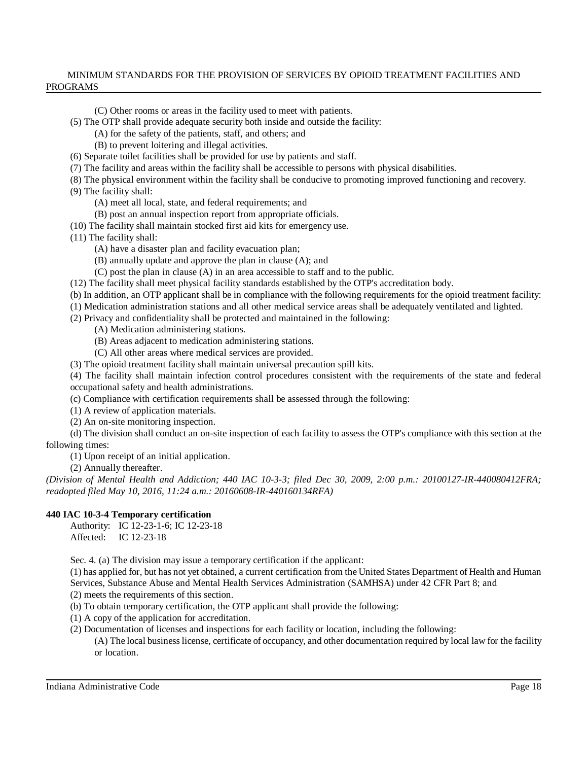(C) Other rooms or areas in the facility used to meet with patients.

(5) The OTP shall provide adequate security both inside and outside the facility:

(A) for the safety of the patients, staff, and others; and

(B) to prevent loitering and illegal activities.

(6) Separate toilet facilities shall be provided for use by patients and staff.

(7) The facility and areas within the facility shall be accessible to persons with physical disabilities.

(8) The physical environment within the facility shall be conducive to promoting improved functioning and recovery.

(9) The facility shall:

(A) meet all local, state, and federal requirements; and

(B) post an annual inspection report from appropriate officials.

(10) The facility shall maintain stocked first aid kits for emergency use.

(11) The facility shall:

(A) have a disaster plan and facility evacuation plan;

(B) annually update and approve the plan in clause (A); and

(C) post the plan in clause (A) in an area accessible to staff and to the public.

(12) The facility shall meet physical facility standards established by the OTP's accreditation body.

(b) In addition, an OTP applicant shall be in compliance with the following requirements for the opioid treatment facility:

(1) Medication administration stations and all other medical service areas shall be adequately ventilated and lighted.

(2) Privacy and confidentiality shall be protected and maintained in the following:

(A) Medication administering stations.

(B) Areas adjacent to medication administering stations.

(C) All other areas where medical services are provided.

(3) The opioid treatment facility shall maintain universal precaution spill kits.

(4) The facility shall maintain infection control procedures consistent with the requirements of the state and federal occupational safety and health administrations.

(c) Compliance with certification requirements shall be assessed through the following:

(1) A review of application materials.

(2) An on-site monitoring inspection.

(d) The division shall conduct an on-site inspection of each facility to assess the OTP's compliance with this section at the following times:

(1) Upon receipt of an initial application.

(2) Annually thereafter.

*(Division of Mental Health and Addiction; 440 IAC 10-3-3; filed Dec 30, 2009, 2:00 p.m.: 20100127-IR-440080412FRA; readopted filed May 10, 2016, 11:24 a.m.: 20160608-IR-440160134RFA)*

**440 IAC 10-3-4 Temporary certification**

Authority: IC 12-23-1-6; IC 12-23-18
Affected: IC 12-23-18

Sec. 4. (a) The division may issue a temporary certification if the applicant:

(1) has applied for, but has not yet obtained, a current certification from the United States Department of Health and Human Services, Substance Abuse and Mental Health Services Administration (SAMHSA) under 42 CFR Part 8; and

(2) meets the requirements of this section.

(b) To obtain temporary certification, the OTP applicant shall provide the following:

(1) A copy of the application for accreditation.

(2) Documentation of licenses and inspections for each facility or location, including the following:

(A) The local business license, certificate of occupancy, and other documentation required by local law for the facility or location.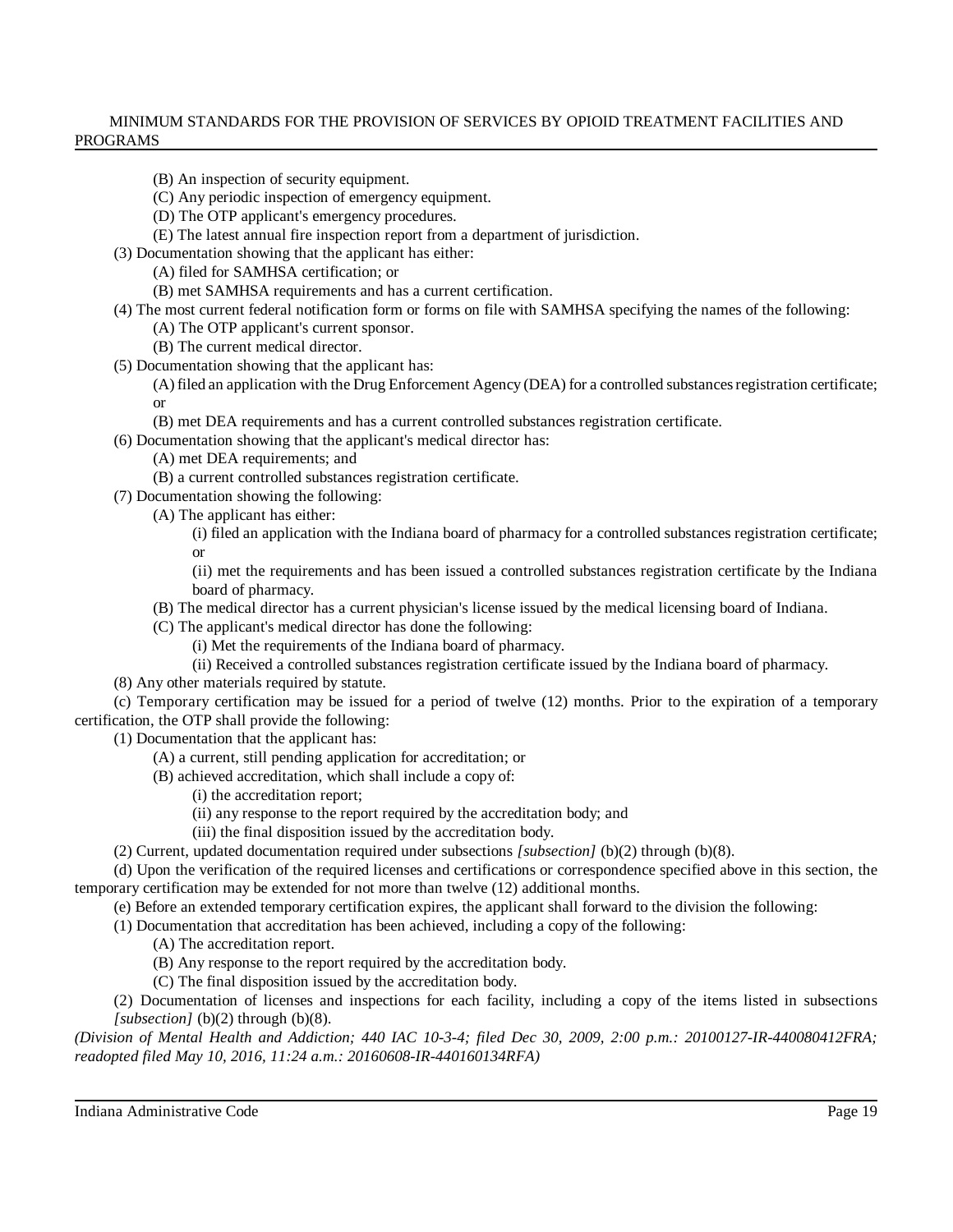(B) An inspection of security equipment.

(C) Any periodic inspection of emergency equipment.

(D) The OTP applicant's emergency procedures.

(E) The latest annual fire inspection report from a department of jurisdiction.

(3) Documentation showing that the applicant has either:

(A) filed for SAMHSA certification; or

(B) met SAMHSA requirements and has a current certification.

(4) The most current federal notification form or forms on file with SAMHSA specifying the names of the following:

(A) The OTP applicant's current sponsor.

(B) The current medical director.

(5) Documentation showing that the applicant has:

(A) filed an application with the Drug Enforcement Agency (DEA) for a controlled substances registration certificate; or

(B) met DEA requirements and has a current controlled substances registration certificate.

(6) Documentation showing that the applicant's medical director has:

(A) met DEA requirements; and

(B) a current controlled substances registration certificate.

(7) Documentation showing the following:

(A) The applicant has either:

(i) filed an application with the Indiana board of pharmacy for a controlled substances registration certificate; or

(ii) met the requirements and has been issued a controlled substances registration certificate by the Indiana board of pharmacy.

(B) The medical director has a current physician's license issued by the medical licensing board of Indiana.

(C) The applicant's medical director has done the following:

(i) Met the requirements of the Indiana board of pharmacy.

(ii) Received a controlled substances registration certificate issued by the Indiana board of pharmacy.

(8) Any other materials required by statute.

(c) Temporary certification may be issued for a period of twelve (12) months. Prior to the expiration of a temporary certification, the OTP shall provide the following:

(1) Documentation that the applicant has:

(A) a current, still pending application for accreditation; or

(B) achieved accreditation, which shall include a copy of:

(i) the accreditation report;

(ii) any response to the report required by the accreditation body; and

(iii) the final disposition issued by the accreditation body.

(2) Current, updated documentation required under subsections *[subsection]* (b)(2) through (b)(8).

(d) Upon the verification of the required licenses and certifications or correspondence specified above in this section, the temporary certification may be extended for not more than twelve (12) additional months.

(e) Before an extended temporary certification expires, the applicant shall forward to the division the following:

(1) Documentation that accreditation has been achieved, including a copy of the following:

(A) The accreditation report.

(B) Any response to the report required by the accreditation body.

(C) The final disposition issued by the accreditation body.

(2) Documentation of licenses and inspections for each facility, including a copy of the items listed in subsections *[subsection]* (b)(2) through (b)(8).

*(Division of Mental Health and Addiction; 440 IAC 10-3-4; filed Dec 30, 2009, 2:00 p.m.: 20100127-IR-440080412FRA; readopted filed May 10, 2016, 11:24 a.m.: 20160608-IR-440160134RFA)*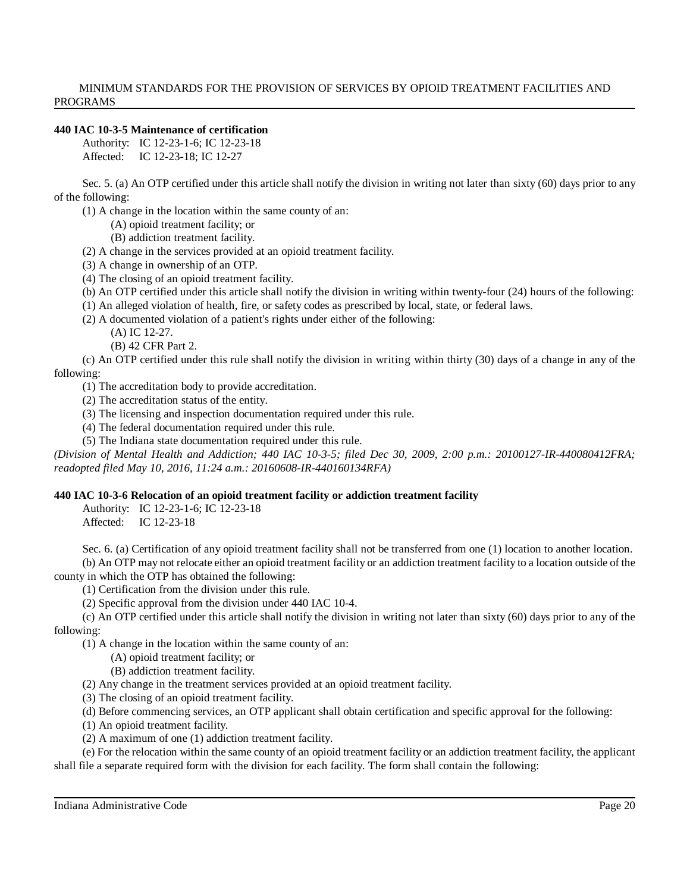**440 IAC 10-3-5 Maintenance of certification**

Authority: IC 12-23-1-6; IC 12-23-18
Affected: IC 12-23-18; IC 12-27

Sec. 5. (a) An OTP certified under this article shall notify the division in writing not later than sixty (60) days prior to any of the following:

(1) A change in the location within the same county of an:

(A) opioid treatment facility; or

(B) addiction treatment facility.

(2) A change in the services provided at an opioid treatment facility.

(3) A change in ownership of an OTP.

(4) The closing of an opioid treatment facility.

(b) An OTP certified under this article shall notify the division in writing within twenty-four (24) hours of the following:

(1) An alleged violation of health, fire, or safety codes as prescribed by local, state, or federal laws.

(2) A documented violation of a patient's rights under either of the following:

(A) IC 12-27.

(B) 42 CFR Part 2.

(c) An OTP certified under this rule shall notify the division in writing within thirty (30) days of a change in any of the following:

(1) The accreditation body to provide accreditation.

(2) The accreditation status of the entity.

(3) The licensing and inspection documentation required under this rule.

(4) The federal documentation required under this rule.

(5) The Indiana state documentation required under this rule.

*(Division of Mental Health and Addiction; 440 IAC 10-3-5; filed Dec 30, 2009, 2:00 p.m.: 20100127-IR-440080412FRA; readopted filed May 10, 2016, 11:24 a.m.: 20160608-IR-440160134RFA)*

**440 IAC 10-3-6 Relocation of an opioid treatment facility or addiction treatment facility**

Authority: IC 12-23-1-6; IC 12-23-18
Affected: IC 12-23-18

Sec. 6. (a) Certification of any opioid treatment facility shall not be transferred from one (1) location to another location.

(b) An OTP may not relocate either an opioid treatment facility or an addiction treatment facility to a location outside of the county in which the OTP has obtained the following:

(1) Certification from the division under this rule.

(2) Specific approval from the division under 440 IAC 10-4.

(c) An OTP certified under this article shall notify the division in writing not later than sixty (60) days prior to any of the following:

(1) A change in the location within the same county of an:

(A) opioid treatment facility; or

(B) addiction treatment facility.

(2) Any change in the treatment services provided at an opioid treatment facility.

(3) The closing of an opioid treatment facility.

(d) Before commencing services, an OTP applicant shall obtain certification and specific approval for the following:

(1) An opioid treatment facility.

(2) A maximum of one (1) addiction treatment facility.

(e) For the relocation within the same county of an opioid treatment facility or an addiction treatment facility, the applicant shall file a separate required form with the division for each facility. The form shall contain the following: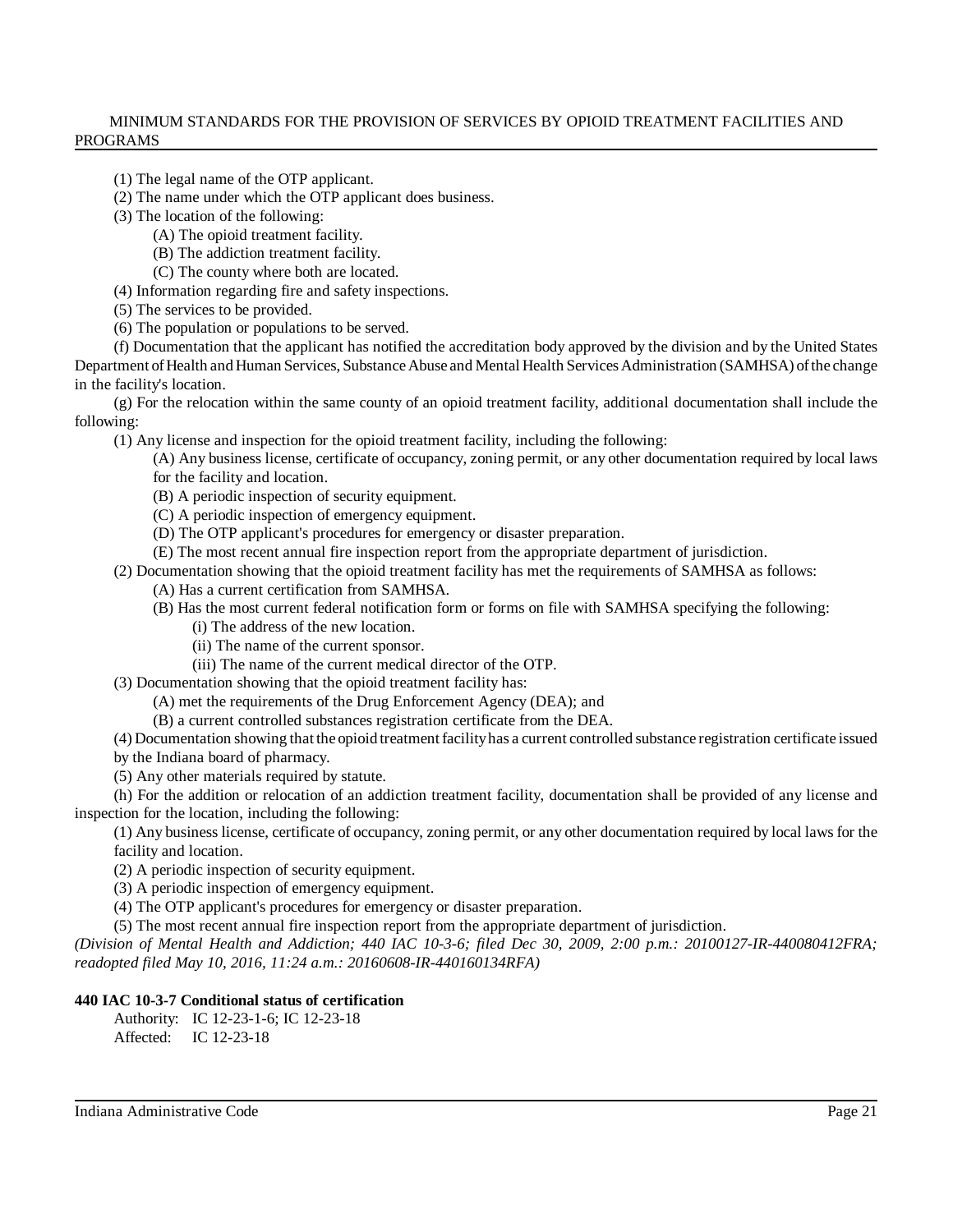(1) The legal name of the OTP applicant.

(2) The name under which the OTP applicant does business.

(3) The location of the following:

(A) The opioid treatment facility.

(B) The addiction treatment facility.

(C) The county where both are located.

(4) Information regarding fire and safety inspections.

(5) The services to be provided.

(6) The population or populations to be served.

(f) Documentation that the applicant has notified the accreditation body approved by the division and by the United States Department of Health and Human Services, Substance Abuse and Mental Health Services Administration (SAMHSA) of the change in the facility's location.

(g) For the relocation within the same county of an opioid treatment facility, additional documentation shall include the following:

(1) Any license and inspection for the opioid treatment facility, including the following:

(A) Any business license, certificate of occupancy, zoning permit, or any other documentation required by local laws for the facility and location.

(B) A periodic inspection of security equipment.

(C) A periodic inspection of emergency equipment.

(D) The OTP applicant's procedures for emergency or disaster preparation.

(E) The most recent annual fire inspection report from the appropriate department of jurisdiction.

(2) Documentation showing that the opioid treatment facility has met the requirements of SAMHSA as follows:

(A) Has a current certification from SAMHSA.

(B) Has the most current federal notification form or forms on file with SAMHSA specifying the following:

(i) The address of the new location.

(ii) The name of the current sponsor.

(iii) The name of the current medical director of the OTP.

(3) Documentation showing that the opioid treatment facility has:

(A) met the requirements of the Drug Enforcement Agency (DEA); and

(B) a current controlled substances registration certificate from the DEA.

(4) Documentation showing that the opioid treatment facility has a current controlled substance registration certificate issued by the Indiana board of pharmacy.

(5) Any other materials required by statute.

(h) For the addition or relocation of an addiction treatment facility, documentation shall be provided of any license and inspection for the location, including the following:

(1) Any business license, certificate of occupancy, zoning permit, or any other documentation required by local laws for the facility and location.

(2) A periodic inspection of security equipment.

(3) A periodic inspection of emergency equipment.

(4) The OTP applicant's procedures for emergency or disaster preparation.

(5) The most recent annual fire inspection report from the appropriate department of jurisdiction.

*(Division of Mental Health and Addiction; 440 IAC 10-3-6; filed Dec 30, 2009, 2:00 p.m.: 20100127-IR-440080412FRA; readopted filed May 10, 2016, 11:24 a.m.: 20160608-IR-440160134RFA)*

**440 IAC 10-3-7 Conditional status of certification**

Authority: IC 12-23-1-6; IC 12-23-18

Affected: IC 12-23-18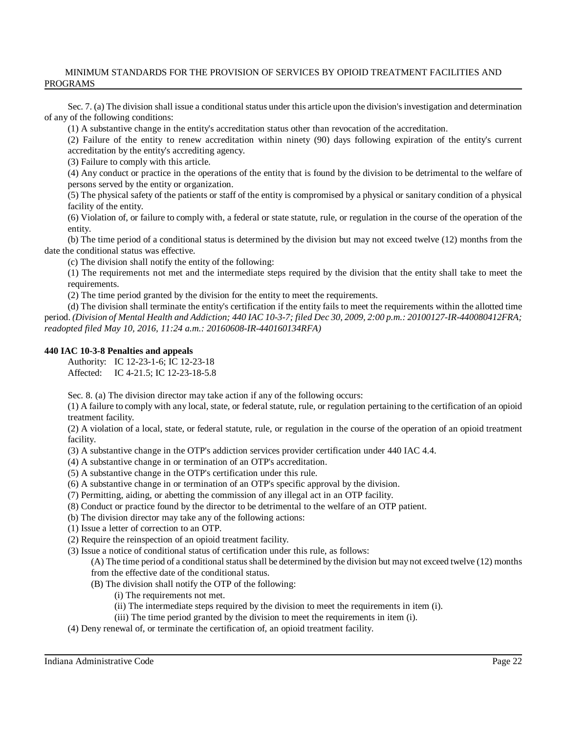Sec. 7. (a) The division shall issue a conditional status under this article upon the division's investigation and determination of any of the following conditions:

(1) A substantive change in the entity's accreditation status other than revocation of the accreditation.

(2) Failure of the entity to renew accreditation within ninety (90) days following expiration of the entity's current accreditation by the entity's accrediting agency.

(3) Failure to comply with this article.

(4) Any conduct or practice in the operations of the entity that is found by the division to be detrimental to the welfare of persons served by the entity or organization.

(5) The physical safety of the patients or staff of the entity is compromised by a physical or sanitary condition of a physical facility of the entity.

(6) Violation of, or failure to comply with, a federal or state statute, rule, or regulation in the course of the operation of the entity.

(b) The time period of a conditional status is determined by the division but may not exceed twelve (12) months from the date the conditional status was effective.

(c) The division shall notify the entity of the following:

(1) The requirements not met and the intermediate steps required by the division that the entity shall take to meet the requirements.

(2) The time period granted by the division for the entity to meet the requirements.

(d) The division shall terminate the entity's certification if the entity fails to meet the requirements within the allotted time period. *(Division of Mental Health and Addiction; 440 IAC 10-3-7; filed Dec 30, 2009, 2:00 p.m.: 20100127-IR-440080412FRA; readopted filed May 10, 2016, 11:24 a.m.: 20160608-IR-440160134RFA)*

**440 IAC 10-3-8 Penalties and appeals**

Authority: IC 12-23-1-6; IC 12-23-18
Affected: IC 4-21.5; IC 12-23-18-5.8

Sec. 8. (a) The division director may take action if any of the following occurs:

(1) A failure to comply with any local, state, or federal statute, rule, or regulation pertaining to the certification of an opioid treatment facility.

(2) A violation of a local, state, or federal statute, rule, or regulation in the course of the operation of an opioid treatment facility.

(3) A substantive change in the OTP's addiction services provider certification under 440 IAC 4.4.

(4) A substantive change in or termination of an OTP's accreditation.

(5) A substantive change in the OTP's certification under this rule.

(6) A substantive change in or termination of an OTP's specific approval by the division.

(7) Permitting, aiding, or abetting the commission of any illegal act in an OTP facility.

(8) Conduct or practice found by the director to be detrimental to the welfare of an OTP patient.

(b) The division director may take any of the following actions:

(1) Issue a letter of correction to an OTP.

(2) Require the reinspection of an opioid treatment facility.

(3) Issue a notice of conditional status of certification under this rule, as follows:

(A) The time period of a conditional status shall be determined by the division but may not exceed twelve (12) months from the effective date of the conditional status.

(B) The division shall notify the OTP of the following:

(i) The requirements not met.

(ii) The intermediate steps required by the division to meet the requirements in item (i).

(iii) The time period granted by the division to meet the requirements in item (i).

(4) Deny renewal of, or terminate the certification of, an opioid treatment facility.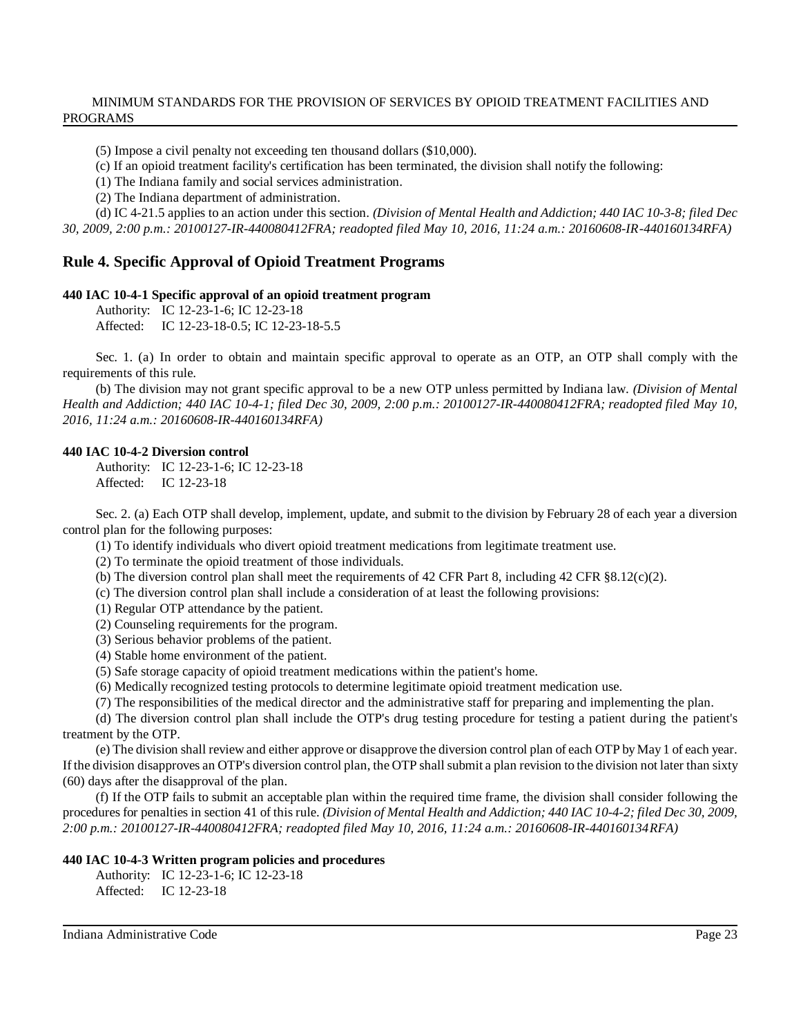(5) Impose a civil penalty not exceeding ten thousand dollars ($10,000).

(c) If an opioid treatment facility's certification has been terminated, the division shall notify the following:

(1) The Indiana family and social services administration.

(2) The Indiana department of administration.

(d) IC 4-21.5 applies to an action under this section. *(Division of Mental Health and Addiction; 440 IAC 10-3-8; filed Dec 30, 2009, 2:00 p.m.: 20100127-IR-440080412FRA; readopted filed May 10, 2016, 11:24 a.m.: 20160608-IR-440160134RFA)*

## Rule 4. Specific Approval of Opioid Treatment Programs

**440 IAC 10-4-1 Specific approval of an opioid treatment program**

Authority: IC 12-23-1-6; IC 12-23-18
Affected: IC 12-23-18-0.5; IC 12-23-18-5.5

Sec. 1. (a) In order to obtain and maintain specific approval to operate as an OTP, an OTP shall comply with the requirements of this rule.

(b) The division may not grant specific approval to be a new OTP unless permitted by Indiana law. *(Division of Mental Health and Addiction; 440 IAC 10-4-1; filed Dec 30, 2009, 2:00 p.m.: 20100127-IR-440080412FRA; readopted filed May 10, 2016, 11:24 a.m.: 20160608-IR-440160134RFA)*

**440 IAC 10-4-2 Diversion control**

Authority: IC 12-23-1-6; IC 12-23-18
Affected: IC 12-23-18

Sec. 2. (a) Each OTP shall develop, implement, update, and submit to the division by February 28 of each year a diversion control plan for the following purposes:

(1) To identify individuals who divert opioid treatment medications from legitimate treatment use.

(2) To terminate the opioid treatment of those individuals.

(b) The diversion control plan shall meet the requirements of 42 CFR Part 8, including 42 CFR §8.12(c)(2).

(c) The diversion control plan shall include a consideration of at least the following provisions:

(1) Regular OTP attendance by the patient.

(2) Counseling requirements for the program.

(3) Serious behavior problems of the patient.

(4) Stable home environment of the patient.

(5) Safe storage capacity of opioid treatment medications within the patient's home.

(6) Medically recognized testing protocols to determine legitimate opioid treatment medication use.

(7) The responsibilities of the medical director and the administrative staff for preparing and implementing the plan.

(d) The diversion control plan shall include the OTP's drug testing procedure for testing a patient during the patient's treatment by the OTP.

(e) The division shall review and either approve or disapprove the diversion control plan of each OTP by May 1 of each year. If the division disapproves an OTP's diversion control plan, the OTP shall submit a plan revision to the division not later than sixty (60) days after the disapproval of the plan.

(f) If the OTP fails to submit an acceptable plan within the required time frame, the division shall consider following the procedures for penalties in section 41 of this rule. *(Division of Mental Health and Addiction; 440 IAC 10-4-2; filed Dec 30, 2009, 2:00 p.m.: 20100127-IR-440080412FRA; readopted filed May 10, 2016, 11:24 a.m.: 20160608-IR-440160134RFA)*

**440 IAC 10-4-3 Written program policies and procedures**

Authority: IC 12-23-1-6; IC 12-23-18
Affected: IC 12-23-18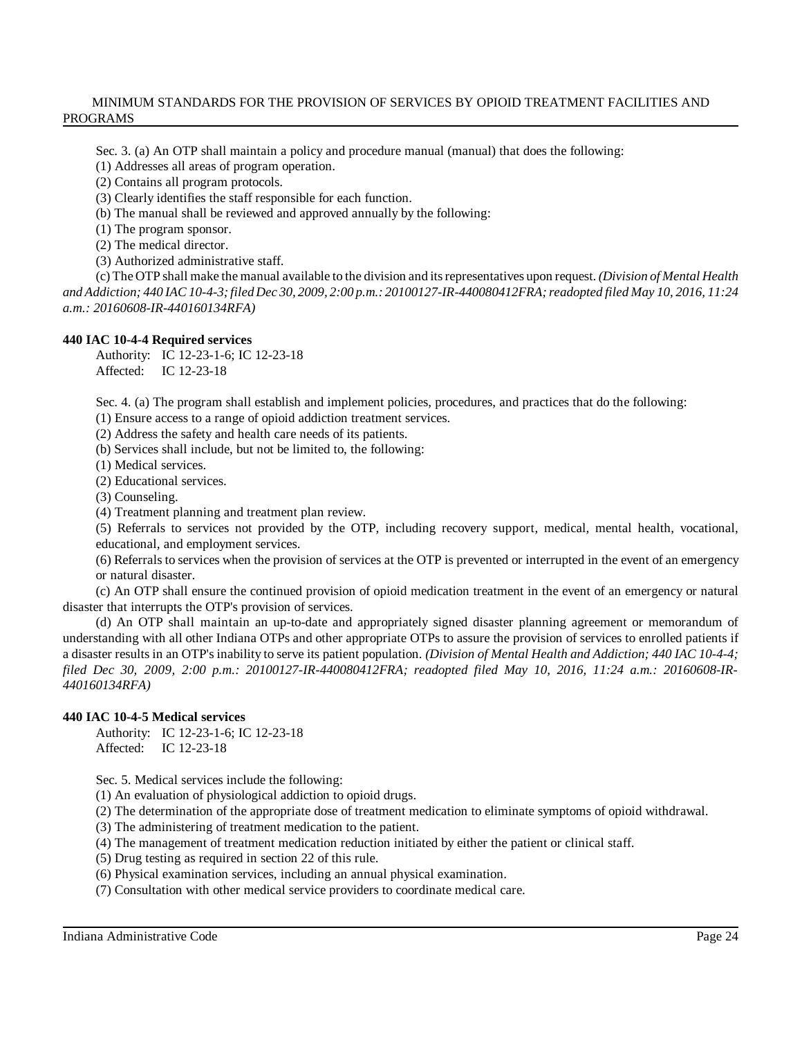Sec. 3. (a) An OTP shall maintain a policy and procedure manual (manual) that does the following:

(1) Addresses all areas of program operation.

(2) Contains all program protocols.

(3) Clearly identifies the staff responsible for each function.

(b) The manual shall be reviewed and approved annually by the following:

(1) The program sponsor.

(2) The medical director.

(3) Authorized administrative staff.

(c) The OTP shall make the manual available to the division and its representatives upon request. *(Division of Mental Health and Addiction; 440 IAC 10-4-3; filed Dec 30, 2009, 2:00 p.m.: 20100127-IR-440080412FRA; readopted filed May 10, 2016, 11:24 a.m.: 20160608-IR-440160134RFA)*

**440 IAC 10-4-4 Required services**

Authority: IC 12-23-1-6; IC 12-23-18
Affected: IC 12-23-18

Sec. 4. (a) The program shall establish and implement policies, procedures, and practices that do the following:

(1) Ensure access to a range of opioid addiction treatment services.

(2) Address the safety and health care needs of its patients.

(b) Services shall include, but not be limited to, the following:

(1) Medical services.

(2) Educational services.

(3) Counseling.

(4) Treatment planning and treatment plan review.

(5) Referrals to services not provided by the OTP, including recovery support, medical, mental health, vocational, educational, and employment services.

(6) Referrals to services when the provision of services at the OTP is prevented or interrupted in the event of an emergency or natural disaster.

(c) An OTP shall ensure the continued provision of opioid medication treatment in the event of an emergency or natural disaster that interrupts the OTP's provision of services.

(d) An OTP shall maintain an up-to-date and appropriately signed disaster planning agreement or memorandum of understanding with all other Indiana OTPs and other appropriate OTPs to assure the provision of services to enrolled patients if a disaster results in an OTP's inability to serve its patient population. *(Division of Mental Health and Addiction; 440 IAC 10-4-4; filed Dec 30, 2009, 2:00 p.m.: 20100127-IR-440080412FRA; readopted filed May 10, 2016, 11:24 a.m.: 20160608-IR-440160134RFA)*

**440 IAC 10-4-5 Medical services**

Authority: IC 12-23-1-6; IC 12-23-18
Affected: IC 12-23-18

Sec. 5. Medical services include the following:

(1) An evaluation of physiological addiction to opioid drugs.

(2) The determination of the appropriate dose of treatment medication to eliminate symptoms of opioid withdrawal.

(3) The administering of treatment medication to the patient.

(4) The management of treatment medication reduction initiated by either the patient or clinical staff.

(5) Drug testing as required in section 22 of this rule.

(6) Physical examination services, including an annual physical examination.

(7) Consultation with other medical service providers to coordinate medical care.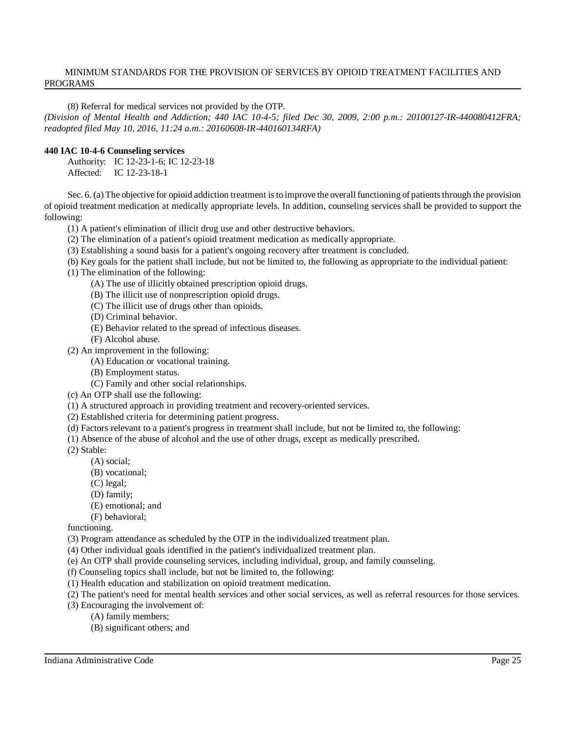(8) Referral for medical services not provided by the OTP.

*(Division of Mental Health and Addiction; 440 IAC 10-4-5; filed Dec 30, 2009, 2:00 p.m.: 20100127-IR-440080412FRA; readopted filed May 10, 2016, 11:24 a.m.: 20160608-IR-440160134RFA)*

**440 IAC 10-4-6 Counseling services**

Authority: IC 12-23-1-6; IC 12-23-18
Affected: IC 12-23-18-1

Sec. 6. (a) The objective for opioid addiction treatment is to improve the overall functioning of patients through the provision of opioid treatment medication at medically appropriate levels. In addition, counseling services shall be provided to support the following:

(1) A patient's elimination of illicit drug use and other destructive behaviors.

(2) The elimination of a patient's opioid treatment medication as medically appropriate.

(3) Establishing a sound basis for a patient's ongoing recovery after treatment is concluded.

(b) Key goals for the patient shall include, but not be limited to, the following as appropriate to the individual patient:

(1) The elimination of the following:

(A) The use of illicitly obtained prescription opioid drugs.

(B) The illicit use of nonprescription opioid drugs.

(C) The illicit use of drugs other than opioids.

(D) Criminal behavior.

(E) Behavior related to the spread of infectious diseases.

(F) Alcohol abuse.

(2) An improvement in the following:

(A) Education or vocational training.

(B) Employment status.

(C) Family and other social relationships.

(c) An OTP shall use the following:

(1) A structured approach in providing treatment and recovery-oriented services.

(2) Established criteria for determining patient progress.

(d) Factors relevant to a patient's progress in treatment shall include, but not be limited to, the following:

(1) Absence of the abuse of alcohol and the use of other drugs, except as medically prescribed.

(2) Stable:

(A) social;

(B) vocational;

(C) legal;

(D) family;

(E) emotional; and

(F) behavioral;

functioning.

(3) Program attendance as scheduled by the OTP in the individualized treatment plan.

(4) Other individual goals identified in the patient's individualized treatment plan.

(e) An OTP shall provide counseling services, including individual, group, and family counseling.

(f) Counseling topics shall include, but not be limited to, the following:

(1) Health education and stabilization on opioid treatment medication.

(2) The patient's need for mental health services and other social services, as well as referral resources for those services.

(3) Encouraging the involvement of:

(A) family members;

(B) significant others; and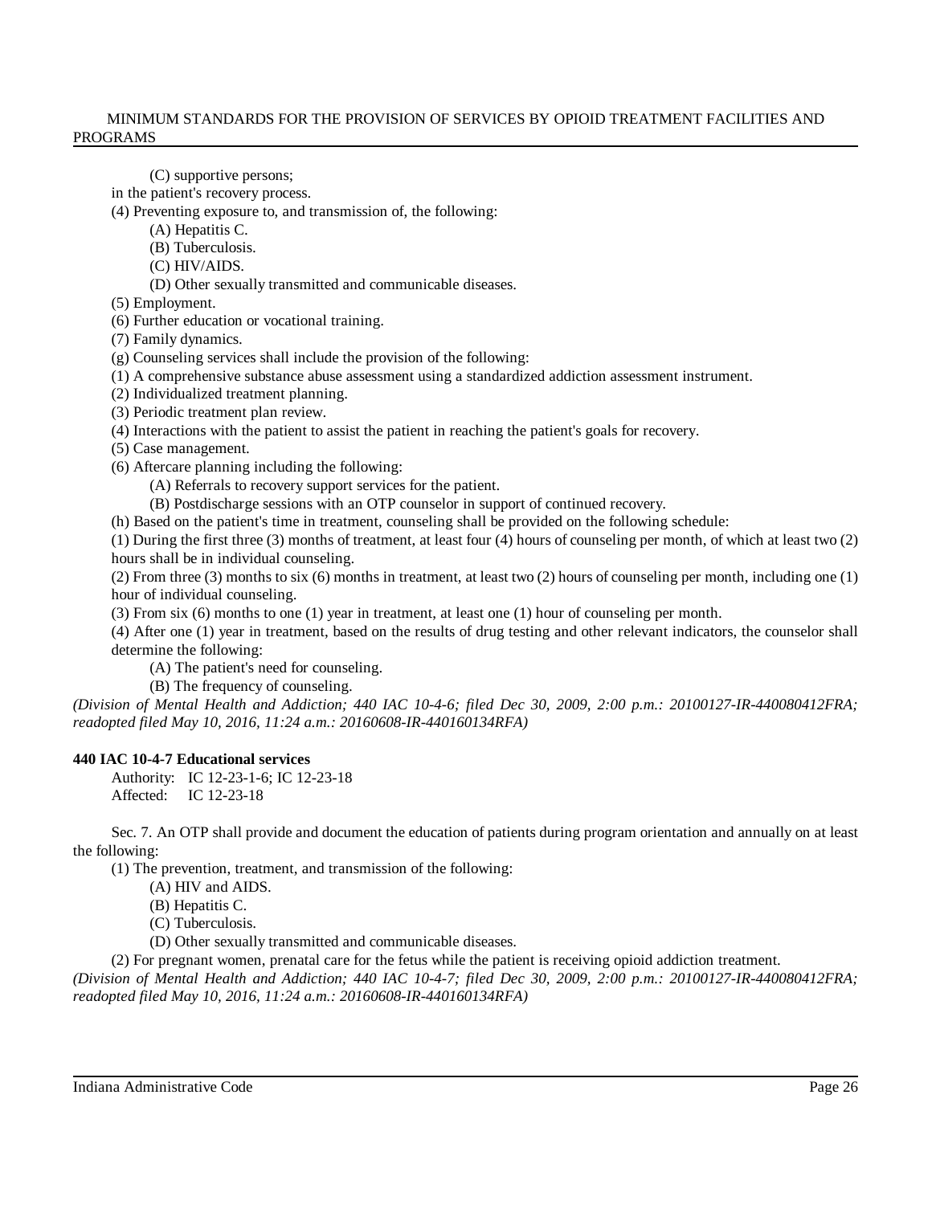(C) supportive persons;

in the patient's recovery process.

(4) Preventing exposure to, and transmission of, the following:

(A) Hepatitis C.

(B) Tuberculosis.

(C) HIV/AIDS.

(D) Other sexually transmitted and communicable diseases.

(5) Employment.

(6) Further education or vocational training.

(7) Family dynamics.

(g) Counseling services shall include the provision of the following:

(1) A comprehensive substance abuse assessment using a standardized addiction assessment instrument.

(2) Individualized treatment planning.

(3) Periodic treatment plan review.

(4) Interactions with the patient to assist the patient in reaching the patient's goals for recovery.

(5) Case management.

(6) Aftercare planning including the following:

(A) Referrals to recovery support services for the patient.

(B) Postdischarge sessions with an OTP counselor in support of continued recovery.

(h) Based on the patient's time in treatment, counseling shall be provided on the following schedule:

(1) During the first three (3) months of treatment, at least four (4) hours of counseling per month, of which at least two (2) hours shall be in individual counseling.

(2) From three (3) months to six (6) months in treatment, at least two (2) hours of counseling per month, including one (1) hour of individual counseling.

(3) From six (6) months to one (1) year in treatment, at least one (1) hour of counseling per month.

(4) After one (1) year in treatment, based on the results of drug testing and other relevant indicators, the counselor shall determine the following:

(A) The patient's need for counseling.

(B) The frequency of counseling.

*(Division of Mental Health and Addiction; 440 IAC 10-4-6; filed Dec 30, 2009, 2:00 p.m.: 20100127-IR-440080412FRA; readopted filed May 10, 2016, 11:24 a.m.: 20160608-IR-440160134RFA)*

**440 IAC 10-4-7 Educational services**

Authority: IC 12-23-1-6; IC 12-23-18
Affected: IC 12-23-18

Sec. 7. An OTP shall provide and document the education of patients during program orientation and annually on at least the following:

(1) The prevention, treatment, and transmission of the following:

(A) HIV and AIDS.

(B) Hepatitis C.

(C) Tuberculosis.

(D) Other sexually transmitted and communicable diseases.

(2) For pregnant women, prenatal care for the fetus while the patient is receiving opioid addiction treatment.

*(Division of Mental Health and Addiction; 440 IAC 10-4-7; filed Dec 30, 2009, 2:00 p.m.: 20100127-IR-440080412FRA; readopted filed May 10, 2016, 11:24 a.m.: 20160608-IR-440160134RFA)*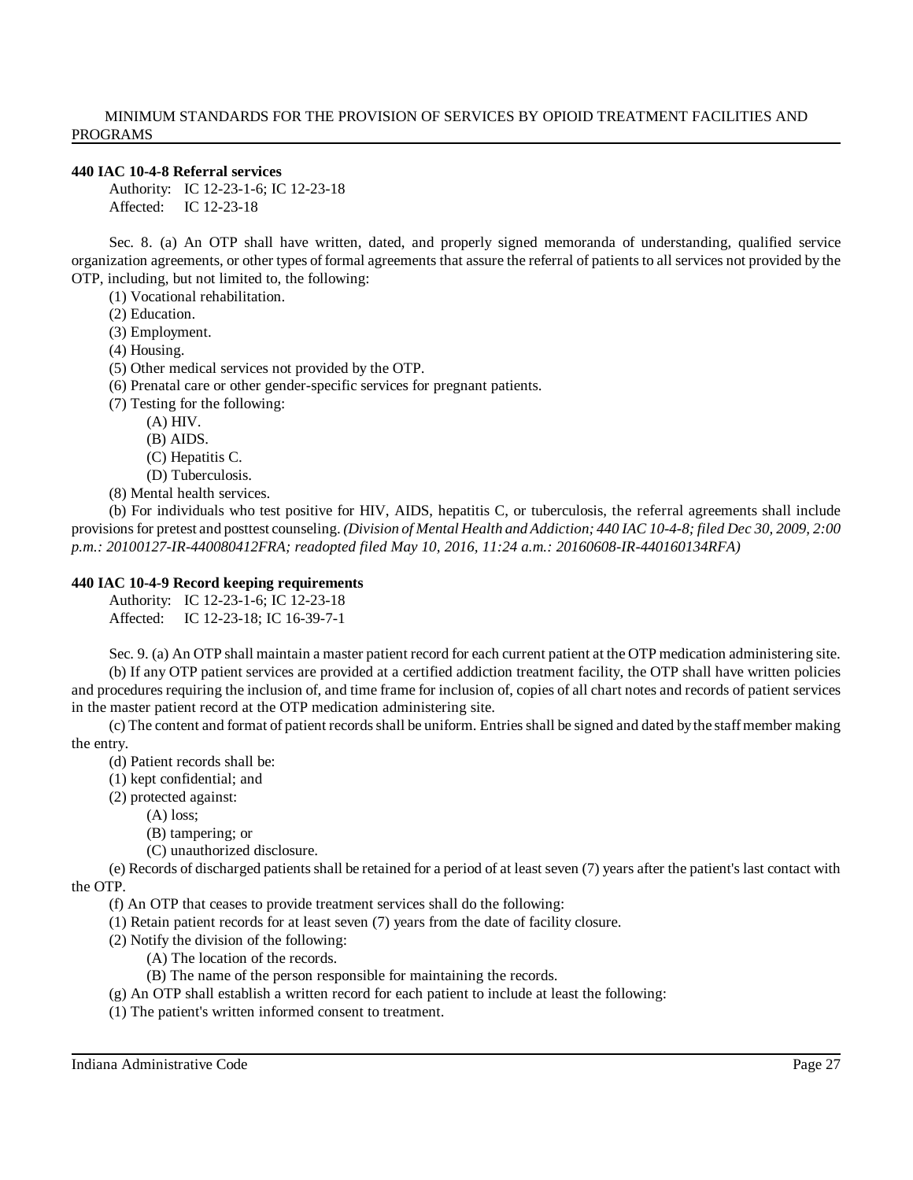**440 IAC 10-4-8 Referral services**

Authority: IC 12-23-1-6; IC 12-23-18
Affected: IC 12-23-18

Sec. 8. (a) An OTP shall have written, dated, and properly signed memoranda of understanding, qualified service organization agreements, or other types of formal agreements that assure the referral of patients to all services not provided by the OTP, including, but not limited to, the following:

(1) Vocational rehabilitation.
(2) Education.
(3) Employment.
(4) Housing.
(5) Other medical services not provided by the OTP.
(6) Prenatal care or other gender-specific services for pregnant patients.
(7) Testing for the following:
  (A) HIV.
  (B) AIDS.
  (C) Hepatitis C.
  (D) Tuberculosis.
(8) Mental health services.

(b) For individuals who test positive for HIV, AIDS, hepatitis C, or tuberculosis, the referral agreements shall include provisions for pretest and posttest counseling. *(Division of Mental Health and Addiction; 440 IAC 10-4-8; filed Dec 30, 2009, 2:00 p.m.: 20100127-IR-440080412FRA; readopted filed May 10, 2016, 11:24 a.m.: 20160608-IR-440160134RFA)*

**440 IAC 10-4-9 Record keeping requirements**

Authority: IC 12-23-1-6; IC 12-23-18
Affected: IC 12-23-18; IC 16-39-7-1

Sec. 9. (a) An OTP shall maintain a master patient record for each current patient at the OTP medication administering site.

(b) If any OTP patient services are provided at a certified addiction treatment facility, the OTP shall have written policies and procedures requiring the inclusion of, and time frame for inclusion of, copies of all chart notes and records of patient services in the master patient record at the OTP medication administering site.

(c) The content and format of patient records shall be uniform. Entries shall be signed and dated by the staff member making the entry.

(d) Patient records shall be:
(1) kept confidential; and
(2) protected against:
  (A) loss;
  (B) tampering; or
  (C) unauthorized disclosure.

(e) Records of discharged patients shall be retained for a period of at least seven (7) years after the patient's last contact with the OTP.

(f) An OTP that ceases to provide treatment services shall do the following:
(1) Retain patient records for at least seven (7) years from the date of facility closure.
(2) Notify the division of the following:
  (A) The location of the records.
  (B) The name of the person responsible for maintaining the records.

(g) An OTP shall establish a written record for each patient to include at least the following:
(1) The patient's written informed consent to treatment.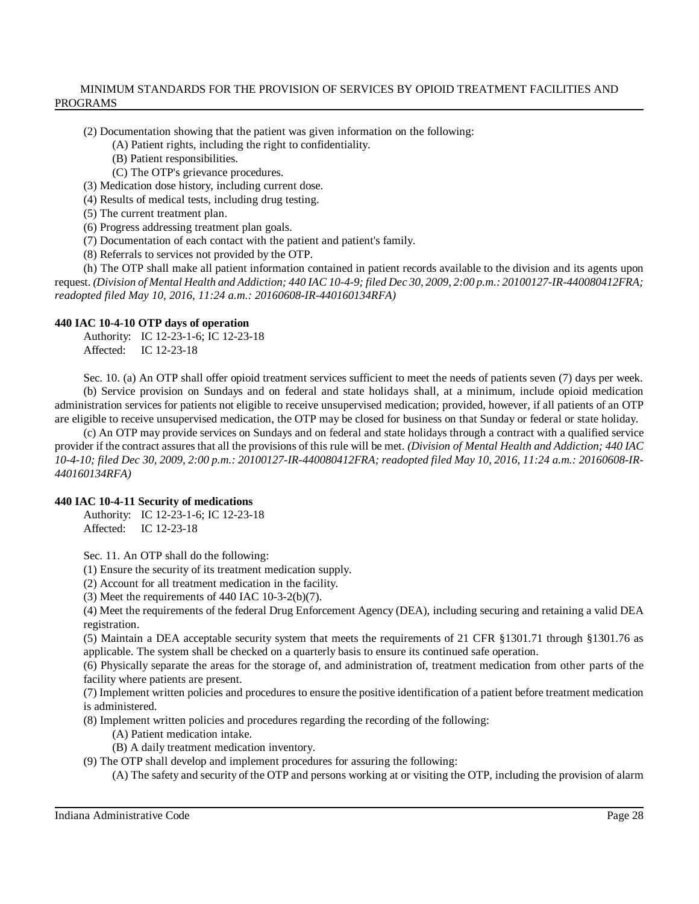(2) Documentation showing that the patient was given information on the following:

(A) Patient rights, including the right to confidentiality.

(B) Patient responsibilities.

(C) The OTP's grievance procedures.

(3) Medication dose history, including current dose.

(4) Results of medical tests, including drug testing.

(5) The current treatment plan.

(6) Progress addressing treatment plan goals.

(7) Documentation of each contact with the patient and patient's family.

(8) Referrals to services not provided by the OTP.

(h) The OTP shall make all patient information contained in patient records available to the division and its agents upon request. *(Division of Mental Health and Addiction; 440 IAC 10-4-9; filed Dec 30, 2009, 2:00 p.m.: 20100127-IR-440080412FRA; readopted filed May 10, 2016, 11:24 a.m.: 20160608-IR-440160134RFA)*

**440 IAC 10-4-10 OTP days of operation**

Authority: IC 12-23-1-6; IC 12-23-18
Affected: IC 12-23-18

Sec. 10. (a) An OTP shall offer opioid treatment services sufficient to meet the needs of patients seven (7) days per week.

(b) Service provision on Sundays and on federal and state holidays shall, at a minimum, include opioid medication administration services for patients not eligible to receive unsupervised medication; provided, however, if all patients of an OTP are eligible to receive unsupervised medication, the OTP may be closed for business on that Sunday or federal or state holiday.

(c) An OTP may provide services on Sundays and on federal and state holidays through a contract with a qualified service provider if the contract assures that all the provisions of this rule will be met. *(Division of Mental Health and Addiction; 440 IAC 10-4-10; filed Dec 30, 2009, 2:00 p.m.: 20100127-IR-440080412FRA; readopted filed May 10, 2016, 11:24 a.m.: 20160608-IR-440160134RFA)*

**440 IAC 10-4-11 Security of medications**

Authority: IC 12-23-1-6; IC 12-23-18
Affected: IC 12-23-18

Sec. 11. An OTP shall do the following:

(1) Ensure the security of its treatment medication supply.

(2) Account for all treatment medication in the facility.

(3) Meet the requirements of 440 IAC 10-3-2(b)(7).

(4) Meet the requirements of the federal Drug Enforcement Agency (DEA), including securing and retaining a valid DEA registration.

(5) Maintain a DEA acceptable security system that meets the requirements of 21 CFR §1301.71 through §1301.76 as applicable. The system shall be checked on a quarterly basis to ensure its continued safe operation.

(6) Physically separate the areas for the storage of, and administration of, treatment medication from other parts of the facility where patients are present.

(7) Implement written policies and procedures to ensure the positive identification of a patient before treatment medication is administered.

(8) Implement written policies and procedures regarding the recording of the following:

(A) Patient medication intake.

(B) A daily treatment medication inventory.

(9) The OTP shall develop and implement procedures for assuring the following:

(A) The safety and security of the OTP and persons working at or visiting the OTP, including the provision of alarm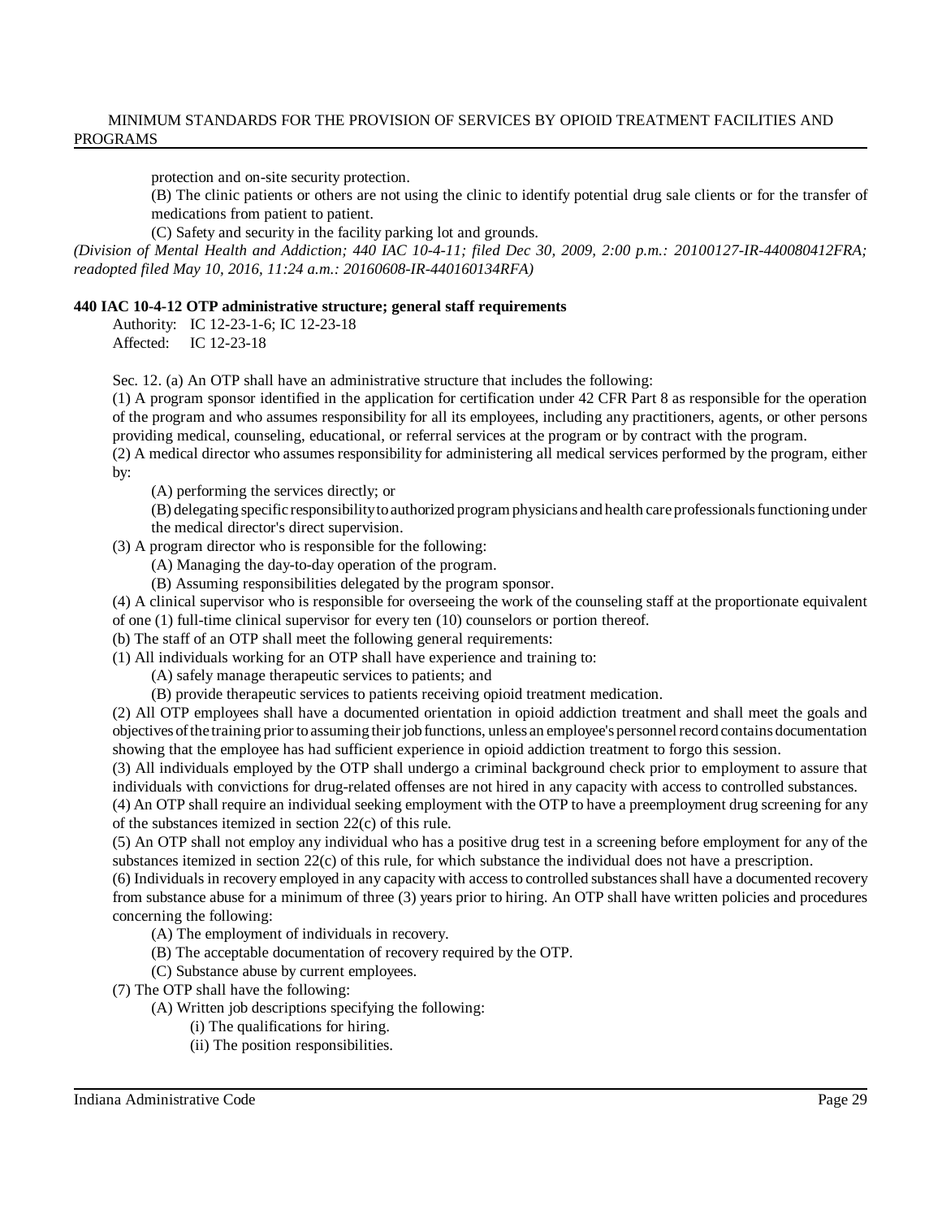protection and on-site security protection.

(B) The clinic patients or others are not using the clinic to identify potential drug sale clients or for the transfer of medications from patient to patient.

(C) Safety and security in the facility parking lot and grounds.

*(Division of Mental Health and Addiction; 440 IAC 10-4-11; filed Dec 30, 2009, 2:00 p.m.: 20100127-IR-440080412FRA; readopted filed May 10, 2016, 11:24 a.m.: 20160608-IR-440160134RFA)*

**440 IAC 10-4-12 OTP administrative structure; general staff requirements**

Authority: IC 12-23-1-6; IC 12-23-18
Affected: IC 12-23-18

Sec. 12. (a) An OTP shall have an administrative structure that includes the following:

(1) A program sponsor identified in the application for certification under 42 CFR Part 8 as responsible for the operation of the program and who assumes responsibility for all its employees, including any practitioners, agents, or other persons providing medical, counseling, educational, or referral services at the program or by contract with the program.

(2) A medical director who assumes responsibility for administering all medical services performed by the program, either by:

(A) performing the services directly; or

(B) delegating specific responsibility to authorized program physicians and health care professionals functioning under the medical director's direct supervision.

(3) A program director who is responsible for the following:

(A) Managing the day-to-day operation of the program.

(B) Assuming responsibilities delegated by the program sponsor.

(4) A clinical supervisor who is responsible for overseeing the work of the counseling staff at the proportionate equivalent of one (1) full-time clinical supervisor for every ten (10) counselors or portion thereof.

(b) The staff of an OTP shall meet the following general requirements:

(1) All individuals working for an OTP shall have experience and training to:

(A) safely manage therapeutic services to patients; and

(B) provide therapeutic services to patients receiving opioid treatment medication.

(2) All OTP employees shall have a documented orientation in opioid addiction treatment and shall meet the goals and objectives of the training prior to assuming their job functions, unless an employee's personnel record contains documentation showing that the employee has had sufficient experience in opioid addiction treatment to forgo this session.

(3) All individuals employed by the OTP shall undergo a criminal background check prior to employment to assure that individuals with convictions for drug-related offenses are not hired in any capacity with access to controlled substances.

(4) An OTP shall require an individual seeking employment with the OTP to have a preemployment drug screening for any of the substances itemized in section 22(c) of this rule.

(5) An OTP shall not employ any individual who has a positive drug test in a screening before employment for any of the substances itemized in section 22(c) of this rule, for which substance the individual does not have a prescription.

(6) Individuals in recovery employed in any capacity with access to controlled substances shall have a documented recovery from substance abuse for a minimum of three (3) years prior to hiring. An OTP shall have written policies and procedures concerning the following:

(A) The employment of individuals in recovery.

(B) The acceptable documentation of recovery required by the OTP.

(C) Substance abuse by current employees.

(7) The OTP shall have the following:

(A) Written job descriptions specifying the following:

(i) The qualifications for hiring.

(ii) The position responsibilities.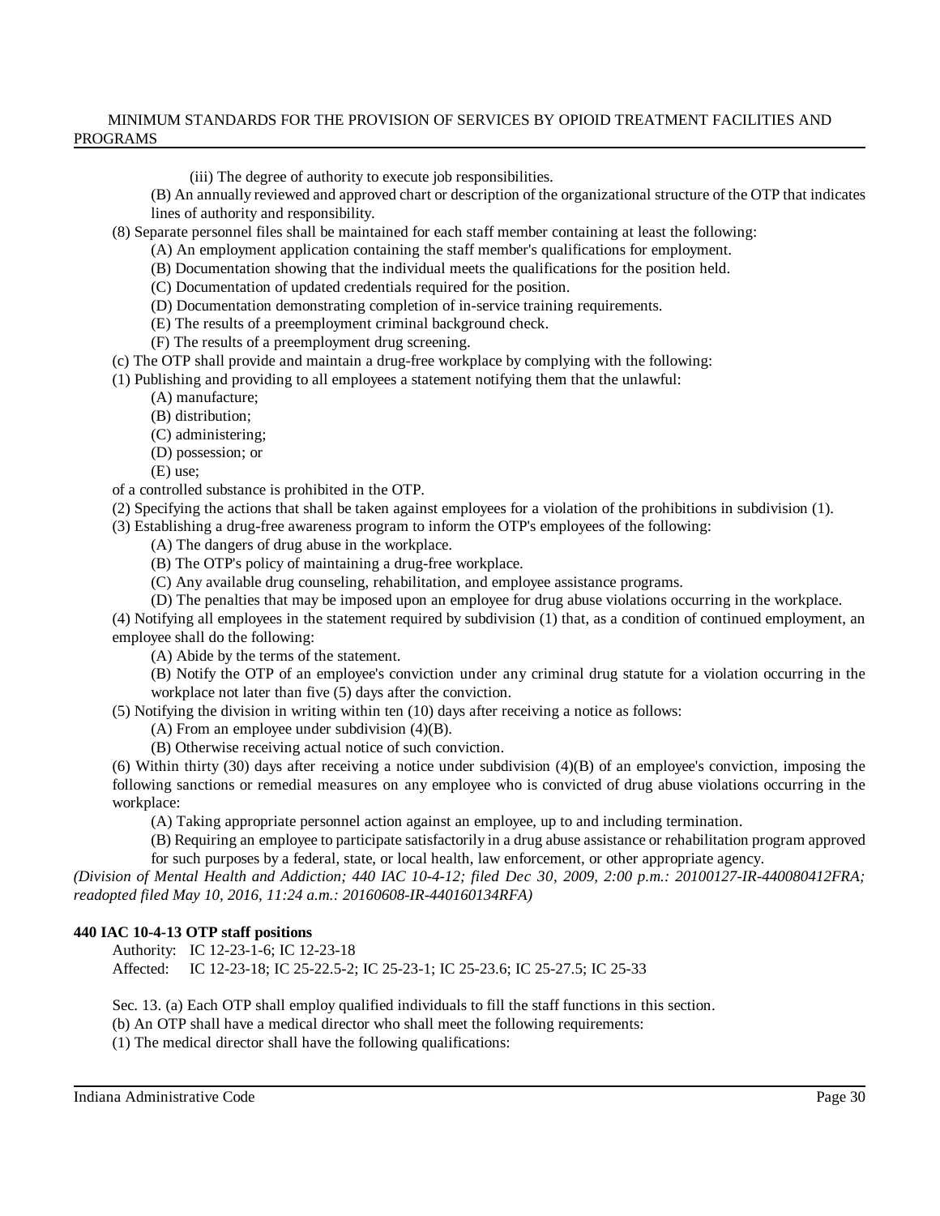(iii) The degree of authority to execute job responsibilities.

(B) An annually reviewed and approved chart or description of the organizational structure of the OTP that indicates lines of authority and responsibility.

(8) Separate personnel files shall be maintained for each staff member containing at least the following:

(A) An employment application containing the staff member's qualifications for employment.

(B) Documentation showing that the individual meets the qualifications for the position held.

(C) Documentation of updated credentials required for the position.

(D) Documentation demonstrating completion of in-service training requirements.

(E) The results of a preemployment criminal background check.

(F) The results of a preemployment drug screening.

(c) The OTP shall provide and maintain a drug-free workplace by complying with the following:

(1) Publishing and providing to all employees a statement notifying them that the unlawful:

(A) manufacture;

(B) distribution;

(C) administering;

(D) possession; or

(E) use;

of a controlled substance is prohibited in the OTP.

(2) Specifying the actions that shall be taken against employees for a violation of the prohibitions in subdivision (1).

(3) Establishing a drug-free awareness program to inform the OTP's employees of the following:

(A) The dangers of drug abuse in the workplace.

(B) The OTP's policy of maintaining a drug-free workplace.

(C) Any available drug counseling, rehabilitation, and employee assistance programs.

(D) The penalties that may be imposed upon an employee for drug abuse violations occurring in the workplace.

(4) Notifying all employees in the statement required by subdivision (1) that, as a condition of continued employment, an employee shall do the following:

(A) Abide by the terms of the statement.

(B) Notify the OTP of an employee's conviction under any criminal drug statute for a violation occurring in the workplace not later than five (5) days after the conviction.

(5) Notifying the division in writing within ten (10) days after receiving a notice as follows:

(A) From an employee under subdivision (4)(B).

(B) Otherwise receiving actual notice of such conviction.

(6) Within thirty (30) days after receiving a notice under subdivision (4)(B) of an employee's conviction, imposing the following sanctions or remedial measures on any employee who is convicted of drug abuse violations occurring in the workplace:

(A) Taking appropriate personnel action against an employee, up to and including termination.

(B) Requiring an employee to participate satisfactorily in a drug abuse assistance or rehabilitation program approved for such purposes by a federal, state, or local health, law enforcement, or other appropriate agency.

*(Division of Mental Health and Addiction; 440 IAC 10-4-12; filed Dec 30, 2009, 2:00 p.m.: 20100127-IR-440080412FRA; readopted filed May 10, 2016, 11:24 a.m.: 20160608-IR-440160134RFA)*

**440 IAC 10-4-13 OTP staff positions**

Authority: IC 12-23-1-6; IC 12-23-18

Affected: IC 12-23-18; IC 25-22.5-2; IC 25-23-1; IC 25-23.6; IC 25-27.5; IC 25-33

Sec. 13. (a) Each OTP shall employ qualified individuals to fill the staff functions in this section.

(b) An OTP shall have a medical director who shall meet the following requirements:

(1) The medical director shall have the following qualifications: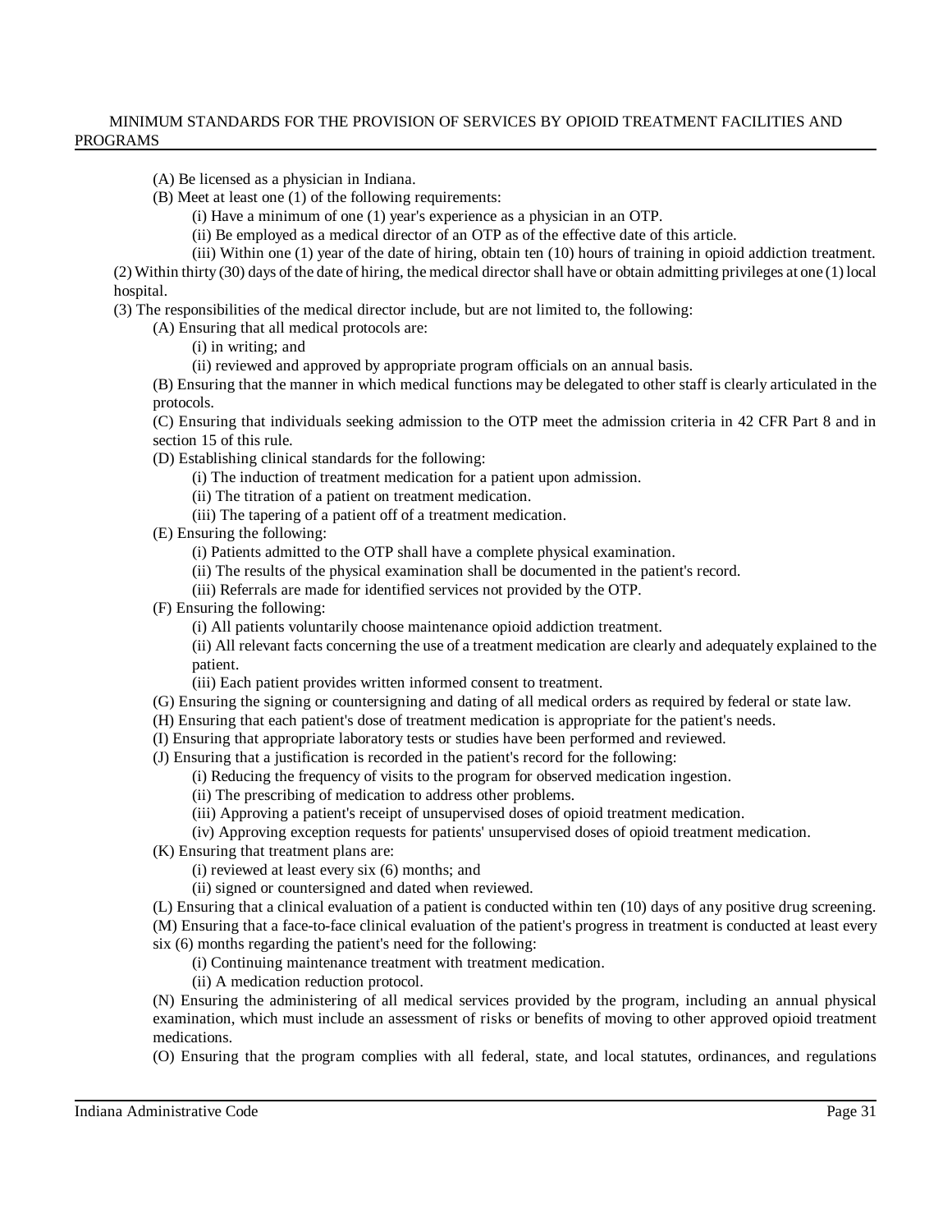(A) Be licensed as a physician in Indiana.

(B) Meet at least one (1) of the following requirements:

(i) Have a minimum of one (1) year's experience as a physician in an OTP.

(ii) Be employed as a medical director of an OTP as of the effective date of this article.

(iii) Within one (1) year of the date of hiring, obtain ten (10) hours of training in opioid addiction treatment.

(2) Within thirty (30) days of the date of hiring, the medical director shall have or obtain admitting privileges at one (1) local hospital.

(3) The responsibilities of the medical director include, but are not limited to, the following:

(A) Ensuring that all medical protocols are:

(i) in writing; and

(ii) reviewed and approved by appropriate program officials on an annual basis.

(B) Ensuring that the manner in which medical functions may be delegated to other staff is clearly articulated in the protocols.

(C) Ensuring that individuals seeking admission to the OTP meet the admission criteria in 42 CFR Part 8 and in section 15 of this rule.

(D) Establishing clinical standards for the following:

(i) The induction of treatment medication for a patient upon admission.

(ii) The titration of a patient on treatment medication.

(iii) The tapering of a patient off of a treatment medication.

(E) Ensuring the following:

(i) Patients admitted to the OTP shall have a complete physical examination.

(ii) The results of the physical examination shall be documented in the patient's record.

(iii) Referrals are made for identified services not provided by the OTP.

(F) Ensuring the following:

(i) All patients voluntarily choose maintenance opioid addiction treatment.

(ii) All relevant facts concerning the use of a treatment medication are clearly and adequately explained to the patient.

(iii) Each patient provides written informed consent to treatment.

(G) Ensuring the signing or countersigning and dating of all medical orders as required by federal or state law.

(H) Ensuring that each patient's dose of treatment medication is appropriate for the patient's needs.

(I) Ensuring that appropriate laboratory tests or studies have been performed and reviewed.

(J) Ensuring that a justification is recorded in the patient's record for the following:

(i) Reducing the frequency of visits to the program for observed medication ingestion.

(ii) The prescribing of medication to address other problems.

(iii) Approving a patient's receipt of unsupervised doses of opioid treatment medication.

(iv) Approving exception requests for patients' unsupervised doses of opioid treatment medication.

(K) Ensuring that treatment plans are:

(i) reviewed at least every six (6) months; and

(ii) signed or countersigned and dated when reviewed.

(L) Ensuring that a clinical evaluation of a patient is conducted within ten (10) days of any positive drug screening.

(M) Ensuring that a face-to-face clinical evaluation of the patient's progress in treatment is conducted at least every six (6) months regarding the patient's need for the following:

(i) Continuing maintenance treatment with treatment medication.

(ii) A medication reduction protocol.

(N) Ensuring the administering of all medical services provided by the program, including an annual physical examination, which must include an assessment of risks or benefits of moving to other approved opioid treatment medications.

(O) Ensuring that the program complies with all federal, state, and local statutes, ordinances, and regulations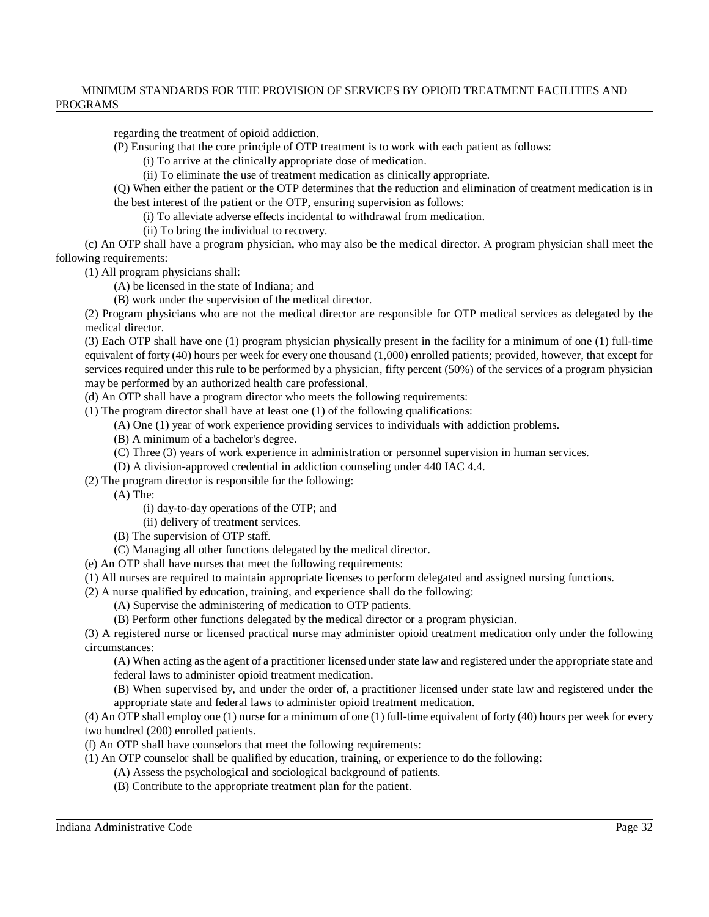regarding the treatment of opioid addiction.

(P) Ensuring that the core principle of OTP treatment is to work with each patient as follows:

(i) To arrive at the clinically appropriate dose of medication.

(ii) To eliminate the use of treatment medication as clinically appropriate.

(Q) When either the patient or the OTP determines that the reduction and elimination of treatment medication is in the best interest of the patient or the OTP, ensuring supervision as follows:

(i) To alleviate adverse effects incidental to withdrawal from medication.

(ii) To bring the individual to recovery.

(c) An OTP shall have a program physician, who may also be the medical director. A program physician shall meet the following requirements:

(1) All program physicians shall:

(A) be licensed in the state of Indiana; and

(B) work under the supervision of the medical director.

(2) Program physicians who are not the medical director are responsible for OTP medical services as delegated by the medical director.

(3) Each OTP shall have one (1) program physician physically present in the facility for a minimum of one (1) full-time equivalent of forty (40) hours per week for every one thousand (1,000) enrolled patients; provided, however, that except for services required under this rule to be performed by a physician, fifty percent (50%) of the services of a program physician may be performed by an authorized health care professional.

(d) An OTP shall have a program director who meets the following requirements:

(1) The program director shall have at least one (1) of the following qualifications:

(A) One (1) year of work experience providing services to individuals with addiction problems.

(B) A minimum of a bachelor's degree.

(C) Three (3) years of work experience in administration or personnel supervision in human services.

(D) A division-approved credential in addiction counseling under 440 IAC 4.4.

(2) The program director is responsible for the following:

(A) The:

(i) day-to-day operations of the OTP; and

(ii) delivery of treatment services.

(B) The supervision of OTP staff.

(C) Managing all other functions delegated by the medical director.

(e) An OTP shall have nurses that meet the following requirements:

(1) All nurses are required to maintain appropriate licenses to perform delegated and assigned nursing functions.

(2) A nurse qualified by education, training, and experience shall do the following:

(A) Supervise the administering of medication to OTP patients.

(B) Perform other functions delegated by the medical director or a program physician.

(3) A registered nurse or licensed practical nurse may administer opioid treatment medication only under the following circumstances:

(A) When acting as the agent of a practitioner licensed under state law and registered under the appropriate state and federal laws to administer opioid treatment medication.

(B) When supervised by, and under the order of, a practitioner licensed under state law and registered under the appropriate state and federal laws to administer opioid treatment medication.

(4) An OTP shall employ one (1) nurse for a minimum of one (1) full-time equivalent of forty (40) hours per week for every two hundred (200) enrolled patients.

(f) An OTP shall have counselors that meet the following requirements:

(1) An OTP counselor shall be qualified by education, training, or experience to do the following:

(A) Assess the psychological and sociological background of patients.

(B) Contribute to the appropriate treatment plan for the patient.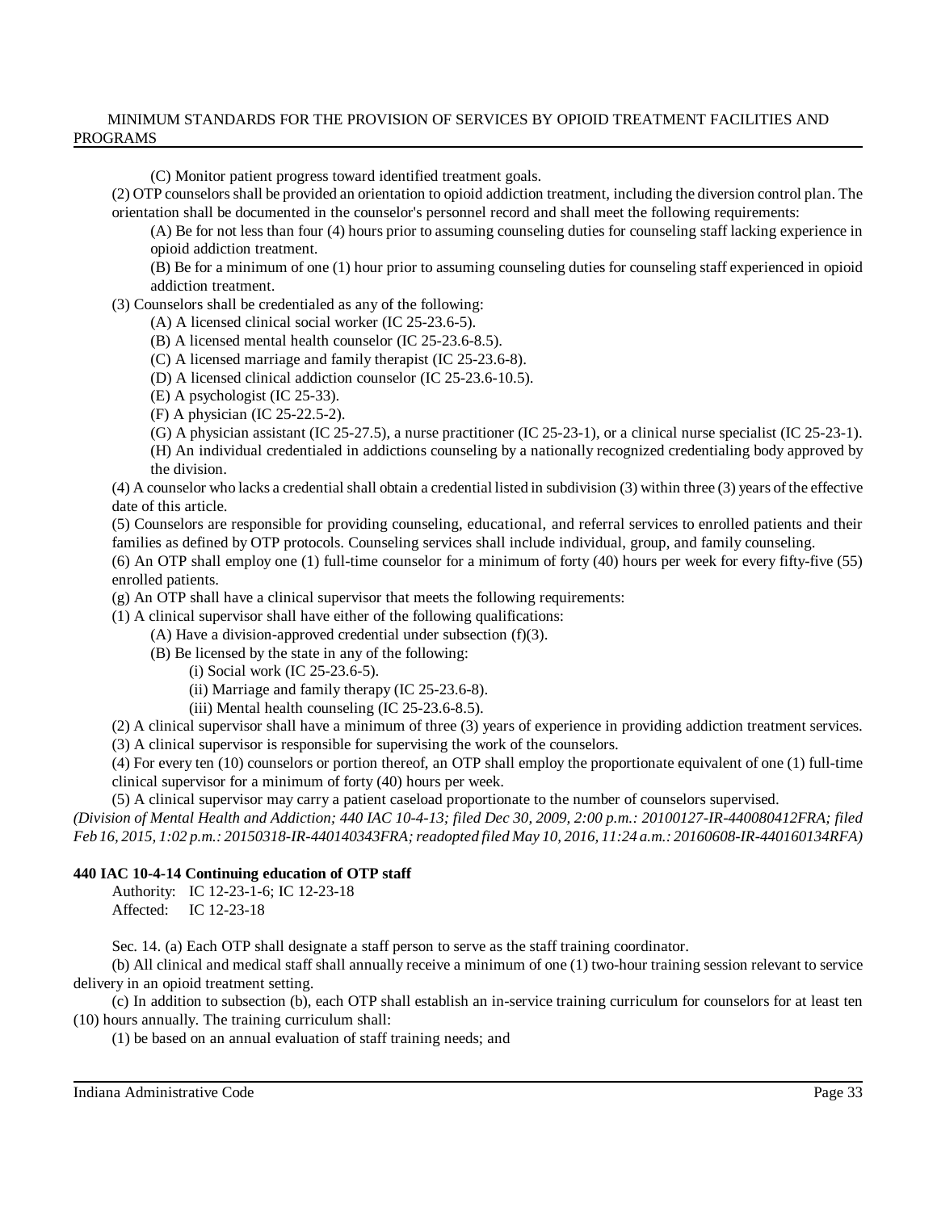(C) Monitor patient progress toward identified treatment goals.

(2) OTP counselors shall be provided an orientation to opioid addiction treatment, including the diversion control plan. The orientation shall be documented in the counselor's personnel record and shall meet the following requirements:

(A) Be for not less than four (4) hours prior to assuming counseling duties for counseling staff lacking experience in opioid addiction treatment.

(B) Be for a minimum of one (1) hour prior to assuming counseling duties for counseling staff experienced in opioid addiction treatment.

(3) Counselors shall be credentialed as any of the following:

(A) A licensed clinical social worker (IC 25-23.6-5).

(B) A licensed mental health counselor (IC 25-23.6-8.5).

(C) A licensed marriage and family therapist (IC 25-23.6-8).

(D) A licensed clinical addiction counselor (IC 25-23.6-10.5).

(E) A psychologist (IC 25-33).

(F) A physician (IC 25-22.5-2).

(G) A physician assistant (IC 25-27.5), a nurse practitioner (IC 25-23-1), or a clinical nurse specialist (IC 25-23-1).

(H) An individual credentialed in addictions counseling by a nationally recognized credentialing body approved by the division.

(4) A counselor who lacks a credential shall obtain a credential listed in subdivision (3) within three (3) years of the effective date of this article.

(5) Counselors are responsible for providing counseling, educational, and referral services to enrolled patients and their families as defined by OTP protocols. Counseling services shall include individual, group, and family counseling.

(6) An OTP shall employ one (1) full-time counselor for a minimum of forty (40) hours per week for every fifty-five (55) enrolled patients.

(g) An OTP shall have a clinical supervisor that meets the following requirements:

(1) A clinical supervisor shall have either of the following qualifications:

(A) Have a division-approved credential under subsection (f)(3).

(B) Be licensed by the state in any of the following:

(i) Social work (IC 25-23.6-5).

(ii) Marriage and family therapy (IC 25-23.6-8).

(iii) Mental health counseling (IC 25-23.6-8.5).

(2) A clinical supervisor shall have a minimum of three (3) years of experience in providing addiction treatment services.

(3) A clinical supervisor is responsible for supervising the work of the counselors.

(4) For every ten (10) counselors or portion thereof, an OTP shall employ the proportionate equivalent of one (1) full-time clinical supervisor for a minimum of forty (40) hours per week.

(5) A clinical supervisor may carry a patient caseload proportionate to the number of counselors supervised.

*(Division of Mental Health and Addiction; 440 IAC 10-4-13; filed Dec 30, 2009, 2:00 p.m.: 20100127-IR-440080412FRA; filed Feb 16, 2015, 1:02 p.m.: 20150318-IR-440140343FRA; readopted filed May 10, 2016, 11:24 a.m.: 20160608-IR-440160134RFA)*

**440 IAC 10-4-14 Continuing education of OTP staff**

Authority: IC 12-23-1-6; IC 12-23-18
Affected: IC 12-23-18

Sec. 14. (a) Each OTP shall designate a staff person to serve as the staff training coordinator.

(b) All clinical and medical staff shall annually receive a minimum of one (1) two-hour training session relevant to service delivery in an opioid treatment setting.

(c) In addition to subsection (b), each OTP shall establish an in-service training curriculum for counselors for at least ten (10) hours annually. The training curriculum shall:

(1) be based on an annual evaluation of staff training needs; and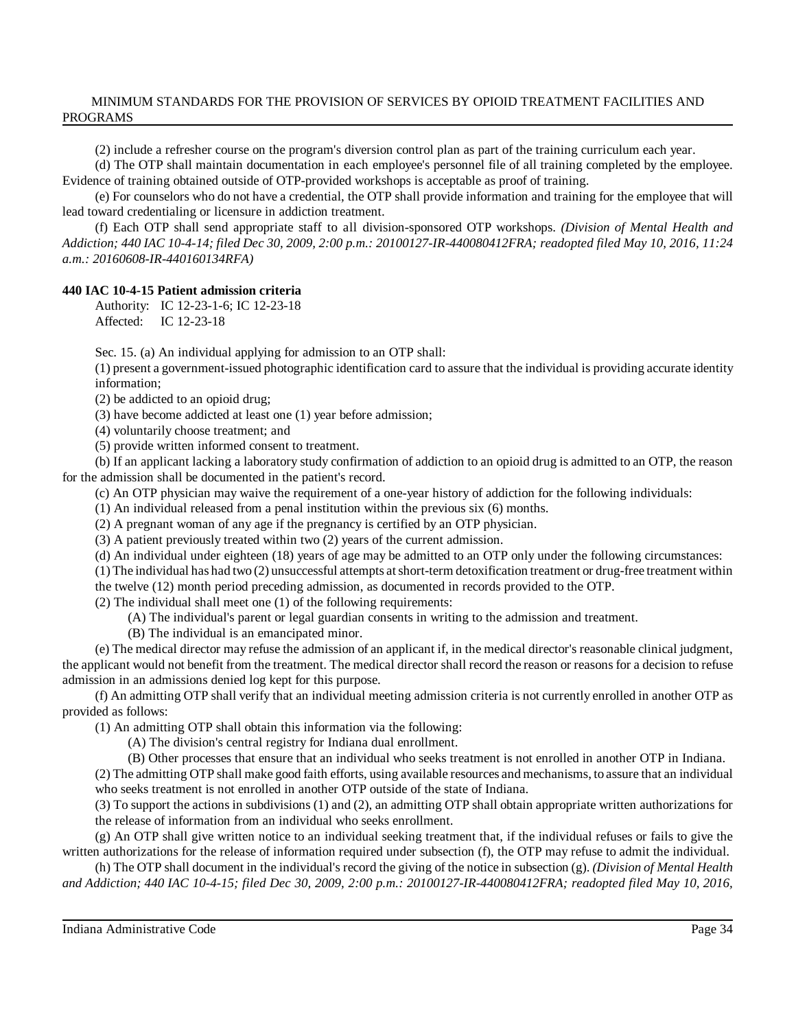(2) include a refresher course on the program's diversion control plan as part of the training curriculum each year.

(d) The OTP shall maintain documentation in each employee's personnel file of all training completed by the employee. Evidence of training obtained outside of OTP-provided workshops is acceptable as proof of training.

(e) For counselors who do not have a credential, the OTP shall provide information and training for the employee that will lead toward credentialing or licensure in addiction treatment.

(f) Each OTP shall send appropriate staff to all division-sponsored OTP workshops. *(Division of Mental Health and Addiction; 440 IAC 10-4-14; filed Dec 30, 2009, 2:00 p.m.: 20100127-IR-440080412FRA; readopted filed May 10, 2016, 11:24 a.m.: 20160608-IR-440160134RFA)*

**440 IAC 10-4-15 Patient admission criteria**

Authority: IC 12-23-1-6; IC 12-23-18
Affected: IC 12-23-18

Sec. 15. (a) An individual applying for admission to an OTP shall:

(1) present a government-issued photographic identification card to assure that the individual is providing accurate identity information;

(2) be addicted to an opioid drug;

(3) have become addicted at least one (1) year before admission;

(4) voluntarily choose treatment; and

(5) provide written informed consent to treatment.

(b) If an applicant lacking a laboratory study confirmation of addiction to an opioid drug is admitted to an OTP, the reason for the admission shall be documented in the patient's record.

(c) An OTP physician may waive the requirement of a one-year history of addiction for the following individuals:

(1) An individual released from a penal institution within the previous six (6) months.

(2) A pregnant woman of any age if the pregnancy is certified by an OTP physician.

(3) A patient previously treated within two (2) years of the current admission.

(d) An individual under eighteen (18) years of age may be admitted to an OTP only under the following circumstances:

(1) The individual has had two (2) unsuccessful attempts at short-term detoxification treatment or drug-free treatment within the twelve (12) month period preceding admission, as documented in records provided to the OTP.

(2) The individual shall meet one (1) of the following requirements:

(A) The individual's parent or legal guardian consents in writing to the admission and treatment.

(B) The individual is an emancipated minor.

(e) The medical director may refuse the admission of an applicant if, in the medical director's reasonable clinical judgment, the applicant would not benefit from the treatment. The medical director shall record the reason or reasons for a decision to refuse admission in an admissions denied log kept for this purpose.

(f) An admitting OTP shall verify that an individual meeting admission criteria is not currently enrolled in another OTP as provided as follows:

(1) An admitting OTP shall obtain this information via the following:

(A) The division's central registry for Indiana dual enrollment.

(B) Other processes that ensure that an individual who seeks treatment is not enrolled in another OTP in Indiana.

(2) The admitting OTP shall make good faith efforts, using available resources and mechanisms, to assure that an individual who seeks treatment is not enrolled in another OTP outside of the state of Indiana.

(3) To support the actions in subdivisions (1) and (2), an admitting OTP shall obtain appropriate written authorizations for the release of information from an individual who seeks enrollment.

(g) An OTP shall give written notice to an individual seeking treatment that, if the individual refuses or fails to give the written authorizations for the release of information required under subsection (f), the OTP may refuse to admit the individual.

(h) The OTP shall document in the individual's record the giving of the notice in subsection (g). *(Division of Mental Health and Addiction; 440 IAC 10-4-15; filed Dec 30, 2009, 2:00 p.m.: 20100127-IR-440080412FRA; readopted filed May 10, 2016,*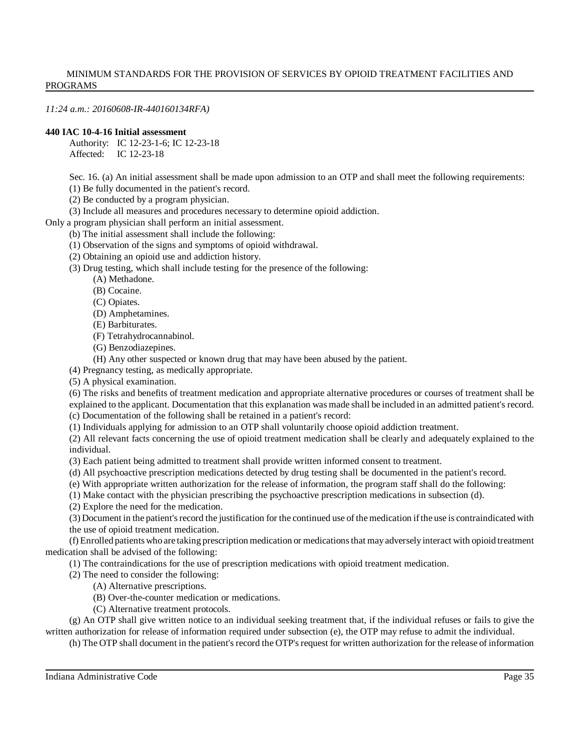*11:24 a.m.: 20160608-IR-440160134RFA)*

**440 IAC 10-4-16 Initial assessment**

Authority: IC 12-23-1-6; IC 12-23-18
Affected: IC 12-23-18

Sec. 16. (a) An initial assessment shall be made upon admission to an OTP and shall meet the following requirements:

(1) Be fully documented in the patient's record.

(2) Be conducted by a program physician.

(3) Include all measures and procedures necessary to determine opioid addiction.

Only a program physician shall perform an initial assessment.

(b) The initial assessment shall include the following:

(1) Observation of the signs and symptoms of opioid withdrawal.

(2) Obtaining an opioid use and addiction history.

(3) Drug testing, which shall include testing for the presence of the following:

(A) Methadone.

(B) Cocaine.

(C) Opiates.

(D) Amphetamines.

(E) Barbiturates.

(F) Tetrahydrocannabinol.

(G) Benzodiazepines.

(H) Any other suspected or known drug that may have been abused by the patient.

(4) Pregnancy testing, as medically appropriate.

(5) A physical examination.

(6) The risks and benefits of treatment medication and appropriate alternative procedures or courses of treatment shall be explained to the applicant. Documentation that this explanation was made shall be included in an admitted patient's record.

(c) Documentation of the following shall be retained in a patient's record:

(1) Individuals applying for admission to an OTP shall voluntarily choose opioid addiction treatment.

(2) All relevant facts concerning the use of opioid treatment medication shall be clearly and adequately explained to the individual.

(3) Each patient being admitted to treatment shall provide written informed consent to treatment.

(d) All psychoactive prescription medications detected by drug testing shall be documented in the patient's record.

(e) With appropriate written authorization for the release of information, the program staff shall do the following:

(1) Make contact with the physician prescribing the psychoactive prescription medications in subsection (d).

(2) Explore the need for the medication.

(3) Document in the patient's record the justification for the continued use of the medication if the use is contraindicated with the use of opioid treatment medication.

(f) Enrolled patients who are taking prescription medication or medications that may adversely interact with opioid treatment medication shall be advised of the following:

(1) The contraindications for the use of prescription medications with opioid treatment medication.

(2) The need to consider the following:

(A) Alternative prescriptions.

(B) Over-the-counter medication or medications.

(C) Alternative treatment protocols.

(g) An OTP shall give written notice to an individual seeking treatment that, if the individual refuses or fails to give the written authorization for release of information required under subsection (e), the OTP may refuse to admit the individual.

(h) The OTP shall document in the patient's record the OTP's request for written authorization for the release of information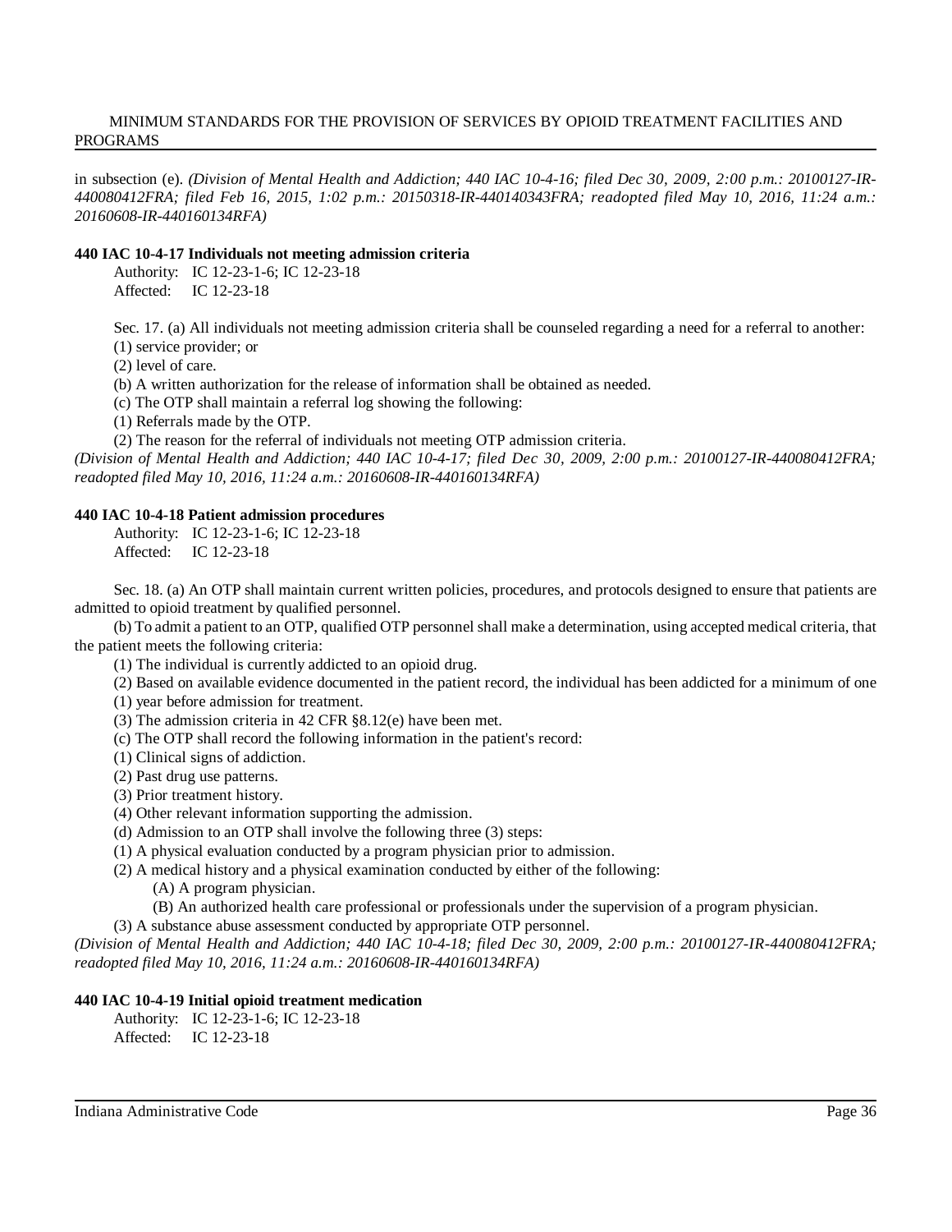in subsection (e). *(Division of Mental Health and Addiction; 440 IAC 10-4-16; filed Dec 30, 2009, 2:00 p.m.: 20100127-IR-440080412FRA; filed Feb 16, 2015, 1:02 p.m.: 20150318-IR-440140343FRA; readopted filed May 10, 2016, 11:24 a.m.: 20160608-IR-440160134RFA)*

**440 IAC 10-4-17 Individuals not meeting admission criteria**

Authority: IC 12-23-1-6; IC 12-23-18
Affected: IC 12-23-18

Sec. 17. (a) All individuals not meeting admission criteria shall be counseled regarding a need for a referral to another:

(1) service provider; or

(2) level of care.

(b) A written authorization for the release of information shall be obtained as needed.

(c) The OTP shall maintain a referral log showing the following:

(1) Referrals made by the OTP.

(2) The reason for the referral of individuals not meeting OTP admission criteria.

*(Division of Mental Health and Addiction; 440 IAC 10-4-17; filed Dec 30, 2009, 2:00 p.m.: 20100127-IR-440080412FRA; readopted filed May 10, 2016, 11:24 a.m.: 20160608-IR-440160134RFA)*

**440 IAC 10-4-18 Patient admission procedures**

Authority: IC 12-23-1-6; IC 12-23-18
Affected: IC 12-23-18

Sec. 18. (a) An OTP shall maintain current written policies, procedures, and protocols designed to ensure that patients are admitted to opioid treatment by qualified personnel.

(b) To admit a patient to an OTP, qualified OTP personnel shall make a determination, using accepted medical criteria, that the patient meets the following criteria:

(1) The individual is currently addicted to an opioid drug.

(2) Based on available evidence documented in the patient record, the individual has been addicted for a minimum of one (1) year before admission for treatment.

(3) The admission criteria in 42 CFR §8.12(e) have been met.

(c) The OTP shall record the following information in the patient's record:

(1) Clinical signs of addiction.

(2) Past drug use patterns.

(3) Prior treatment history.

(4) Other relevant information supporting the admission.

(d) Admission to an OTP shall involve the following three (3) steps:

(1) A physical evaluation conducted by a program physician prior to admission.

(2) A medical history and a physical examination conducted by either of the following:

(A) A program physician.

(B) An authorized health care professional or professionals under the supervision of a program physician.

(3) A substance abuse assessment conducted by appropriate OTP personnel.

*(Division of Mental Health and Addiction; 440 IAC 10-4-18; filed Dec 30, 2009, 2:00 p.m.: 20100127-IR-440080412FRA; readopted filed May 10, 2016, 11:24 a.m.: 20160608-IR-440160134RFA)*

**440 IAC 10-4-19 Initial opioid treatment medication**

Authority: IC 12-23-1-6; IC 12-23-18
Affected: IC 12-23-18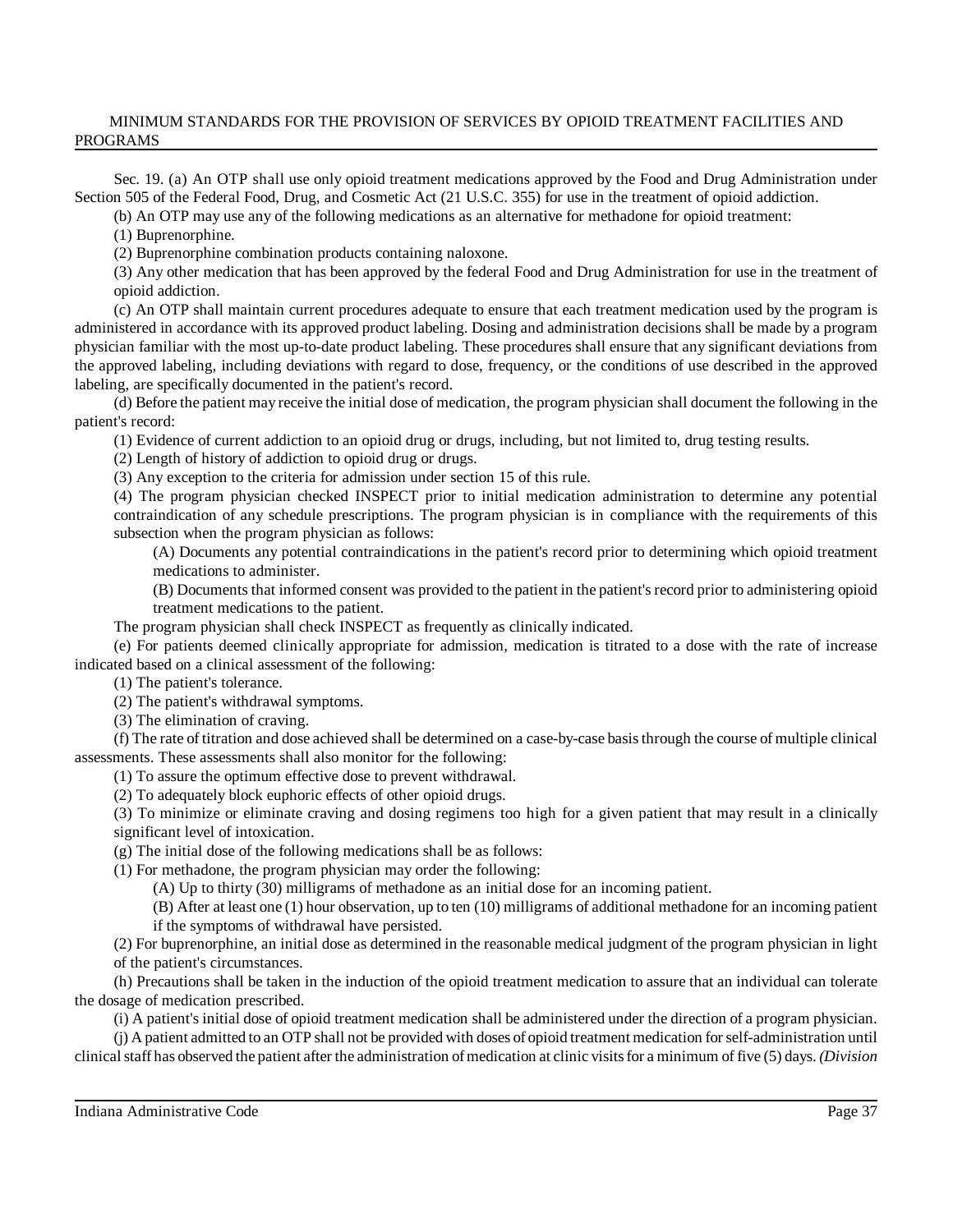Sec. 19. (a) An OTP shall use only opioid treatment medications approved by the Food and Drug Administration under Section 505 of the Federal Food, Drug, and Cosmetic Act (21 U.S.C. 355) for use in the treatment of opioid addiction.

(b) An OTP may use any of the following medications as an alternative for methadone for opioid treatment:

(1) Buprenorphine.

(2) Buprenorphine combination products containing naloxone.

(3) Any other medication that has been approved by the federal Food and Drug Administration for use in the treatment of opioid addiction.

(c) An OTP shall maintain current procedures adequate to ensure that each treatment medication used by the program is administered in accordance with its approved product labeling. Dosing and administration decisions shall be made by a program physician familiar with the most up-to-date product labeling. These procedures shall ensure that any significant deviations from the approved labeling, including deviations with regard to dose, frequency, or the conditions of use described in the approved labeling, are specifically documented in the patient's record.

(d) Before the patient may receive the initial dose of medication, the program physician shall document the following in the patient's record:

(1) Evidence of current addiction to an opioid drug or drugs, including, but not limited to, drug testing results.

(2) Length of history of addiction to opioid drug or drugs.

(3) Any exception to the criteria for admission under section 15 of this rule.

(4) The program physician checked INSPECT prior to initial medication administration to determine any potential contraindication of any schedule prescriptions. The program physician is in compliance with the requirements of this subsection when the program physician as follows:

(A) Documents any potential contraindications in the patient's record prior to determining which opioid treatment medications to administer.

(B) Documents that informed consent was provided to the patient in the patient's record prior to administering opioid treatment medications to the patient.

The program physician shall check INSPECT as frequently as clinically indicated.

(e) For patients deemed clinically appropriate for admission, medication is titrated to a dose with the rate of increase indicated based on a clinical assessment of the following:

(1) The patient's tolerance.

(2) The patient's withdrawal symptoms.

(3) The elimination of craving.

(f) The rate of titration and dose achieved shall be determined on a case-by-case basis through the course of multiple clinical assessments. These assessments shall also monitor for the following:

(1) To assure the optimum effective dose to prevent withdrawal.

(2) To adequately block euphoric effects of other opioid drugs.

(3) To minimize or eliminate craving and dosing regimens too high for a given patient that may result in a clinically significant level of intoxication.

(g) The initial dose of the following medications shall be as follows:

(1) For methadone, the program physician may order the following:

(A) Up to thirty (30) milligrams of methadone as an initial dose for an incoming patient.

(B) After at least one (1) hour observation, up to ten (10) milligrams of additional methadone for an incoming patient if the symptoms of withdrawal have persisted.

(2) For buprenorphine, an initial dose as determined in the reasonable medical judgment of the program physician in light of the patient's circumstances.

(h) Precautions shall be taken in the induction of the opioid treatment medication to assure that an individual can tolerate the dosage of medication prescribed.

(i) A patient's initial dose of opioid treatment medication shall be administered under the direction of a program physician.

(j) A patient admitted to an OTP shall not be provided with doses of opioid treatment medication for self-administration until clinical staff has observed the patient after the administration of medication at clinic visits for a minimum of five (5) days. *(Division*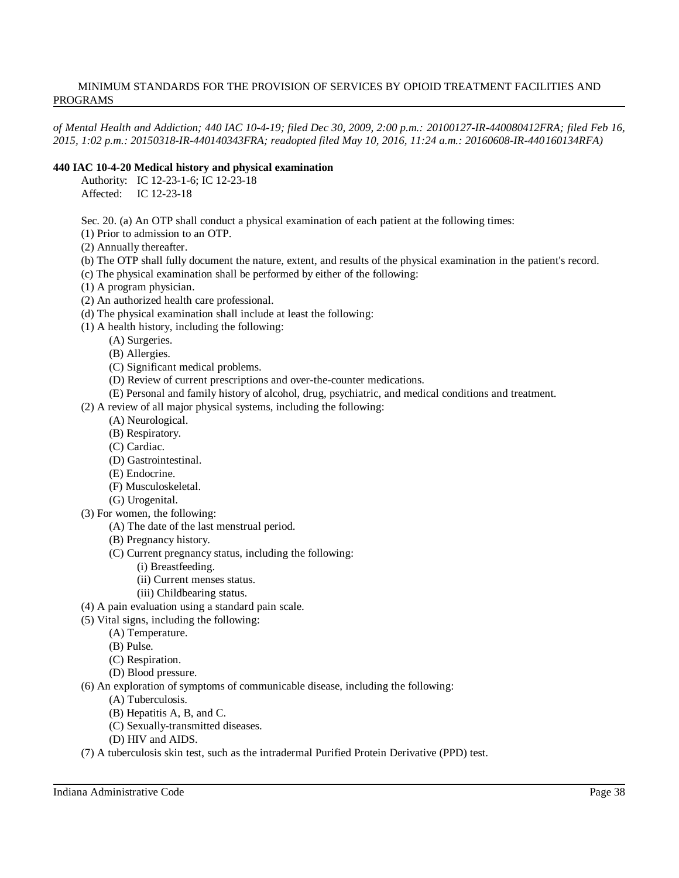*of Mental Health and Addiction; 440 IAC 10-4-19; filed Dec 30, 2009, 2:00 p.m.: 20100127-IR-440080412FRA; filed Feb 16, 2015, 1:02 p.m.: 20150318-IR-440140343FRA; readopted filed May 10, 2016, 11:24 a.m.: 20160608-IR-440160134RFA)*

**440 IAC 10-4-20 Medical history and physical examination**

Authority: IC 12-23-1-6; IC 12-23-18
Affected: IC 12-23-18

Sec. 20. (a) An OTP shall conduct a physical examination of each patient at the following times:

(1) Prior to admission to an OTP.

(2) Annually thereafter.

(b) The OTP shall fully document the nature, extent, and results of the physical examination in the patient's record.

(c) The physical examination shall be performed by either of the following:

(1) A program physician.

(2) An authorized health care professional.

(d) The physical examination shall include at least the following:

(1) A health history, including the following:

- (A) Surgeries.
- (B) Allergies.
- (C) Significant medical problems.
- (D) Review of current prescriptions and over-the-counter medications.
- (E) Personal and family history of alcohol, drug, psychiatric, and medical conditions and treatment.

(2) A review of all major physical systems, including the following:

- (A) Neurological.
- (B) Respiratory.
- (C) Cardiac.
- (D) Gastrointestinal.
- (E) Endocrine.
- (F) Musculoskeletal.
- (G) Urogenital.

(3) For women, the following:

- (A) The date of the last menstrual period.
- (B) Pregnancy history.
- (C) Current pregnancy status, including the following:
  - (i) Breastfeeding.
  - (ii) Current menses status.
  - (iii) Childbearing status.

(4) A pain evaluation using a standard pain scale.

(5) Vital signs, including the following:

- (A) Temperature.
- (B) Pulse.
- (C) Respiration.
- (D) Blood pressure.

(6) An exploration of symptoms of communicable disease, including the following:

- (A) Tuberculosis.
- (B) Hepatitis A, B, and C.
- (C) Sexually-transmitted diseases.
- (D) HIV and AIDS.

(7) A tuberculosis skin test, such as the intradermal Purified Protein Derivative (PPD) test.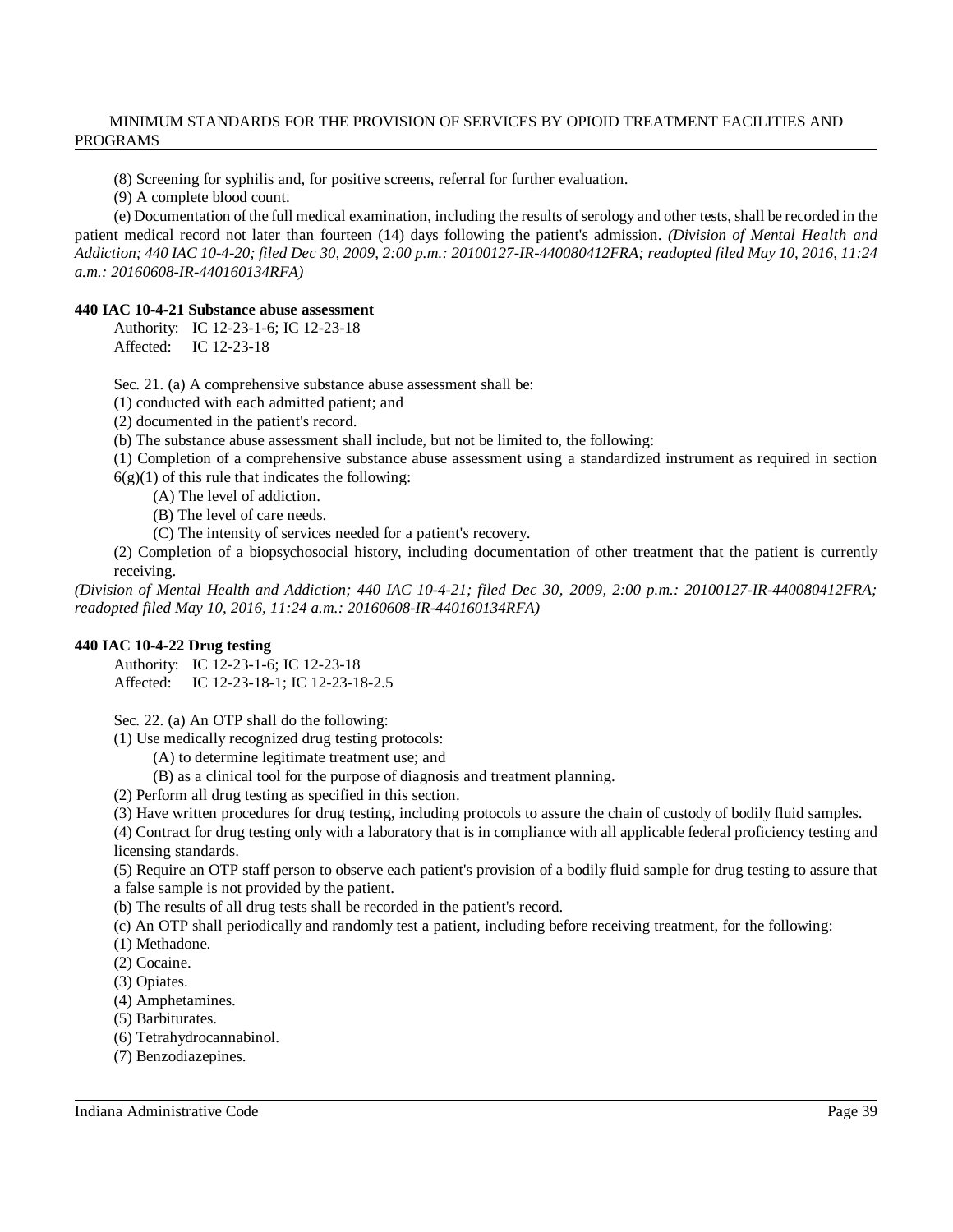(8) Screening for syphilis and, for positive screens, referral for further evaluation.

(9) A complete blood count.

(e) Documentation of the full medical examination, including the results of serology and other tests, shall be recorded in the patient medical record not later than fourteen (14) days following the patient's admission. *(Division of Mental Health and Addiction; 440 IAC 10-4-20; filed Dec 30, 2009, 2:00 p.m.: 20100127-IR-440080412FRA; readopted filed May 10, 2016, 11:24 a.m.: 20160608-IR-440160134RFA)*

**440 IAC 10-4-21 Substance abuse assessment**

Authority: IC 12-23-1-6; IC 12-23-18
Affected: IC 12-23-18

Sec. 21. (a) A comprehensive substance abuse assessment shall be:

(1) conducted with each admitted patient; and

(2) documented in the patient's record.

(b) The substance abuse assessment shall include, but not be limited to, the following:

(1) Completion of a comprehensive substance abuse assessment using a standardized instrument as required in section 6(g)(1) of this rule that indicates the following:

(A) The level of addiction.

(B) The level of care needs.

(C) The intensity of services needed for a patient's recovery.

(2) Completion of a biopsychosocial history, including documentation of other treatment that the patient is currently receiving.

*(Division of Mental Health and Addiction; 440 IAC 10-4-21; filed Dec 30, 2009, 2:00 p.m.: 20100127-IR-440080412FRA; readopted filed May 10, 2016, 11:24 a.m.: 20160608-IR-440160134RFA)*

**440 IAC 10-4-22 Drug testing**

Authority: IC 12-23-1-6; IC 12-23-18
Affected: IC 12-23-18-1; IC 12-23-18-2.5

Sec. 22. (a) An OTP shall do the following:

(1) Use medically recognized drug testing protocols:

(A) to determine legitimate treatment use; and

(B) as a clinical tool for the purpose of diagnosis and treatment planning.

(2) Perform all drug testing as specified in this section.

(3) Have written procedures for drug testing, including protocols to assure the chain of custody of bodily fluid samples.

(4) Contract for drug testing only with a laboratory that is in compliance with all applicable federal proficiency testing and licensing standards.

(5) Require an OTP staff person to observe each patient's provision of a bodily fluid sample for drug testing to assure that a false sample is not provided by the patient.

(b) The results of all drug tests shall be recorded in the patient's record.

(c) An OTP shall periodically and randomly test a patient, including before receiving treatment, for the following:

(1) Methadone.

(2) Cocaine.

(3) Opiates.

(4) Amphetamines.

(5) Barbiturates.

(6) Tetrahydrocannabinol.

(7) Benzodiazepines.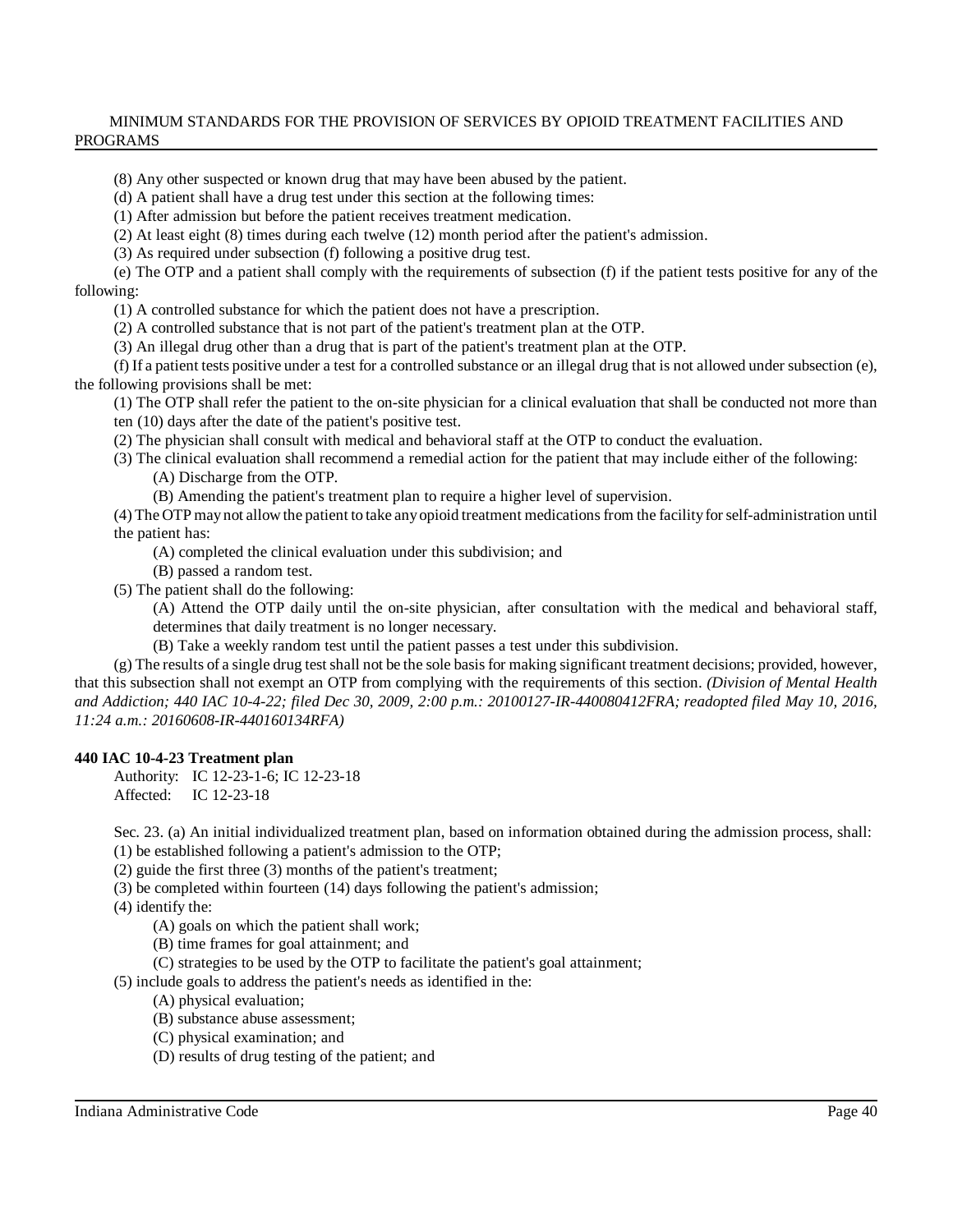(8) Any other suspected or known drug that may have been abused by the patient.

(d) A patient shall have a drug test under this section at the following times:

(1) After admission but before the patient receives treatment medication.

(2) At least eight (8) times during each twelve (12) month period after the patient's admission.

(3) As required under subsection (f) following a positive drug test.

(e) The OTP and a patient shall comply with the requirements of subsection (f) if the patient tests positive for any of the following:

(1) A controlled substance for which the patient does not have a prescription.

(2) A controlled substance that is not part of the patient's treatment plan at the OTP.

(3) An illegal drug other than a drug that is part of the patient's treatment plan at the OTP.

(f) If a patient tests positive under a test for a controlled substance or an illegal drug that is not allowed under subsection (e), the following provisions shall be met:

(1) The OTP shall refer the patient to the on-site physician for a clinical evaluation that shall be conducted not more than ten (10) days after the date of the patient's positive test.

(2) The physician shall consult with medical and behavioral staff at the OTP to conduct the evaluation.

(3) The clinical evaluation shall recommend a remedial action for the patient that may include either of the following:

(A) Discharge from the OTP.

(B) Amending the patient's treatment plan to require a higher level of supervision.

(4) The OTP may not allow the patient to take any opioid treatment medications from the facility for self-administration until the patient has:

(A) completed the clinical evaluation under this subdivision; and

(B) passed a random test.

(5) The patient shall do the following:

(A) Attend the OTP daily until the on-site physician, after consultation with the medical and behavioral staff, determines that daily treatment is no longer necessary.

(B) Take a weekly random test until the patient passes a test under this subdivision.

(g) The results of a single drug test shall not be the sole basis for making significant treatment decisions; provided, however, that this subsection shall not exempt an OTP from complying with the requirements of this section. *(Division of Mental Health and Addiction; 440 IAC 10-4-22; filed Dec 30, 2009, 2:00 p.m.: 20100127-IR-440080412FRA; readopted filed May 10, 2016, 11:24 a.m.: 20160608-IR-440160134RFA)*

**440 IAC 10-4-23 Treatment plan**

Authority: IC 12-23-1-6; IC 12-23-18
Affected: IC 12-23-18

Sec. 23. (a) An initial individualized treatment plan, based on information obtained during the admission process, shall:

(1) be established following a patient's admission to the OTP;

(2) guide the first three (3) months of the patient's treatment;

(3) be completed within fourteen (14) days following the patient's admission;

(4) identify the:

(A) goals on which the patient shall work;

(B) time frames for goal attainment; and

(C) strategies to be used by the OTP to facilitate the patient's goal attainment;

(5) include goals to address the patient's needs as identified in the:

(A) physical evaluation;

(B) substance abuse assessment;

(C) physical examination; and

(D) results of drug testing of the patient; and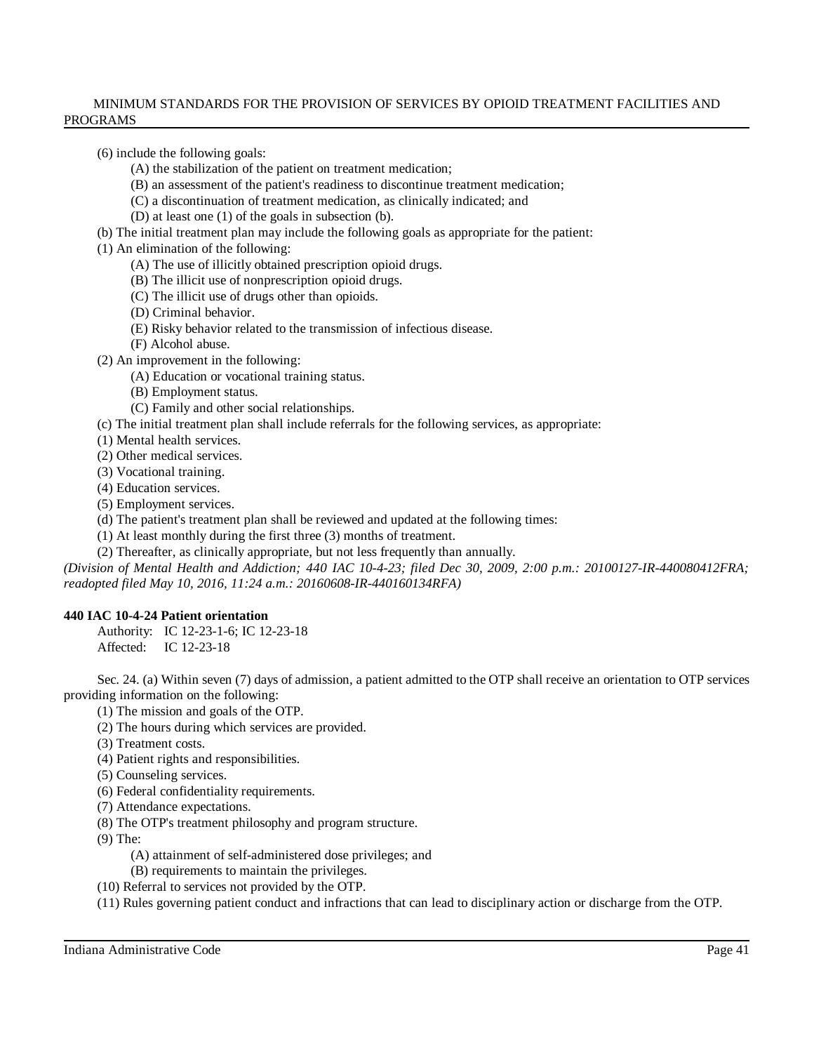(6) include the following goals:

(A) the stabilization of the patient on treatment medication;

(B) an assessment of the patient's readiness to discontinue treatment medication;

(C) a discontinuation of treatment medication, as clinically indicated; and

(D) at least one (1) of the goals in subsection (b).

(b) The initial treatment plan may include the following goals as appropriate for the patient:

(1) An elimination of the following:

(A) The use of illicitly obtained prescription opioid drugs.

(B) The illicit use of nonprescription opioid drugs.

(C) The illicit use of drugs other than opioids.

(D) Criminal behavior.

(E) Risky behavior related to the transmission of infectious disease.

(F) Alcohol abuse.

(2) An improvement in the following:

(A) Education or vocational training status.

(B) Employment status.

(C) Family and other social relationships.

(c) The initial treatment plan shall include referrals for the following services, as appropriate:

(1) Mental health services.

(2) Other medical services.

(3) Vocational training.

(4) Education services.

(5) Employment services.

(d) The patient's treatment plan shall be reviewed and updated at the following times:

(1) At least monthly during the first three (3) months of treatment.

(2) Thereafter, as clinically appropriate, but not less frequently than annually.

*(Division of Mental Health and Addiction; 440 IAC 10-4-23; filed Dec 30, 2009, 2:00 p.m.: 20100127-IR-440080412FRA; readopted filed May 10, 2016, 11:24 a.m.: 20160608-IR-440160134RFA)*

**440 IAC 10-4-24 Patient orientation**

Authority: IC 12-23-1-6; IC 12-23-18

Affected: IC 12-23-18

Sec. 24. (a) Within seven (7) days of admission, a patient admitted to the OTP shall receive an orientation to OTP services providing information on the following:

(1) The mission and goals of the OTP.

(2) The hours during which services are provided.

(3) Treatment costs.

(4) Patient rights and responsibilities.

(5) Counseling services.

(6) Federal confidentiality requirements.

(7) Attendance expectations.

(8) The OTP's treatment philosophy and program structure.

(9) The:

(A) attainment of self-administered dose privileges; and

(B) requirements to maintain the privileges.

(10) Referral to services not provided by the OTP.

(11) Rules governing patient conduct and infractions that can lead to disciplinary action or discharge from the OTP.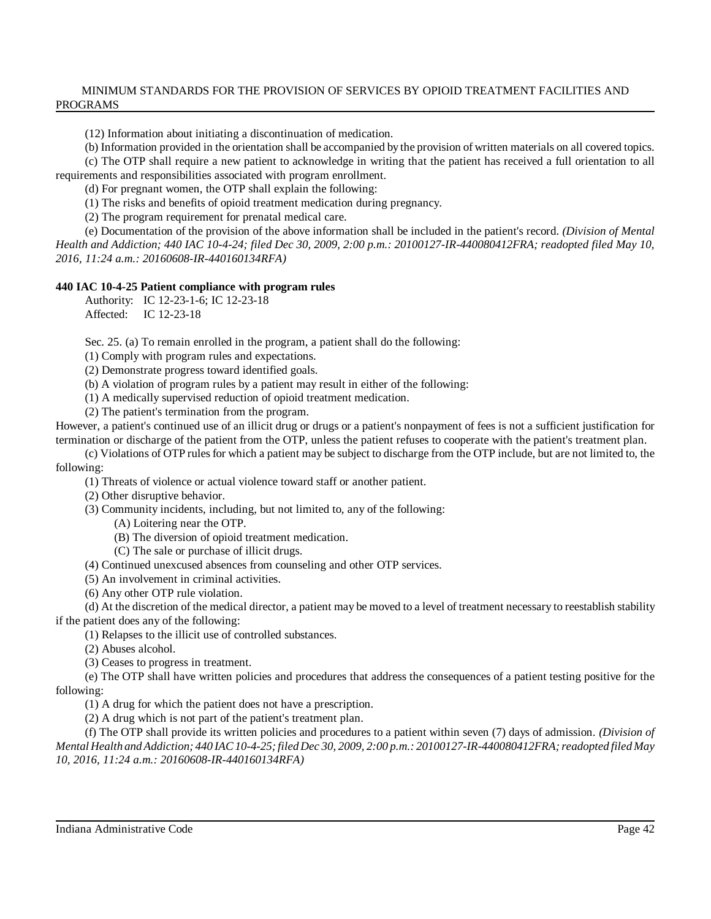(12) Information about initiating a discontinuation of medication.

(b) Information provided in the orientation shall be accompanied by the provision of written materials on all covered topics.

(c) The OTP shall require a new patient to acknowledge in writing that the patient has received a full orientation to all requirements and responsibilities associated with program enrollment.

(d) For pregnant women, the OTP shall explain the following:

(1) The risks and benefits of opioid treatment medication during pregnancy.

(2) The program requirement for prenatal medical care.

(e) Documentation of the provision of the above information shall be included in the patient's record. *(Division of Mental Health and Addiction; 440 IAC 10-4-24; filed Dec 30, 2009, 2:00 p.m.: 20100127-IR-440080412FRA; readopted filed May 10, 2016, 11:24 a.m.: 20160608-IR-440160134RFA)*

**440 IAC 10-4-25 Patient compliance with program rules**

Authority: IC 12-23-1-6; IC 12-23-18

Affected: IC 12-23-18

Sec. 25. (a) To remain enrolled in the program, a patient shall do the following:

(1) Comply with program rules and expectations.

(2) Demonstrate progress toward identified goals.

(b) A violation of program rules by a patient may result in either of the following:

(1) A medically supervised reduction of opioid treatment medication.

(2) The patient's termination from the program.

However, a patient's continued use of an illicit drug or drugs or a patient's nonpayment of fees is not a sufficient justification for termination or discharge of the patient from the OTP, unless the patient refuses to cooperate with the patient's treatment plan.

(c) Violations of OTP rules for which a patient may be subject to discharge from the OTP include, but are not limited to, the following:

(1) Threats of violence or actual violence toward staff or another patient.

(2) Other disruptive behavior.

(3) Community incidents, including, but not limited to, any of the following:

(A) Loitering near the OTP.

(B) The diversion of opioid treatment medication.

(C) The sale or purchase of illicit drugs.

(4) Continued unexcused absences from counseling and other OTP services.

(5) An involvement in criminal activities.

(6) Any other OTP rule violation.

(d) At the discretion of the medical director, a patient may be moved to a level of treatment necessary to reestablish stability if the patient does any of the following:

(1) Relapses to the illicit use of controlled substances.

(2) Abuses alcohol.

(3) Ceases to progress in treatment.

(e) The OTP shall have written policies and procedures that address the consequences of a patient testing positive for the following:

(1) A drug for which the patient does not have a prescription.

(2) A drug which is not part of the patient's treatment plan.

(f) The OTP shall provide its written policies and procedures to a patient within seven (7) days of admission. *(Division of Mental Health and Addiction; 440 IAC 10-4-25; filed Dec 30, 2009, 2:00 p.m.: 20100127-IR-440080412FRA; readopted filed May 10, 2016, 11:24 a.m.: 20160608-IR-440160134RFA)*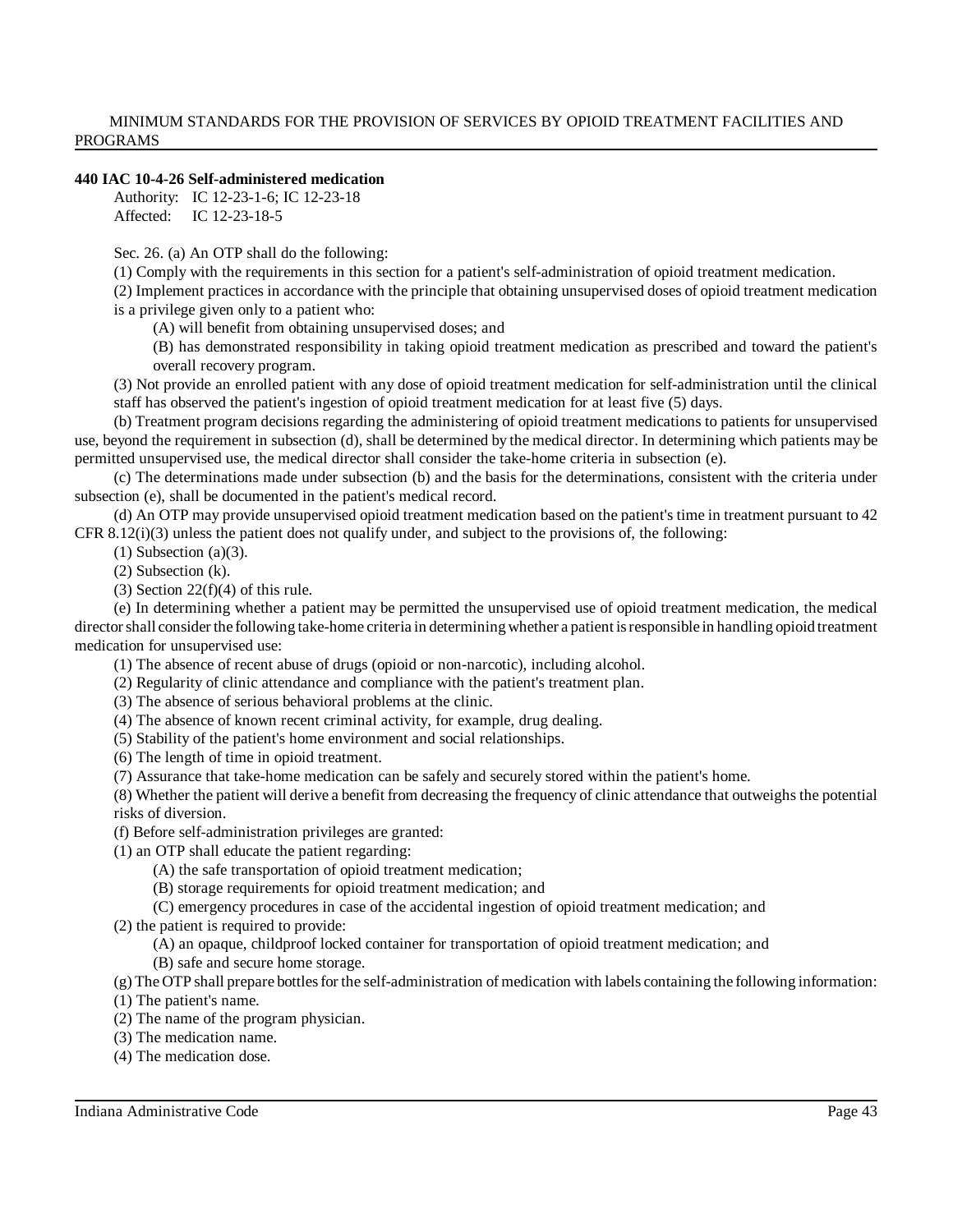**440 IAC 10-4-26 Self-administered medication**

Authority: IC 12-23-1-6; IC 12-23-18
Affected: IC 12-23-18-5

Sec. 26. (a) An OTP shall do the following:

(1) Comply with the requirements in this section for a patient's self-administration of opioid treatment medication.

(2) Implement practices in accordance with the principle that obtaining unsupervised doses of opioid treatment medication is a privilege given only to a patient who:

(A) will benefit from obtaining unsupervised doses; and

(B) has demonstrated responsibility in taking opioid treatment medication as prescribed and toward the patient's overall recovery program.

(3) Not provide an enrolled patient with any dose of opioid treatment medication for self-administration until the clinical staff has observed the patient's ingestion of opioid treatment medication for at least five (5) days.

(b) Treatment program decisions regarding the administering of opioid treatment medications to patients for unsupervised use, beyond the requirement in subsection (d), shall be determined by the medical director. In determining which patients may be permitted unsupervised use, the medical director shall consider the take-home criteria in subsection (e).

(c) The determinations made under subsection (b) and the basis for the determinations, consistent with the criteria under subsection (e), shall be documented in the patient's medical record.

(d) An OTP may provide unsupervised opioid treatment medication based on the patient's time in treatment pursuant to 42 CFR 8.12(i)(3) unless the patient does not qualify under, and subject to the provisions of, the following:

(1) Subsection (a)(3).

(2) Subsection (k).

(3) Section 22(f)(4) of this rule.

(e) In determining whether a patient may be permitted the unsupervised use of opioid treatment medication, the medical director shall consider the following take-home criteria in determining whether a patient is responsible in handling opioid treatment medication for unsupervised use:

(1) The absence of recent abuse of drugs (opioid or non-narcotic), including alcohol.

(2) Regularity of clinic attendance and compliance with the patient's treatment plan.

(3) The absence of serious behavioral problems at the clinic.

(4) The absence of known recent criminal activity, for example, drug dealing.

(5) Stability of the patient's home environment and social relationships.

(6) The length of time in opioid treatment.

(7) Assurance that take-home medication can be safely and securely stored within the patient's home.

(8) Whether the patient will derive a benefit from decreasing the frequency of clinic attendance that outweighs the potential risks of diversion.

(f) Before self-administration privileges are granted:

(1) an OTP shall educate the patient regarding:

(A) the safe transportation of opioid treatment medication;

(B) storage requirements for opioid treatment medication; and

(C) emergency procedures in case of the accidental ingestion of opioid treatment medication; and

(2) the patient is required to provide:

(A) an opaque, childproof locked container for transportation of opioid treatment medication; and

(B) safe and secure home storage.

(g) The OTP shall prepare bottles for the self-administration of medication with labels containing the following information:

(1) The patient's name.

(2) The name of the program physician.

(3) The medication name.

(4) The medication dose.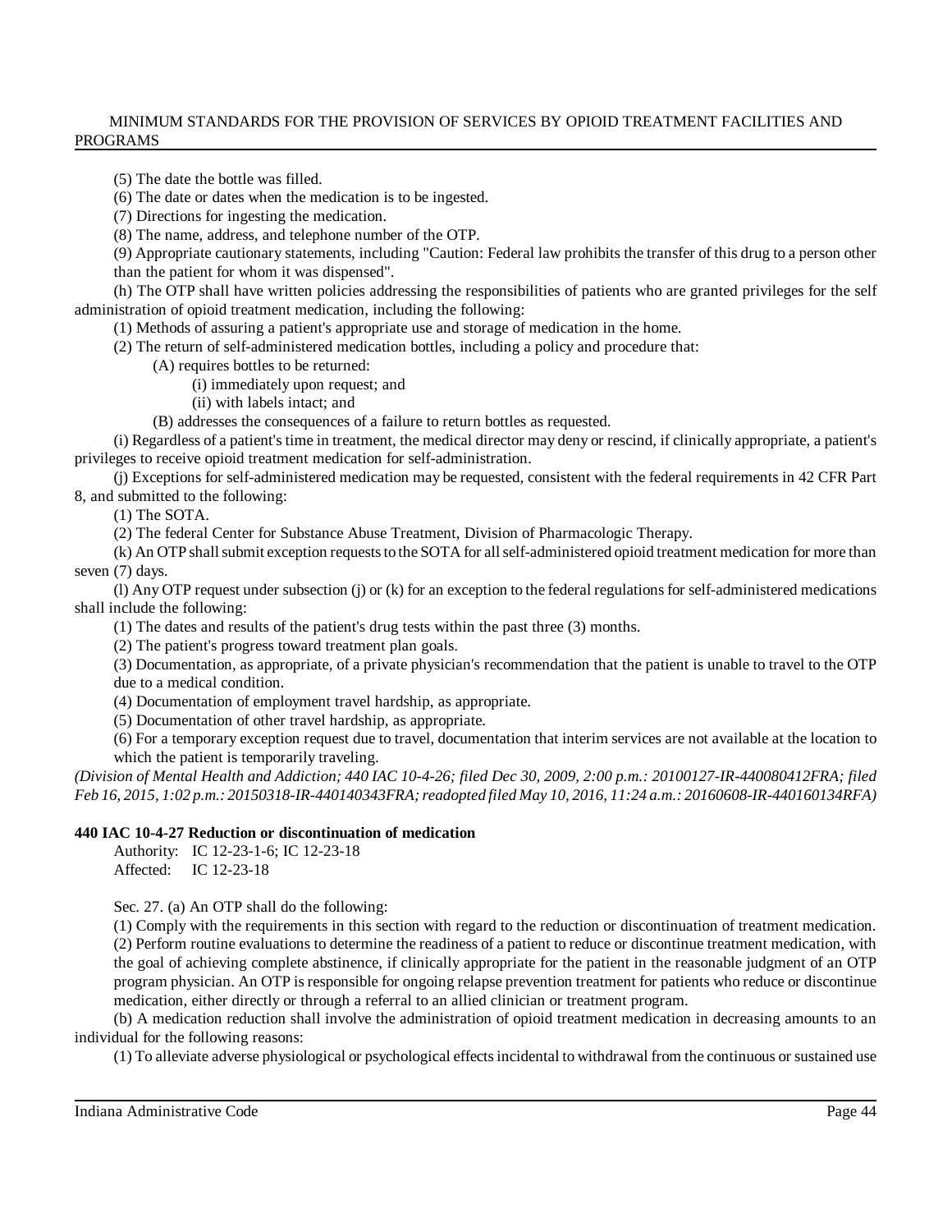(5) The date the bottle was filled.

(6) The date or dates when the medication is to be ingested.

(7) Directions for ingesting the medication.

(8) The name, address, and telephone number of the OTP.

(9) Appropriate cautionary statements, including "Caution: Federal law prohibits the transfer of this drug to a person other than the patient for whom it was dispensed".

(h) The OTP shall have written policies addressing the responsibilities of patients who are granted privileges for the self administration of opioid treatment medication, including the following:

(1) Methods of assuring a patient's appropriate use and storage of medication in the home.

(2) The return of self-administered medication bottles, including a policy and procedure that:

(A) requires bottles to be returned:

(i) immediately upon request; and

(ii) with labels intact; and

(B) addresses the consequences of a failure to return bottles as requested.

(i) Regardless of a patient's time in treatment, the medical director may deny or rescind, if clinically appropriate, a patient's privileges to receive opioid treatment medication for self-administration.

(j) Exceptions for self-administered medication may be requested, consistent with the federal requirements in 42 CFR Part 8, and submitted to the following:

(1) The SOTA.

(2) The federal Center for Substance Abuse Treatment, Division of Pharmacologic Therapy.

(k) An OTP shall submit exception requests to the SOTA for all self-administered opioid treatment medication for more than seven (7) days.

(l) Any OTP request under subsection (j) or (k) for an exception to the federal regulations for self-administered medications shall include the following:

(1) The dates and results of the patient's drug tests within the past three (3) months.

(2) The patient's progress toward treatment plan goals.

(3) Documentation, as appropriate, of a private physician's recommendation that the patient is unable to travel to the OTP due to a medical condition.

(4) Documentation of employment travel hardship, as appropriate.

(5) Documentation of other travel hardship, as appropriate.

(6) For a temporary exception request due to travel, documentation that interim services are not available at the location to which the patient is temporarily traveling.

*(Division of Mental Health and Addiction; 440 IAC 10-4-26; filed Dec 30, 2009, 2:00 p.m.: 20100127-IR-440080412FRA; filed Feb 16, 2015, 1:02 p.m.: 20150318-IR-440140343FRA; readopted filed May 10, 2016, 11:24 a.m.: 20160608-IR-440160134RFA)*

**440 IAC 10-4-27 Reduction or discontinuation of medication**

Authority: IC 12-23-1-6; IC 12-23-18
Affected: IC 12-23-18

Sec. 27. (a) An OTP shall do the following:

(1) Comply with the requirements in this section with regard to the reduction or discontinuation of treatment medication.

(2) Perform routine evaluations to determine the readiness of a patient to reduce or discontinue treatment medication, with the goal of achieving complete abstinence, if clinically appropriate for the patient in the reasonable judgment of an OTP program physician. An OTP is responsible for ongoing relapse prevention treatment for patients who reduce or discontinue medication, either directly or through a referral to an allied clinician or treatment program.

(b) A medication reduction shall involve the administration of opioid treatment medication in decreasing amounts to an individual for the following reasons:

(1) To alleviate adverse physiological or psychological effects incidental to withdrawal from the continuous or sustained use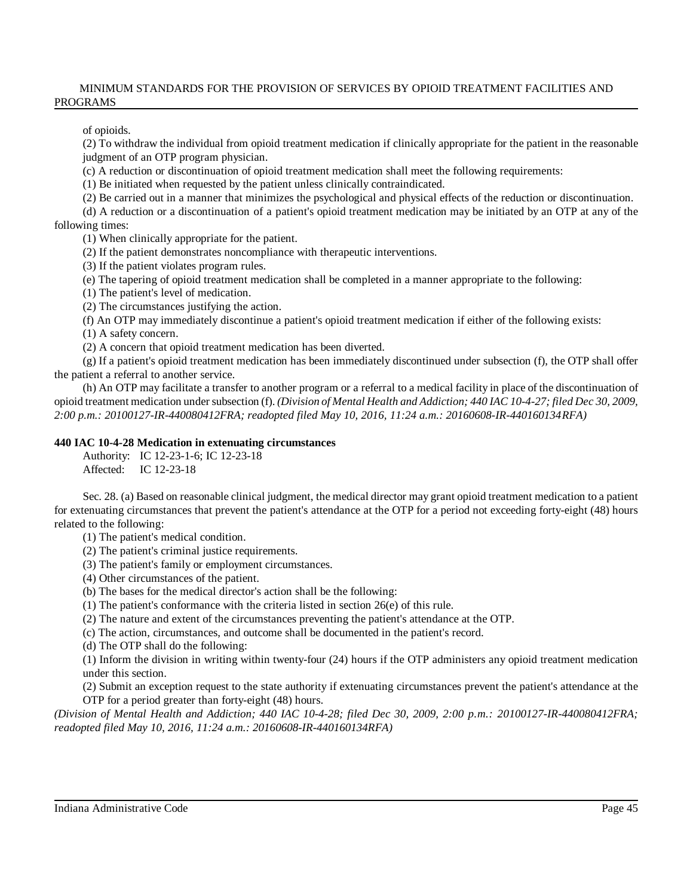of opioids.

(2) To withdraw the individual from opioid treatment medication if clinically appropriate for the patient in the reasonable judgment of an OTP program physician.

(c) A reduction or discontinuation of opioid treatment medication shall meet the following requirements:

(1) Be initiated when requested by the patient unless clinically contraindicated.

(2) Be carried out in a manner that minimizes the psychological and physical effects of the reduction or discontinuation.

(d) A reduction or a discontinuation of a patient's opioid treatment medication may be initiated by an OTP at any of the following times:

(1) When clinically appropriate for the patient.

(2) If the patient demonstrates noncompliance with therapeutic interventions.

(3) If the patient violates program rules.

(e) The tapering of opioid treatment medication shall be completed in a manner appropriate to the following:

(1) The patient's level of medication.

(2) The circumstances justifying the action.

(f) An OTP may immediately discontinue a patient's opioid treatment medication if either of the following exists:

(1) A safety concern.

(2) A concern that opioid treatment medication has been diverted.

(g) If a patient's opioid treatment medication has been immediately discontinued under subsection (f), the OTP shall offer the patient a referral to another service.

(h) An OTP may facilitate a transfer to another program or a referral to a medical facility in place of the discontinuation of opioid treatment medication under subsection (f). *(Division of Mental Health and Addiction; 440 IAC 10-4-27; filed Dec 30, 2009, 2:00 p.m.: 20100127-IR-440080412FRA; readopted filed May 10, 2016, 11:24 a.m.: 20160608-IR-440160134RFA)*

**440 IAC 10-4-28 Medication in extenuating circumstances**

Authority: IC 12-23-1-6; IC 12-23-18
Affected: IC 12-23-18

Sec. 28. (a) Based on reasonable clinical judgment, the medical director may grant opioid treatment medication to a patient for extenuating circumstances that prevent the patient's attendance at the OTP for a period not exceeding forty-eight (48) hours related to the following:

(1) The patient's medical condition.

(2) The patient's criminal justice requirements.

(3) The patient's family or employment circumstances.

(4) Other circumstances of the patient.

(b) The bases for the medical director's action shall be the following:

(1) The patient's conformance with the criteria listed in section 26(e) of this rule.

(2) The nature and extent of the circumstances preventing the patient's attendance at the OTP.

(c) The action, circumstances, and outcome shall be documented in the patient's record.

(d) The OTP shall do the following:

(1) Inform the division in writing within twenty-four (24) hours if the OTP administers any opioid treatment medication under this section.

(2) Submit an exception request to the state authority if extenuating circumstances prevent the patient's attendance at the OTP for a period greater than forty-eight (48) hours.

*(Division of Mental Health and Addiction; 440 IAC 10-4-28; filed Dec 30, 2009, 2:00 p.m.: 20100127-IR-440080412FRA; readopted filed May 10, 2016, 11:24 a.m.: 20160608-IR-440160134RFA)*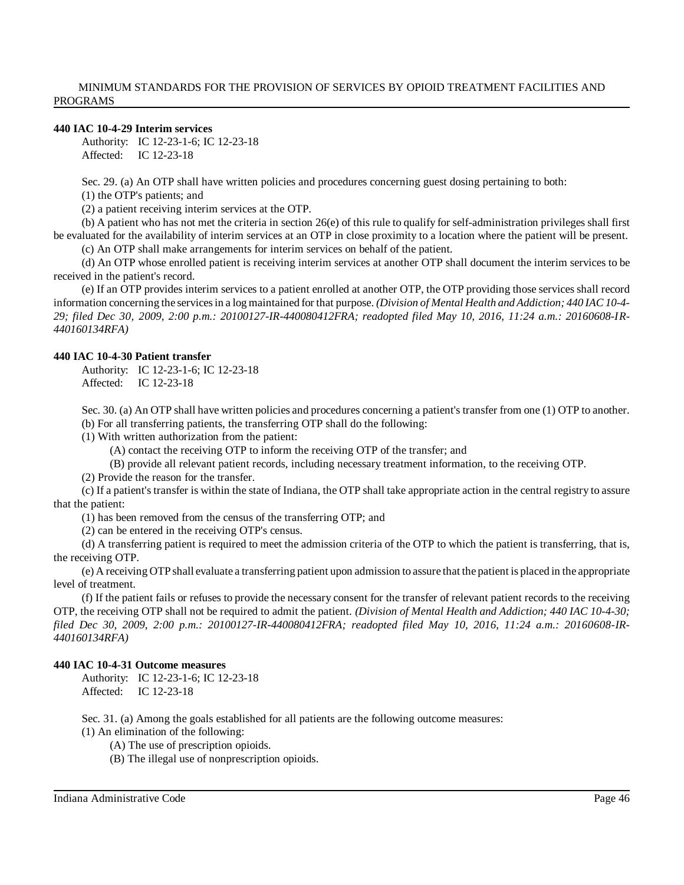**440 IAC 10-4-29 Interim services**

Authority: IC 12-23-1-6; IC 12-23-18
Affected: IC 12-23-18

Sec. 29. (a) An OTP shall have written policies and procedures concerning guest dosing pertaining to both:

(1) the OTP's patients; and

(2) a patient receiving interim services at the OTP.

(b) A patient who has not met the criteria in section 26(e) of this rule to qualify for self-administration privileges shall first be evaluated for the availability of interim services at an OTP in close proximity to a location where the patient will be present.

(c) An OTP shall make arrangements for interim services on behalf of the patient.

(d) An OTP whose enrolled patient is receiving interim services at another OTP shall document the interim services to be received in the patient's record.

(e) If an OTP provides interim services to a patient enrolled at another OTP, the OTP providing those services shall record information concerning the services in a log maintained for that purpose. *(Division of Mental Health and Addiction; 440 IAC 10-4-29; filed Dec 30, 2009, 2:00 p.m.: 20100127-IR-440080412FRA; readopted filed May 10, 2016, 11:24 a.m.: 20160608-IR-440160134RFA)*

**440 IAC 10-4-30 Patient transfer**

Authority: IC 12-23-1-6; IC 12-23-18
Affected: IC 12-23-18

Sec. 30. (a) An OTP shall have written policies and procedures concerning a patient's transfer from one (1) OTP to another.

(b) For all transferring patients, the transferring OTP shall do the following:

(1) With written authorization from the patient:

(A) contact the receiving OTP to inform the receiving OTP of the transfer; and

(B) provide all relevant patient records, including necessary treatment information, to the receiving OTP.

(2) Provide the reason for the transfer.

(c) If a patient's transfer is within the state of Indiana, the OTP shall take appropriate action in the central registry to assure that the patient:

(1) has been removed from the census of the transferring OTP; and

(2) can be entered in the receiving OTP's census.

(d) A transferring patient is required to meet the admission criteria of the OTP to which the patient is transferring, that is, the receiving OTP.

(e) A receiving OTP shall evaluate a transferring patient upon admission to assure that the patient is placed in the appropriate level of treatment.

(f) If the patient fails or refuses to provide the necessary consent for the transfer of relevant patient records to the receiving OTP, the receiving OTP shall not be required to admit the patient. *(Division of Mental Health and Addiction; 440 IAC 10-4-30; filed Dec 30, 2009, 2:00 p.m.: 20100127-IR-440080412FRA; readopted filed May 10, 2016, 11:24 a.m.: 20160608-IR-440160134RFA)*

**440 IAC 10-4-31 Outcome measures**

Authority: IC 12-23-1-6; IC 12-23-18
Affected: IC 12-23-18

Sec. 31. (a) Among the goals established for all patients are the following outcome measures:

(1) An elimination of the following:

(A) The use of prescription opioids.

(B) The illegal use of nonprescription opioids.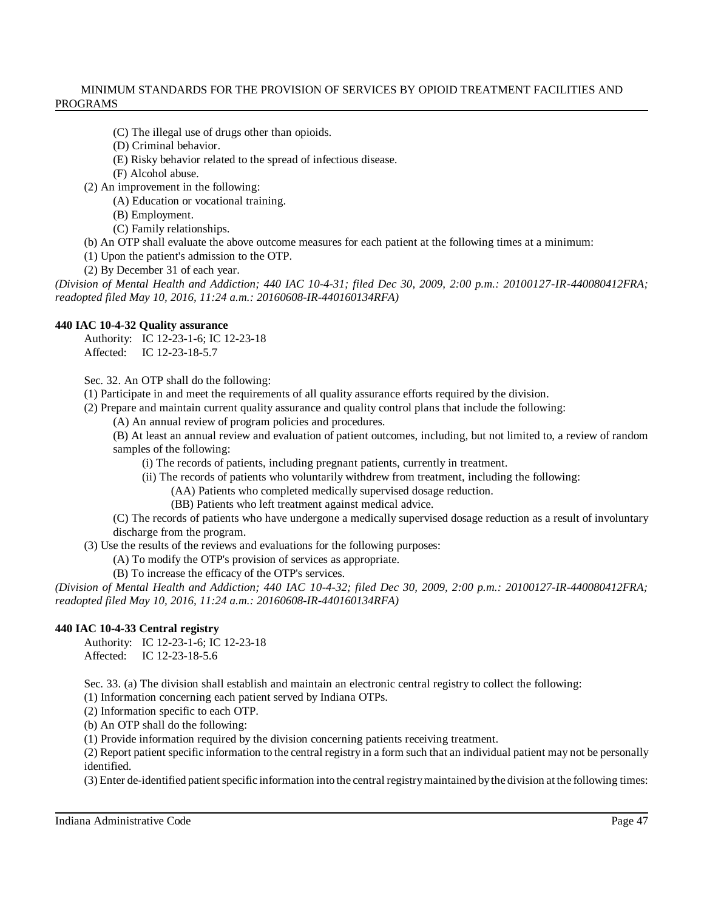(C) The illegal use of drugs other than opioids.

(D) Criminal behavior.

(E) Risky behavior related to the spread of infectious disease.

(F) Alcohol abuse.

(2) An improvement in the following:

(A) Education or vocational training.

(B) Employment.

(C) Family relationships.

(b) An OTP shall evaluate the above outcome measures for each patient at the following times at a minimum:

(1) Upon the patient's admission to the OTP.

(2) By December 31 of each year.

*(Division of Mental Health and Addiction; 440 IAC 10-4-31; filed Dec 30, 2009, 2:00 p.m.: 20100127-IR-440080412FRA; readopted filed May 10, 2016, 11:24 a.m.: 20160608-IR-440160134RFA)*

**440 IAC 10-4-32 Quality assurance**

Authority: IC 12-23-1-6; IC 12-23-18
Affected: IC 12-23-18-5.7

Sec. 32. An OTP shall do the following:

(1) Participate in and meet the requirements of all quality assurance efforts required by the division.

(2) Prepare and maintain current quality assurance and quality control plans that include the following:

(A) An annual review of program policies and procedures.

(B) At least an annual review and evaluation of patient outcomes, including, but not limited to, a review of random samples of the following:

(i) The records of patients, including pregnant patients, currently in treatment.

(ii) The records of patients who voluntarily withdrew from treatment, including the following:

(AA) Patients who completed medically supervised dosage reduction.

(BB) Patients who left treatment against medical advice.

(C) The records of patients who have undergone a medically supervised dosage reduction as a result of involuntary discharge from the program.

(3) Use the results of the reviews and evaluations for the following purposes:

(A) To modify the OTP's provision of services as appropriate.

(B) To increase the efficacy of the OTP's services.

*(Division of Mental Health and Addiction; 440 IAC 10-4-32; filed Dec 30, 2009, 2:00 p.m.: 20100127-IR-440080412FRA; readopted filed May 10, 2016, 11:24 a.m.: 20160608-IR-440160134RFA)*

**440 IAC 10-4-33 Central registry**

Authority: IC 12-23-1-6; IC 12-23-18
Affected: IC 12-23-18-5.6

Sec. 33. (a) The division shall establish and maintain an electronic central registry to collect the following:

(1) Information concerning each patient served by Indiana OTPs.

(2) Information specific to each OTP.

(b) An OTP shall do the following:

(1) Provide information required by the division concerning patients receiving treatment.

(2) Report patient specific information to the central registry in a form such that an individual patient may not be personally identified.

(3) Enter de-identified patient specific information into the central registry maintained by the division at the following times: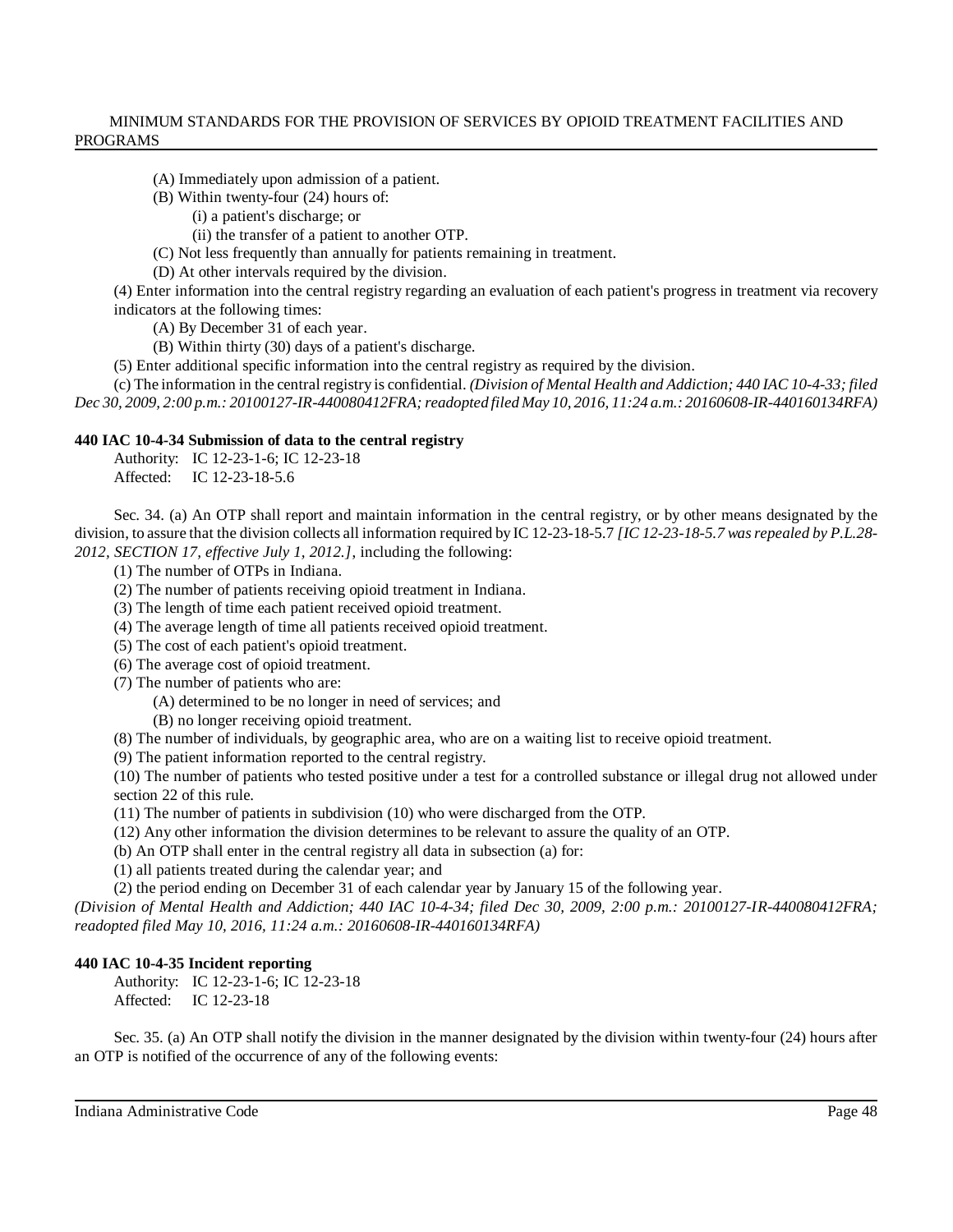(A) Immediately upon admission of a patient.

(B) Within twenty-four (24) hours of:

(i) a patient's discharge; or

(ii) the transfer of a patient to another OTP.

(C) Not less frequently than annually for patients remaining in treatment.

(D) At other intervals required by the division.

(4) Enter information into the central registry regarding an evaluation of each patient's progress in treatment via recovery indicators at the following times:

(A) By December 31 of each year.

(B) Within thirty (30) days of a patient's discharge.

(5) Enter additional specific information into the central registry as required by the division.

(c) The information in the central registry is confidential. *(Division of Mental Health and Addiction; 440 IAC 10-4-33; filed Dec 30, 2009, 2:00 p.m.: 20100127-IR-440080412FRA; readopted filed May 10, 2016, 11:24 a.m.: 20160608-IR-440160134RFA)*

**440 IAC 10-4-34 Submission of data to the central registry**

Authority: IC 12-23-1-6; IC 12-23-18
Affected: IC 12-23-18-5.6

Sec. 34. (a) An OTP shall report and maintain information in the central registry, or by other means designated by the division, to assure that the division collects all information required by IC 12-23-18-5.7 *[IC 12-23-18-5.7 was repealed by P.L.28-2012, SECTION 17, effective July 1, 2012.]*, including the following:

(1) The number of OTPs in Indiana.

(2) The number of patients receiving opioid treatment in Indiana.

(3) The length of time each patient received opioid treatment.

(4) The average length of time all patients received opioid treatment.

(5) The cost of each patient's opioid treatment.

(6) The average cost of opioid treatment.

(7) The number of patients who are:

(A) determined to be no longer in need of services; and

(B) no longer receiving opioid treatment.

(8) The number of individuals, by geographic area, who are on a waiting list to receive opioid treatment.

(9) The patient information reported to the central registry.

(10) The number of patients who tested positive under a test for a controlled substance or illegal drug not allowed under section 22 of this rule.

(11) The number of patients in subdivision (10) who were discharged from the OTP.

(12) Any other information the division determines to be relevant to assure the quality of an OTP.

(b) An OTP shall enter in the central registry all data in subsection (a) for:

(1) all patients treated during the calendar year; and

(2) the period ending on December 31 of each calendar year by January 15 of the following year.

*(Division of Mental Health and Addiction; 440 IAC 10-4-34; filed Dec 30, 2009, 2:00 p.m.: 20100127-IR-440080412FRA; readopted filed May 10, 2016, 11:24 a.m.: 20160608-IR-440160134RFA)*

**440 IAC 10-4-35 Incident reporting**

Authority: IC 12-23-1-6; IC 12-23-18
Affected: IC 12-23-18

Sec. 35. (a) An OTP shall notify the division in the manner designated by the division within twenty-four (24) hours after an OTP is notified of the occurrence of any of the following events: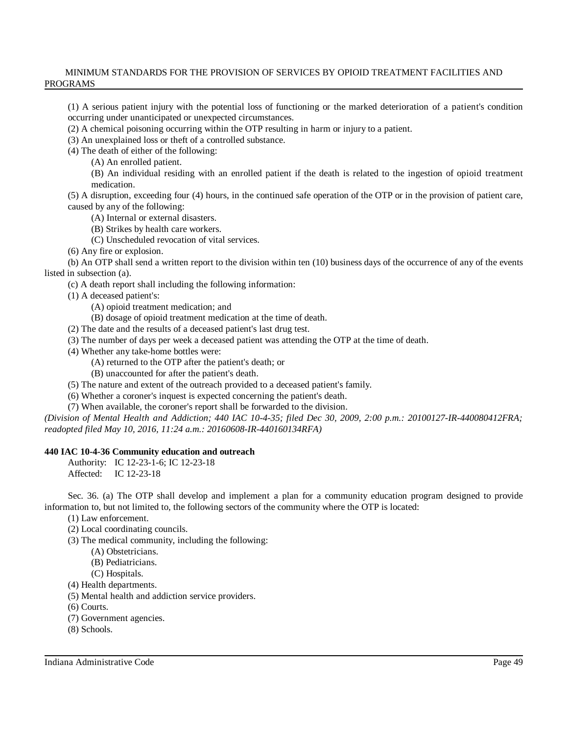(1) A serious patient injury with the potential loss of functioning or the marked deterioration of a patient's condition occurring under unanticipated or unexpected circumstances.

(2) A chemical poisoning occurring within the OTP resulting in harm or injury to a patient.

(3) An unexplained loss or theft of a controlled substance.

(4) The death of either of the following:

(A) An enrolled patient.

(B) An individual residing with an enrolled patient if the death is related to the ingestion of opioid treatment medication.

(5) A disruption, exceeding four (4) hours, in the continued safe operation of the OTP or in the provision of patient care, caused by any of the following:

(A) Internal or external disasters.

(B) Strikes by health care workers.

(C) Unscheduled revocation of vital services.

(6) Any fire or explosion.

(b) An OTP shall send a written report to the division within ten (10) business days of the occurrence of any of the events listed in subsection (a).

(c) A death report shall including the following information:

(1) A deceased patient's:

(A) opioid treatment medication; and

(B) dosage of opioid treatment medication at the time of death.

(2) The date and the results of a deceased patient's last drug test.

(3) The number of days per week a deceased patient was attending the OTP at the time of death.

(4) Whether any take-home bottles were:

(A) returned to the OTP after the patient's death; or

(B) unaccounted for after the patient's death.

(5) The nature and extent of the outreach provided to a deceased patient's family.

(6) Whether a coroner's inquest is expected concerning the patient's death.

(7) When available, the coroner's report shall be forwarded to the division.

*(Division of Mental Health and Addiction; 440 IAC 10-4-35; filed Dec 30, 2009, 2:00 p.m.: 20100127-IR-440080412FRA; readopted filed May 10, 2016, 11:24 a.m.: 20160608-IR-440160134RFA)*

**440 IAC 10-4-36 Community education and outreach**

Authority: IC 12-23-1-6; IC 12-23-18
Affected: IC 12-23-18

Sec. 36. (a) The OTP shall develop and implement a plan for a community education program designed to provide information to, but not limited to, the following sectors of the community where the OTP is located:

(1) Law enforcement.

(2) Local coordinating councils.

(3) The medical community, including the following:

(A) Obstetricians.

(B) Pediatricians.

(C) Hospitals.

(4) Health departments.

(5) Mental health and addiction service providers.

(6) Courts.

(7) Government agencies.

(8) Schools.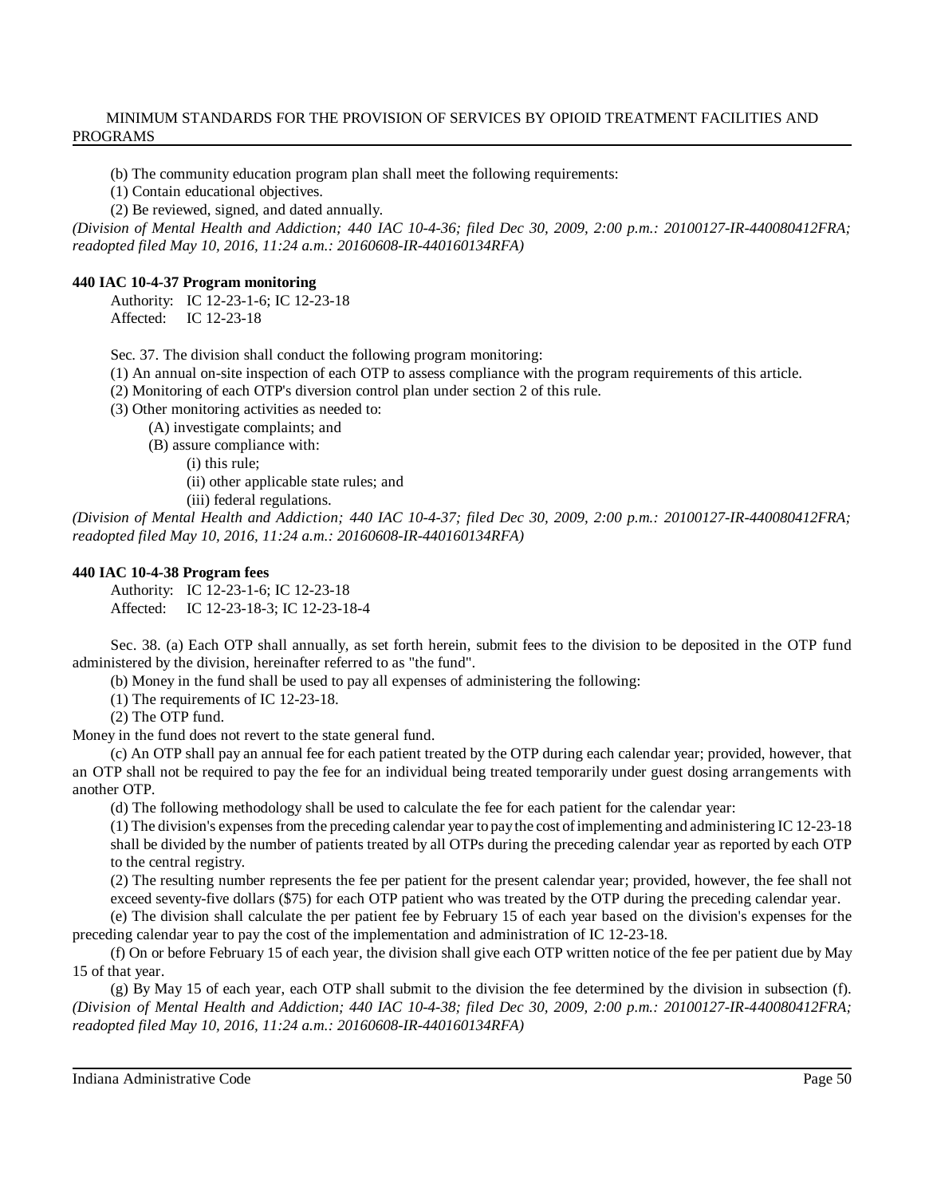(b) The community education program plan shall meet the following requirements:

(1) Contain educational objectives.

(2) Be reviewed, signed, and dated annually.

*(Division of Mental Health and Addiction; 440 IAC 10-4-36; filed Dec 30, 2009, 2:00 p.m.: 20100127-IR-440080412FRA; readopted filed May 10, 2016, 11:24 a.m.: 20160608-IR-440160134RFA)*

**440 IAC 10-4-37 Program monitoring**

Authority: IC 12-23-1-6; IC 12-23-18
Affected: IC 12-23-18

Sec. 37. The division shall conduct the following program monitoring:

(1) An annual on-site inspection of each OTP to assess compliance with the program requirements of this article.

(2) Monitoring of each OTP's diversion control plan under section 2 of this rule.

(3) Other monitoring activities as needed to:

(A) investigate complaints; and

(B) assure compliance with:

(i) this rule;

(ii) other applicable state rules; and

(iii) federal regulations.

*(Division of Mental Health and Addiction; 440 IAC 10-4-37; filed Dec 30, 2009, 2:00 p.m.: 20100127-IR-440080412FRA; readopted filed May 10, 2016, 11:24 a.m.: 20160608-IR-440160134RFA)*

**440 IAC 10-4-38 Program fees**

Authority: IC 12-23-1-6; IC 12-23-18
Affected: IC 12-23-18-3; IC 12-23-18-4

Sec. 38. (a) Each OTP shall annually, as set forth herein, submit fees to the division to be deposited in the OTP fund administered by the division, hereinafter referred to as "the fund".

(b) Money in the fund shall be used to pay all expenses of administering the following:

(1) The requirements of IC 12-23-18.

(2) The OTP fund.

Money in the fund does not revert to the state general fund.

(c) An OTP shall pay an annual fee for each patient treated by the OTP during each calendar year; provided, however, that an OTP shall not be required to pay the fee for an individual being treated temporarily under guest dosing arrangements with another OTP.

(d) The following methodology shall be used to calculate the fee for each patient for the calendar year:

(1) The division's expenses from the preceding calendar year to pay the cost of implementing and administering IC 12-23-18 shall be divided by the number of patients treated by all OTPs during the preceding calendar year as reported by each OTP to the central registry.

(2) The resulting number represents the fee per patient for the present calendar year; provided, however, the fee shall not exceed seventy-five dollars ($75) for each OTP patient who was treated by the OTP during the preceding calendar year.

(e) The division shall calculate the per patient fee by February 15 of each year based on the division's expenses for the preceding calendar year to pay the cost of the implementation and administration of IC 12-23-18.

(f) On or before February 15 of each year, the division shall give each OTP written notice of the fee per patient due by May 15 of that year.

(g) By May 15 of each year, each OTP shall submit to the division the fee determined by the division in subsection (f). *(Division of Mental Health and Addiction; 440 IAC 10-4-38; filed Dec 30, 2009, 2:00 p.m.: 20100127-IR-440080412FRA; readopted filed May 10, 2016, 11:24 a.m.: 20160608-IR-440160134RFA)*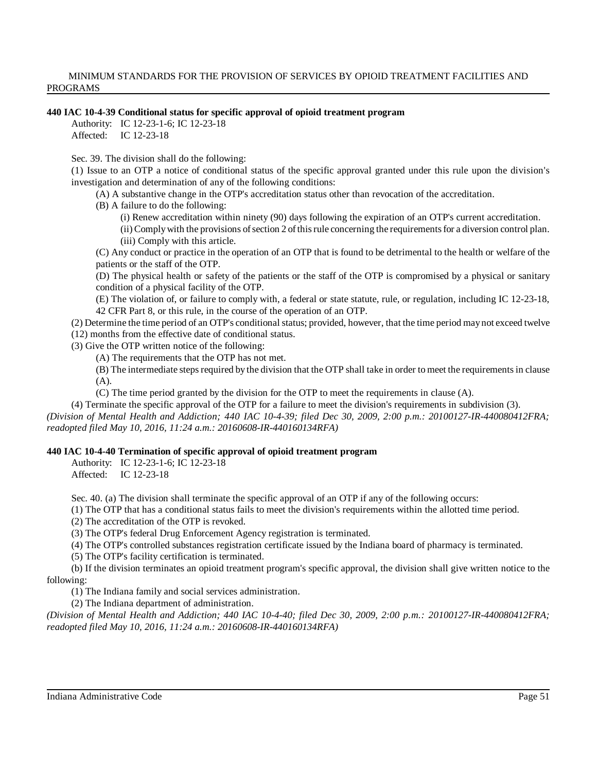**440 IAC 10-4-39 Conditional status for specific approval of opioid treatment program**

Authority: IC 12-23-1-6; IC 12-23-18
Affected: IC 12-23-18

Sec. 39. The division shall do the following:

(1) Issue to an OTP a notice of conditional status of the specific approval granted under this rule upon the division's investigation and determination of any of the following conditions:

(A) A substantive change in the OTP's accreditation status other than revocation of the accreditation.

(B) A failure to do the following:

(i) Renew accreditation within ninety (90) days following the expiration of an OTP's current accreditation.

(ii) Comply with the provisions of section 2 of this rule concerning the requirements for a diversion control plan.

(iii) Comply with this article.

(C) Any conduct or practice in the operation of an OTP that is found to be detrimental to the health or welfare of the patients or the staff of the OTP.

(D) The physical health or safety of the patients or the staff of the OTP is compromised by a physical or sanitary condition of a physical facility of the OTP.

(E) The violation of, or failure to comply with, a federal or state statute, rule, or regulation, including IC 12-23-18, 42 CFR Part 8, or this rule, in the course of the operation of an OTP.

(2) Determine the time period of an OTP's conditional status; provided, however, that the time period may not exceed twelve (12) months from the effective date of conditional status.

(3) Give the OTP written notice of the following:

(A) The requirements that the OTP has not met.

(B) The intermediate steps required by the division that the OTP shall take in order to meet the requirements in clause (A).

(C) The time period granted by the division for the OTP to meet the requirements in clause (A).

(4) Terminate the specific approval of the OTP for a failure to meet the division's requirements in subdivision (3).

*(Division of Mental Health and Addiction; 440 IAC 10-4-39; filed Dec 30, 2009, 2:00 p.m.: 20100127-IR-440080412FRA; readopted filed May 10, 2016, 11:24 a.m.: 20160608-IR-440160134RFA)*

**440 IAC 10-4-40 Termination of specific approval of opioid treatment program**

Authority: IC 12-23-1-6; IC 12-23-18
Affected: IC 12-23-18

Sec. 40. (a) The division shall terminate the specific approval of an OTP if any of the following occurs:

(1) The OTP that has a conditional status fails to meet the division's requirements within the allotted time period.

(2) The accreditation of the OTP is revoked.

(3) The OTP's federal Drug Enforcement Agency registration is terminated.

(4) The OTP's controlled substances registration certificate issued by the Indiana board of pharmacy is terminated.

(5) The OTP's facility certification is terminated.

(b) If the division terminates an opioid treatment program's specific approval, the division shall give written notice to the following:

(1) The Indiana family and social services administration.

(2) The Indiana department of administration.

*(Division of Mental Health and Addiction; 440 IAC 10-4-40; filed Dec 30, 2009, 2:00 p.m.: 20100127-IR-440080412FRA; readopted filed May 10, 2016, 11:24 a.m.: 20160608-IR-440160134RFA)*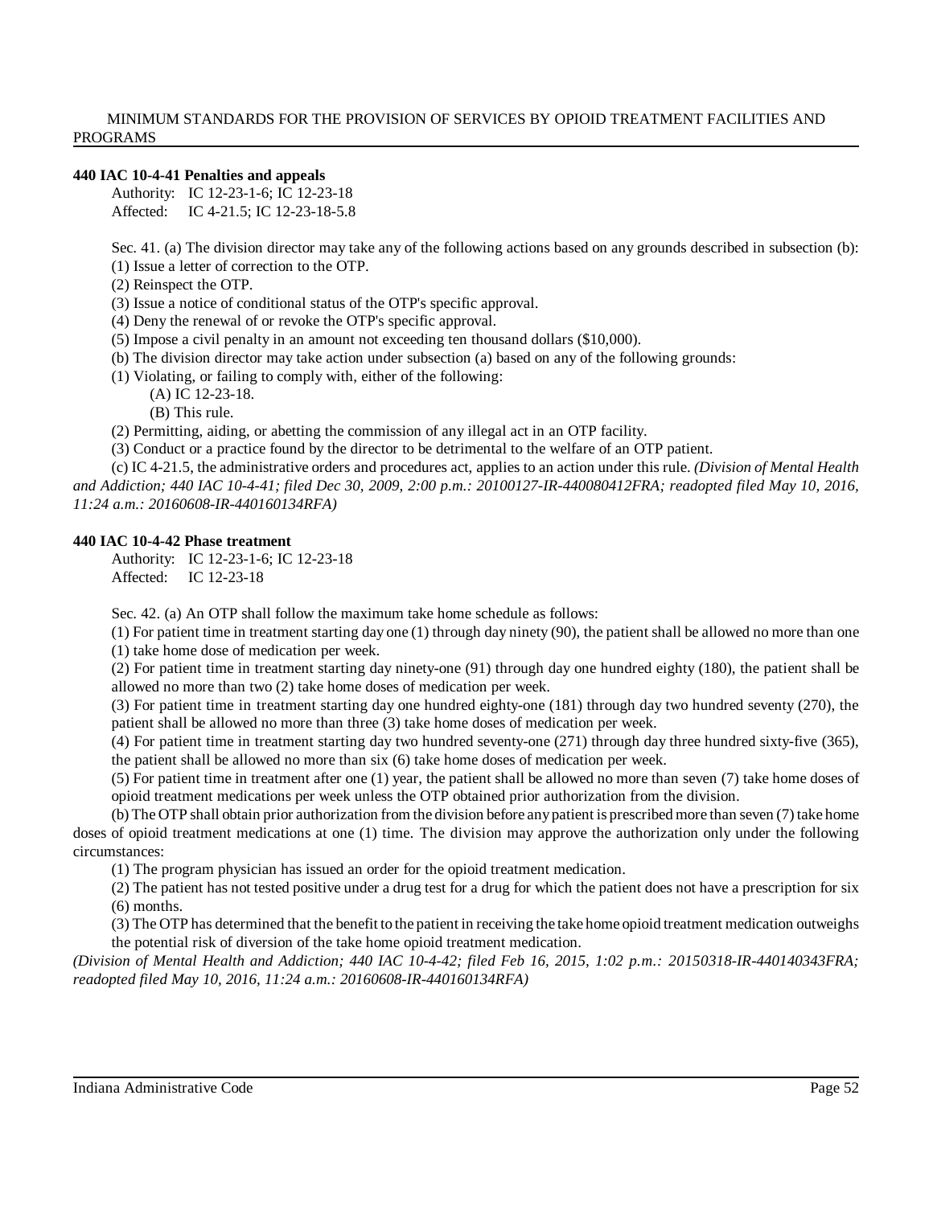**440 IAC 10-4-41 Penalties and appeals**

Authority: IC 12-23-1-6; IC 12-23-18
Affected: IC 4-21.5; IC 12-23-18-5.8

Sec. 41. (a) The division director may take any of the following actions based on any grounds described in subsection (b):

(1) Issue a letter of correction to the OTP.

(2) Reinspect the OTP.

(3) Issue a notice of conditional status of the OTP's specific approval.

(4) Deny the renewal of or revoke the OTP's specific approval.

(5) Impose a civil penalty in an amount not exceeding ten thousand dollars ($10,000).

(b) The division director may take action under subsection (a) based on any of the following grounds:

(1) Violating, or failing to comply with, either of the following:

(A) IC 12-23-18.

(B) This rule.

(2) Permitting, aiding, or abetting the commission of any illegal act in an OTP facility.

(3) Conduct or a practice found by the director to be detrimental to the welfare of an OTP patient.

(c) IC 4-21.5, the administrative orders and procedures act, applies to an action under this rule. *(Division of Mental Health and Addiction; 440 IAC 10-4-41; filed Dec 30, 2009, 2:00 p.m.: 20100127-IR-440080412FRA; readopted filed May 10, 2016, 11:24 a.m.: 20160608-IR-440160134RFA)*

**440 IAC 10-4-42 Phase treatment**

Authority: IC 12-23-1-6; IC 12-23-18
Affected: IC 12-23-18

Sec. 42. (a) An OTP shall follow the maximum take home schedule as follows:

(1) For patient time in treatment starting day one (1) through day ninety (90), the patient shall be allowed no more than one (1) take home dose of medication per week.

(2) For patient time in treatment starting day ninety-one (91) through day one hundred eighty (180), the patient shall be allowed no more than two (2) take home doses of medication per week.

(3) For patient time in treatment starting day one hundred eighty-one (181) through day two hundred seventy (270), the patient shall be allowed no more than three (3) take home doses of medication per week.

(4) For patient time in treatment starting day two hundred seventy-one (271) through day three hundred sixty-five (365), the patient shall be allowed no more than six (6) take home doses of medication per week.

(5) For patient time in treatment after one (1) year, the patient shall be allowed no more than seven (7) take home doses of opioid treatment medications per week unless the OTP obtained prior authorization from the division.

(b) The OTP shall obtain prior authorization from the division before any patient is prescribed more than seven (7) take home doses of opioid treatment medications at one (1) time. The division may approve the authorization only under the following circumstances:

(1) The program physician has issued an order for the opioid treatment medication.

(2) The patient has not tested positive under a drug test for a drug for which the patient does not have a prescription for six (6) months.

(3) The OTP has determined that the benefit to the patient in receiving the take home opioid treatment medication outweighs the potential risk of diversion of the take home opioid treatment medication.

*(Division of Mental Health and Addiction; 440 IAC 10-4-42; filed Feb 16, 2015, 1:02 p.m.: 20150318-IR-440140343FRA; readopted filed May 10, 2016, 11:24 a.m.: 20160608-IR-440160134RFA)*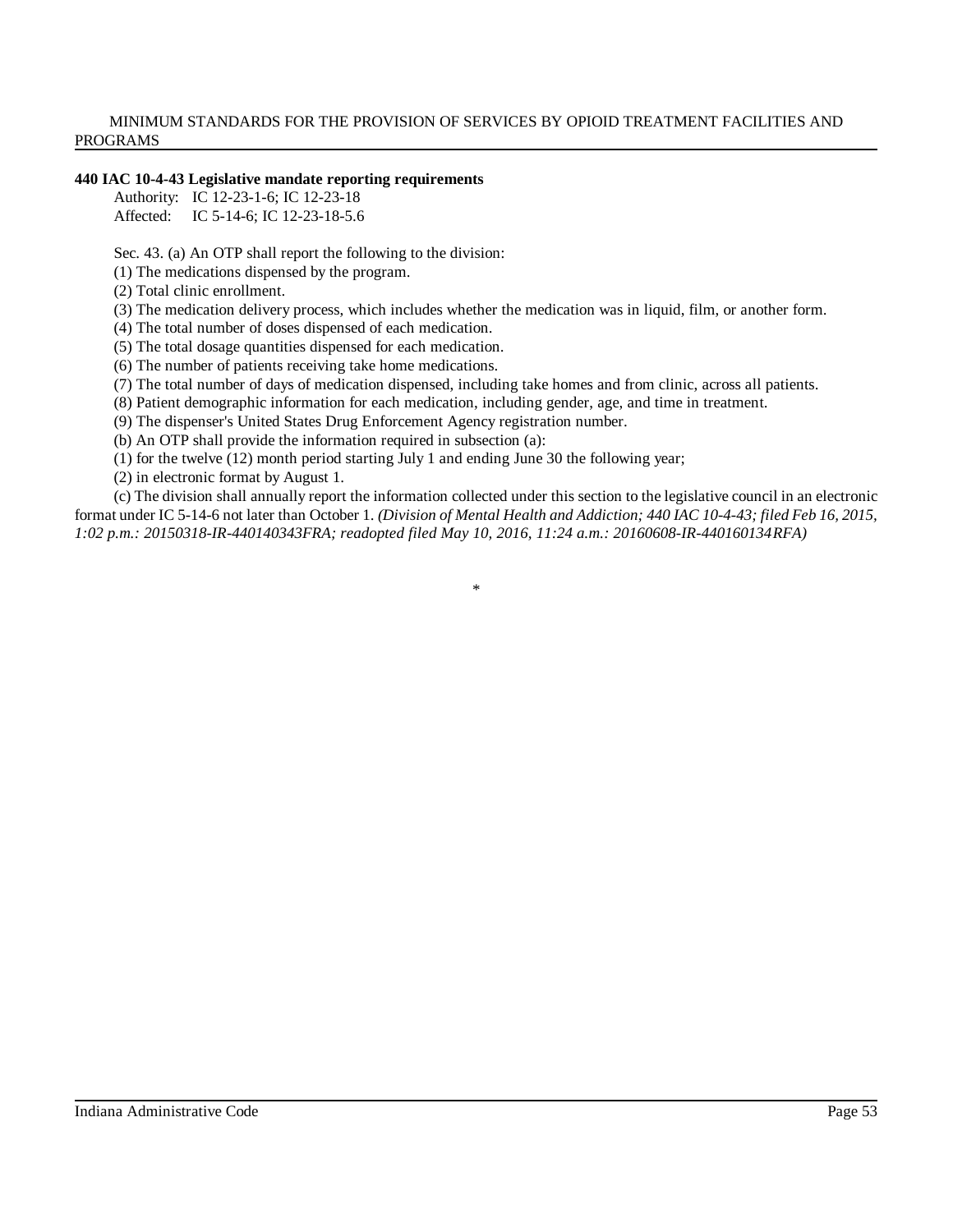**440 IAC 10-4-43 Legislative mandate reporting requirements**

Authority: IC 12-23-1-6; IC 12-23-18
Affected: IC 5-14-6; IC 12-23-18-5.6

Sec. 43. (a) An OTP shall report the following to the division:

(1) The medications dispensed by the program.

(2) Total clinic enrollment.

(3) The medication delivery process, which includes whether the medication was in liquid, film, or another form.

(4) The total number of doses dispensed of each medication.

(5) The total dosage quantities dispensed for each medication.

(6) The number of patients receiving take home medications.

(7) The total number of days of medication dispensed, including take homes and from clinic, across all patients.

(8) Patient demographic information for each medication, including gender, age, and time in treatment.

(9) The dispenser's United States Drug Enforcement Agency registration number.

(b) An OTP shall provide the information required in subsection (a):

(1) for the twelve (12) month period starting July 1 and ending June 30 the following year;

(2) in electronic format by August 1.

(c) The division shall annually report the information collected under this section to the legislative council in an electronic format under IC 5-14-6 not later than October 1. *(Division of Mental Health and Addiction; 440 IAC 10-4-43; filed Feb 16, 2015, 1:02 p.m.: 20150318-IR-440140343FRA; readopted filed May 10, 2016, 11:24 a.m.: 20160608-IR-440160134RFA)*

*